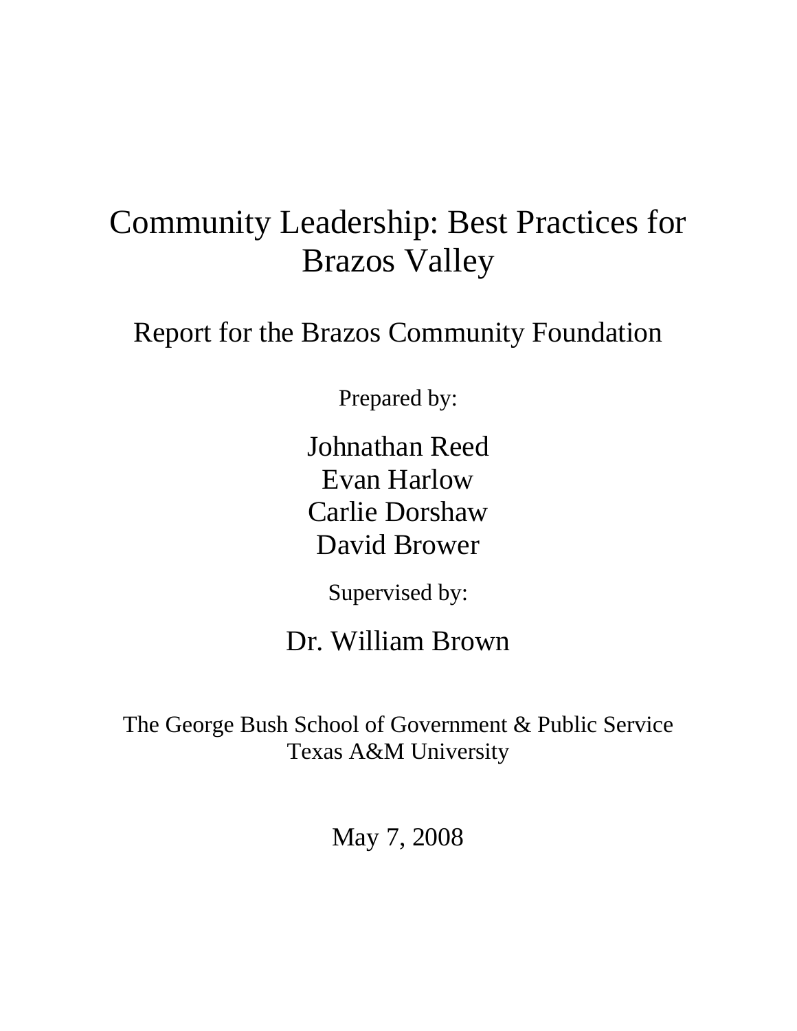# Community Leadership: Best Practices for Brazos Valley

## Report for the Brazos Community Foundation

Prepared by:

Johnathan Reed
Evan Harlow
Carlie Dorshaw
David Brower

Supervised by:

Dr. William Brown

The George Bush School of Government & Public Service
Texas A&M University

May 7, 2008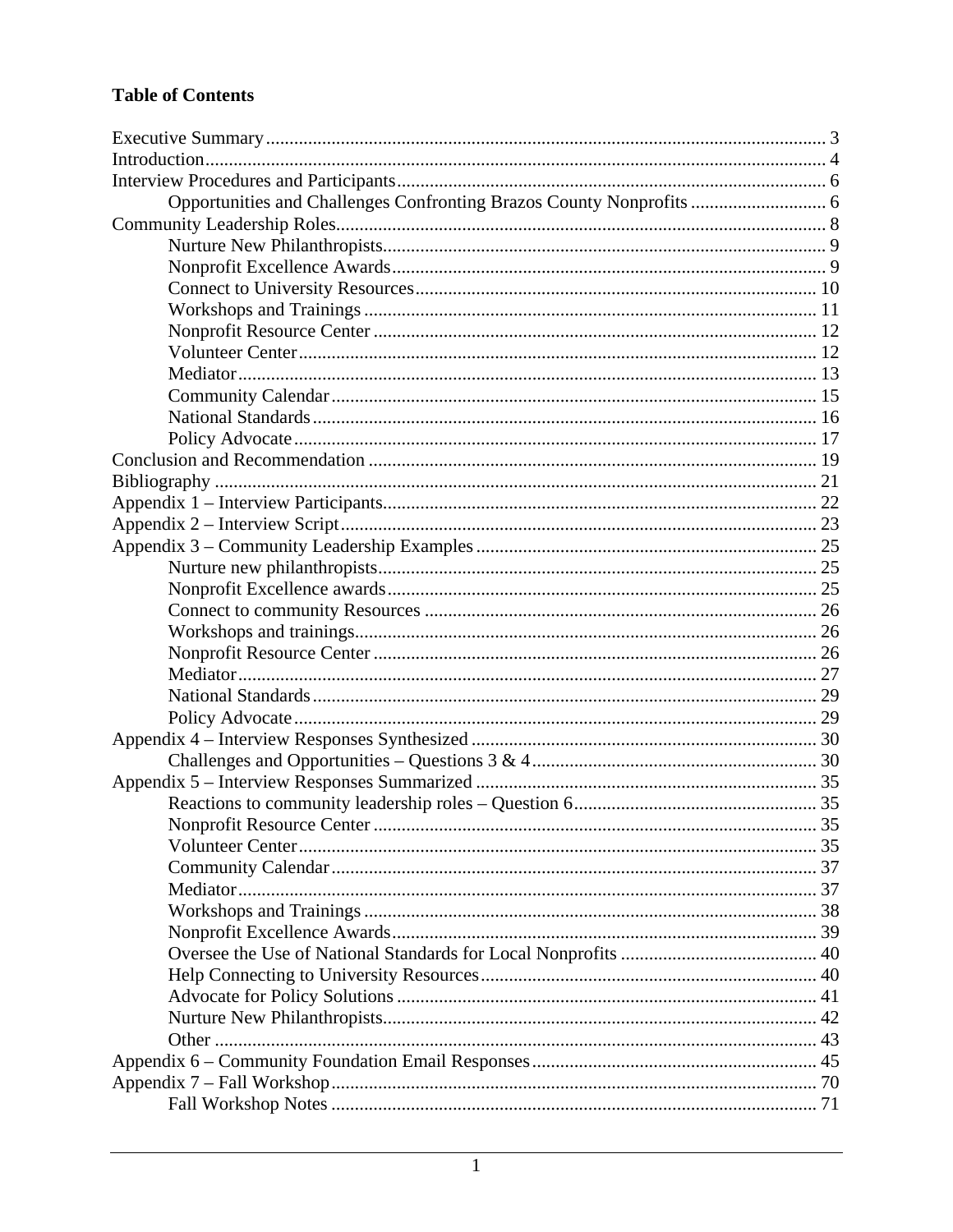**Table of Contents**

Executive Summary ..... 3
Introduction ..... 4
Interview Procedures and Participants ..... 6
    Opportunities and Challenges Confronting Brazos County Nonprofits ..... 6
Community Leadership Roles ..... 8
    Nurture New Philanthropists ..... 9
    Nonprofit Excellence Awards ..... 9
    Connect to University Resources ..... 10
    Workshops and Trainings ..... 11
    Nonprofit Resource Center ..... 12
    Volunteer Center ..... 12
    Mediator ..... 13
    Community Calendar ..... 15
    National Standards ..... 16
    Policy Advocate ..... 17
Conclusion and Recommendation ..... 19
Bibliography ..... 21
Appendix 1 – Interview Participants ..... 22
Appendix 2 – Interview Script ..... 23
Appendix 3 – Community Leadership Examples ..... 25
    Nurture new philanthropists ..... 25
    Nonprofit Excellence awards ..... 25
    Connect to community Resources ..... 26
    Workshops and trainings ..... 26
    Nonprofit Resource Center ..... 26
    Mediator ..... 27
    National Standards ..... 29
    Policy Advocate ..... 29
Appendix 4 – Interview Responses Synthesized ..... 30
    Challenges and Opportunities – Questions 3 & 4 ..... 30
Appendix 5 – Interview Responses Summarized ..... 35
    Reactions to community leadership roles – Question 6 ..... 35
    Nonprofit Resource Center ..... 35
    Volunteer Center ..... 35
    Community Calendar ..... 37
    Mediator ..... 37
    Workshops and Trainings ..... 38
    Nonprofit Excellence Awards ..... 39
    Oversee the Use of National Standards for Local Nonprofits ..... 40
    Help Connecting to University Resources ..... 40
    Advocate for Policy Solutions ..... 41
    Nurture New Philanthropists ..... 42
    Other ..... 43
Appendix 6 – Community Foundation Email Responses ..... 45
Appendix 7 – Fall Workshop ..... 70
    Fall Workshop Notes ..... 71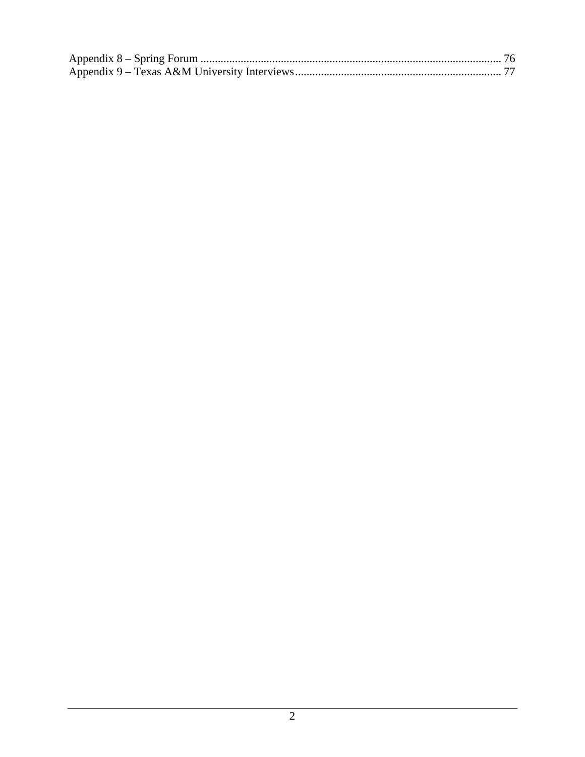Appendix 8 – Spring Forum ........................................................................................................ 76
Appendix 9 – Texas A&M University Interviews....................................................................... 77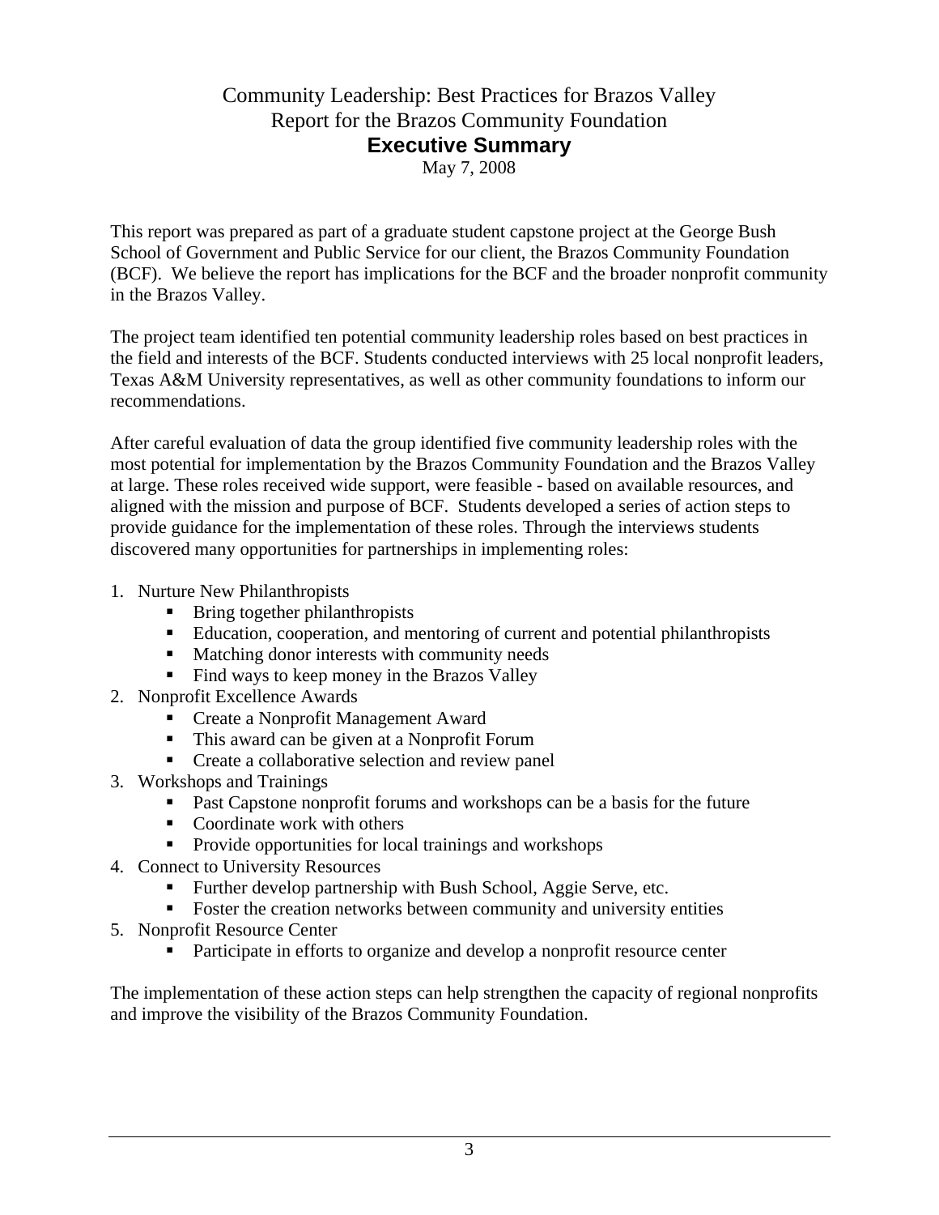Community Leadership: Best Practices for Brazos Valley

Report for the Brazos Community Foundation

# Executive Summary

May 7, 2008

This report was prepared as part of a graduate student capstone project at the George Bush School of Government and Public Service for our client, the Brazos Community Foundation (BCF). We believe the report has implications for the BCF and the broader nonprofit community in the Brazos Valley.

The project team identified ten potential community leadership roles based on best practices in the field and interests of the BCF. Students conducted interviews with 25 local nonprofit leaders, Texas A&M University representatives, as well as other community foundations to inform our recommendations.

After careful evaluation of data the group identified five community leadership roles with the most potential for implementation by the Brazos Community Foundation and the Brazos Valley at large. These roles received wide support, were feasible - based on available resources, and aligned with the mission and purpose of BCF. Students developed a series of action steps to provide guidance for the implementation of these roles. Through the interviews students discovered many opportunities for partnerships in implementing roles:

1. Nurture New Philanthropists
   - Bring together philanthropists
   - Education, cooperation, and mentoring of current and potential philanthropists
   - Matching donor interests with community needs
   - Find ways to keep money in the Brazos Valley
2. Nonprofit Excellence Awards
   - Create a Nonprofit Management Award
   - This award can be given at a Nonprofit Forum
   - Create a collaborative selection and review panel
3. Workshops and Trainings
   - Past Capstone nonprofit forums and workshops can be a basis for the future
   - Coordinate work with others
   - Provide opportunities for local trainings and workshops
4. Connect to University Resources
   - Further develop partnership with Bush School, Aggie Serve, etc.
   - Foster the creation networks between community and university entities
5. Nonprofit Resource Center
   - Participate in efforts to organize and develop a nonprofit resource center

The implementation of these action steps can help strengthen the capacity of regional nonprofits and improve the visibility of the Brazos Community Foundation.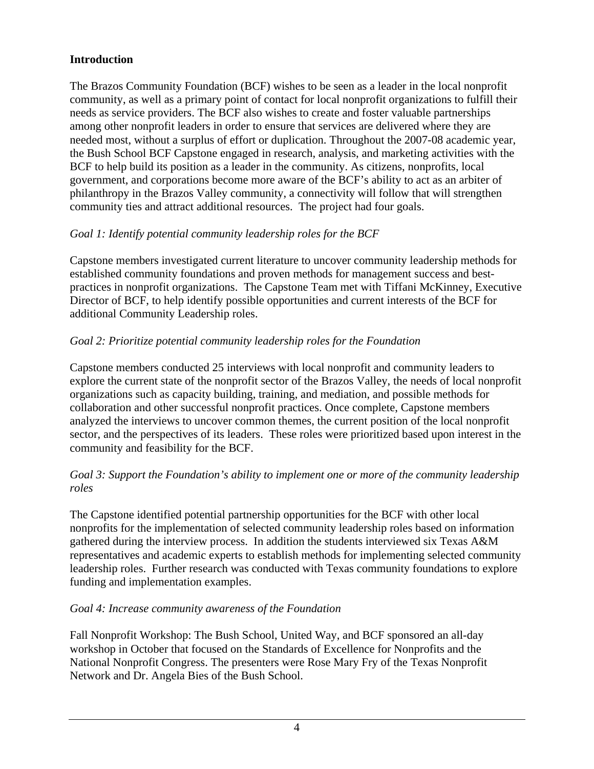## Introduction

The Brazos Community Foundation (BCF) wishes to be seen as a leader in the local nonprofit community, as well as a primary point of contact for local nonprofit organizations to fulfill their needs as service providers. The BCF also wishes to create and foster valuable partnerships among other nonprofit leaders in order to ensure that services are delivered where they are needed most, without a surplus of effort or duplication. Throughout the 2007-08 academic year, the Bush School BCF Capstone engaged in research, analysis, and marketing activities with the BCF to help build its position as a leader in the community. As citizens, nonprofits, local government, and corporations become more aware of the BCF's ability to act as an arbiter of philanthropy in the Brazos Valley community, a connectivity will follow that will strengthen community ties and attract additional resources. The project had four goals.

*Goal 1: Identify potential community leadership roles for the BCF*

Capstone members investigated current literature to uncover community leadership methods for established community foundations and proven methods for management success and best-practices in nonprofit organizations. The Capstone Team met with Tiffani McKinney, Executive Director of BCF, to help identify possible opportunities and current interests of the BCF for additional Community Leadership roles.

*Goal 2: Prioritize potential community leadership roles for the Foundation*

Capstone members conducted 25 interviews with local nonprofit and community leaders to explore the current state of the nonprofit sector of the Brazos Valley, the needs of local nonprofit organizations such as capacity building, training, and mediation, and possible methods for collaboration and other successful nonprofit practices. Once complete, Capstone members analyzed the interviews to uncover common themes, the current position of the local nonprofit sector, and the perspectives of its leaders. These roles were prioritized based upon interest in the community and feasibility for the BCF.

*Goal 3: Support the Foundation's ability to implement one or more of the community leadership roles*

The Capstone identified potential partnership opportunities for the BCF with other local nonprofits for the implementation of selected community leadership roles based on information gathered during the interview process. In addition the students interviewed six Texas A&M representatives and academic experts to establish methods for implementing selected community leadership roles. Further research was conducted with Texas community foundations to explore funding and implementation examples.

*Goal 4: Increase community awareness of the Foundation*

Fall Nonprofit Workshop: The Bush School, United Way, and BCF sponsored an all-day workshop in October that focused on the Standards of Excellence for Nonprofits and the National Nonprofit Congress. The presenters were Rose Mary Fry of the Texas Nonprofit Network and Dr. Angela Bies of the Bush School.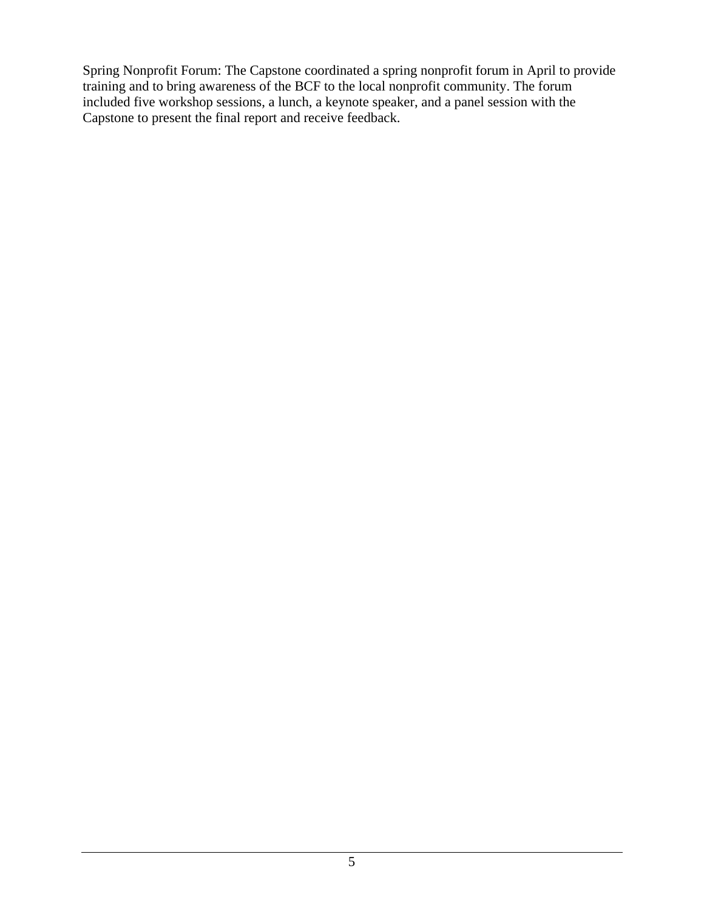Spring Nonprofit Forum: The Capstone coordinated a spring nonprofit forum in April to provide training and to bring awareness of the BCF to the local nonprofit community. The forum included five workshop sessions, a lunch, a keynote speaker, and a panel session with the Capstone to present the final report and receive feedback.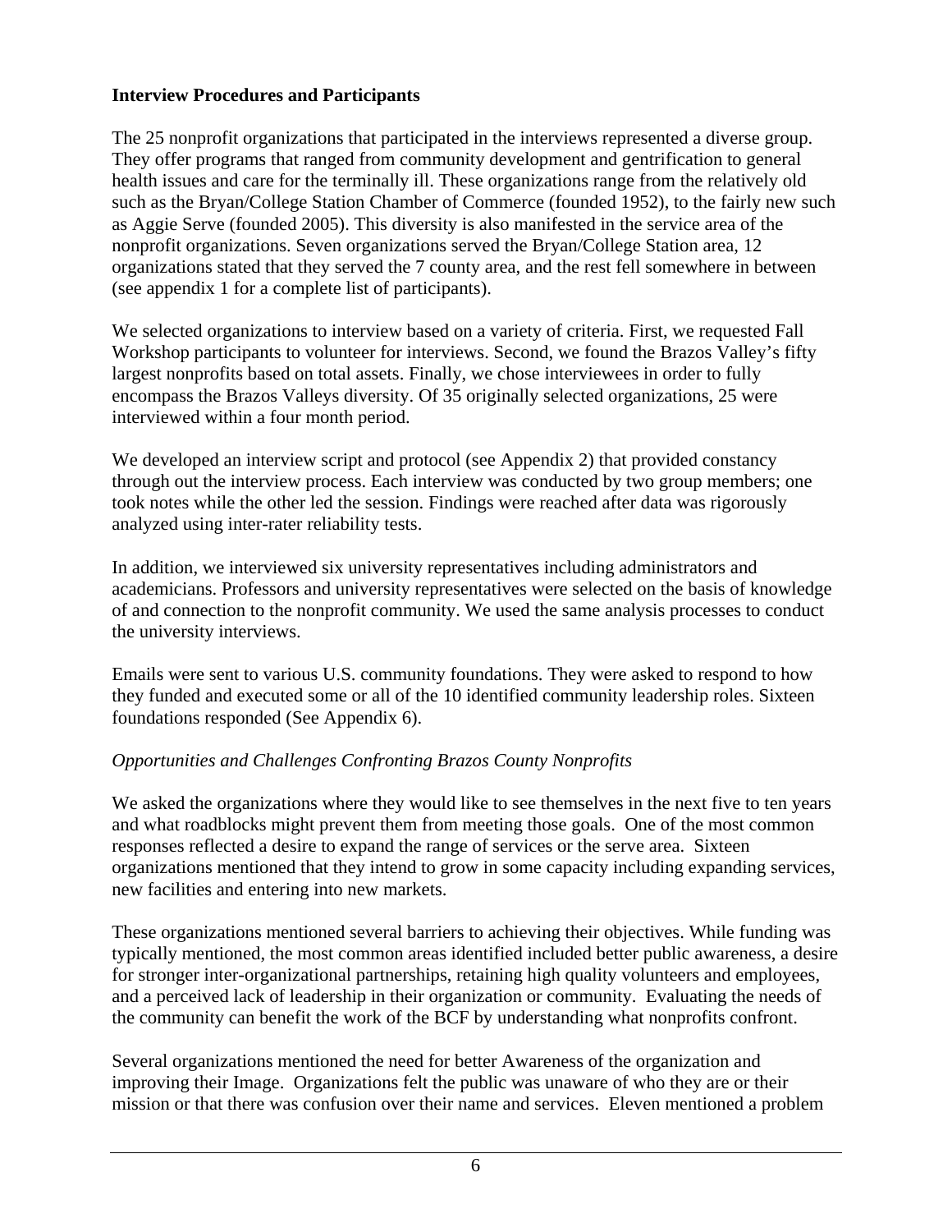**Interview Procedures and Participants**

The 25 nonprofit organizations that participated in the interviews represented a diverse group. They offer programs that ranged from community development and gentrification to general health issues and care for the terminally ill. These organizations range from the relatively old such as the Bryan/College Station Chamber of Commerce (founded 1952), to the fairly new such as Aggie Serve (founded 2005). This diversity is also manifested in the service area of the nonprofit organizations. Seven organizations served the Bryan/College Station area, 12 organizations stated that they served the 7 county area, and the rest fell somewhere in between (see appendix 1 for a complete list of participants).

We selected organizations to interview based on a variety of criteria. First, we requested Fall Workshop participants to volunteer for interviews. Second, we found the Brazos Valley's fifty largest nonprofits based on total assets. Finally, we chose interviewees in order to fully encompass the Brazos Valleys diversity. Of 35 originally selected organizations, 25 were interviewed within a four month period.

We developed an interview script and protocol (see Appendix 2) that provided constancy through out the interview process. Each interview was conducted by two group members; one took notes while the other led the session. Findings were reached after data was rigorously analyzed using inter-rater reliability tests.

In addition, we interviewed six university representatives including administrators and academicians. Professors and university representatives were selected on the basis of knowledge of and connection to the nonprofit community. We used the same analysis processes to conduct the university interviews.

Emails were sent to various U.S. community foundations. They were asked to respond to how they funded and executed some or all of the 10 identified community leadership roles. Sixteen foundations responded (See Appendix 6).

*Opportunities and Challenges Confronting Brazos County Nonprofits*

We asked the organizations where they would like to see themselves in the next five to ten years and what roadblocks might prevent them from meeting those goals. One of the most common responses reflected a desire to expand the range of services or the serve area. Sixteen organizations mentioned that they intend to grow in some capacity including expanding services, new facilities and entering into new markets.

These organizations mentioned several barriers to achieving their objectives. While funding was typically mentioned, the most common areas identified included better public awareness, a desire for stronger inter-organizational partnerships, retaining high quality volunteers and employees, and a perceived lack of leadership in their organization or community. Evaluating the needs of the community can benefit the work of the BCF by understanding what nonprofits confront.

Several organizations mentioned the need for better Awareness of the organization and improving their Image. Organizations felt the public was unaware of who they are or their mission or that there was confusion over their name and services. Eleven mentioned a problem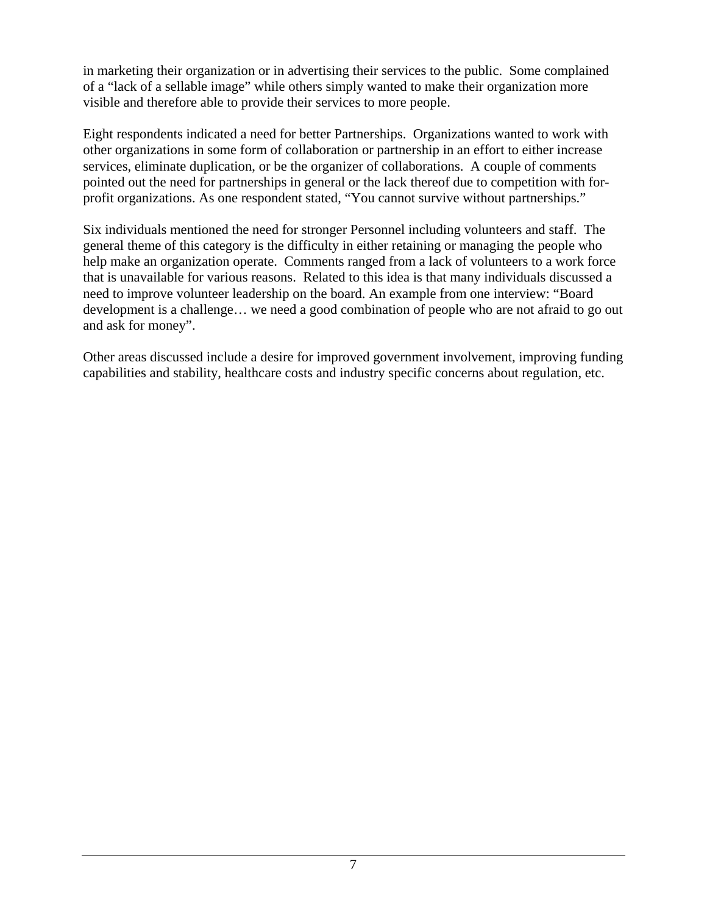in marketing their organization or in advertising their services to the public. Some complained of a "lack of a sellable image" while others simply wanted to make their organization more visible and therefore able to provide their services to more people.

Eight respondents indicated a need for better Partnerships. Organizations wanted to work with other organizations in some form of collaboration or partnership in an effort to either increase services, eliminate duplication, or be the organizer of collaborations. A couple of comments pointed out the need for partnerships in general or the lack thereof due to competition with for-profit organizations. As one respondent stated, "You cannot survive without partnerships."

Six individuals mentioned the need for stronger Personnel including volunteers and staff. The general theme of this category is the difficulty in either retaining or managing the people who help make an organization operate. Comments ranged from a lack of volunteers to a work force that is unavailable for various reasons. Related to this idea is that many individuals discussed a need to improve volunteer leadership on the board. An example from one interview: "Board development is a challenge… we need a good combination of people who are not afraid to go out and ask for money".

Other areas discussed include a desire for improved government involvement, improving funding capabilities and stability, healthcare costs and industry specific concerns about regulation, etc.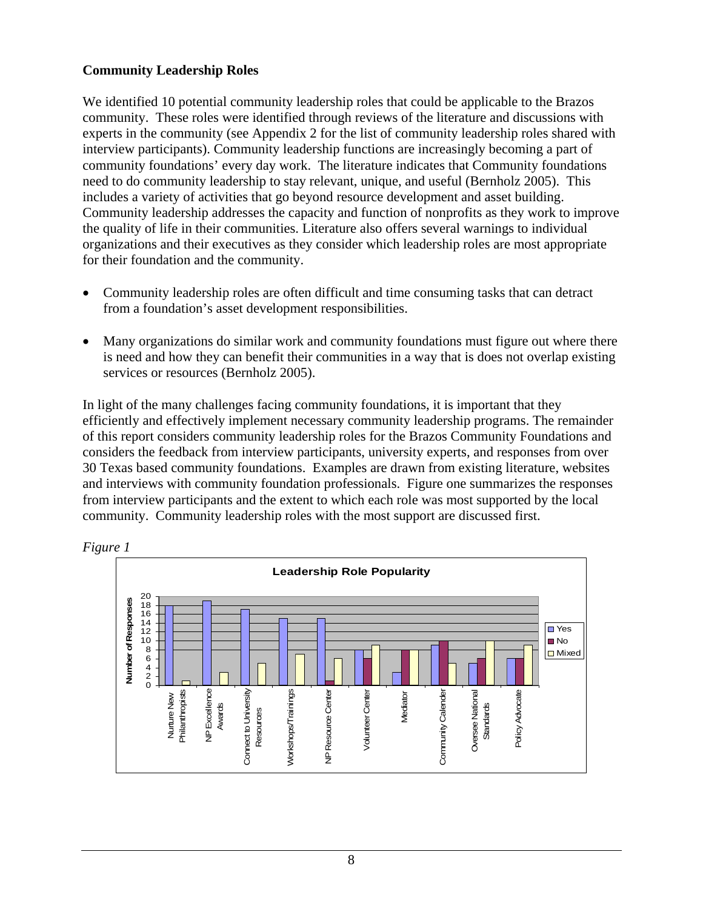**Community Leadership Roles**

We identified 10 potential community leadership roles that could be applicable to the Brazos community. These roles were identified through reviews of the literature and discussions with experts in the community (see Appendix 2 for the list of community leadership roles shared with interview participants). Community leadership functions are increasingly becoming a part of community foundations' every day work. The literature indicates that Community foundations need to do community leadership to stay relevant, unique, and useful (Bernholz 2005). This includes a variety of activities that go beyond resource development and asset building. Community leadership addresses the capacity and function of nonprofits as they work to improve the quality of life in their communities. Literature also offers several warnings to individual organizations and their executives as they consider which leadership roles are most appropriate for their foundation and the community.

- Community leadership roles are often difficult and time consuming tasks that can detract from a foundation's asset development responsibilities.
- Many organizations do similar work and community foundations must figure out where there is need and how they can benefit their communities in a way that is does not overlap existing services or resources (Bernholz 2005).

In light of the many challenges facing community foundations, it is important that they efficiently and effectively implement necessary community leadership programs. The remainder of this report considers community leadership roles for the Brazos Community Foundations and considers the feedback from interview participants, university experts, and responses from over 30 Texas based community foundations. Examples are drawn from existing literature, websites and interviews with community foundation professionals. Figure one summarizes the responses from interview participants and the extent to which each role was most supported by the local community. Community leadership roles with the most support are discussed first.

*Figure 1*

**Leadership Role Popularity**

| Role | Yes | No | Mixed |
|---|---|---|---|
| Nurture New Philanthropists | 18 | 0 | 1 |
| NP Excellence Awards | 19 | 0 | 3 |
| Connect to University Resources | 17 | 0 | 5 |
| Workshops/Trainings | 15 | 0 | 7 |
| NP Resource Center | 15 | 1 | 6 |
| Volunteer Center | 8 | 6 | 9 |
| Mediator | 3 | 8 | 8 |
| Community Calender | 9 | 10 | 5 |
| Oversee National Standards | 5 | 6 | 10 |
| Policy Advocate | 6 | 6 | 9 |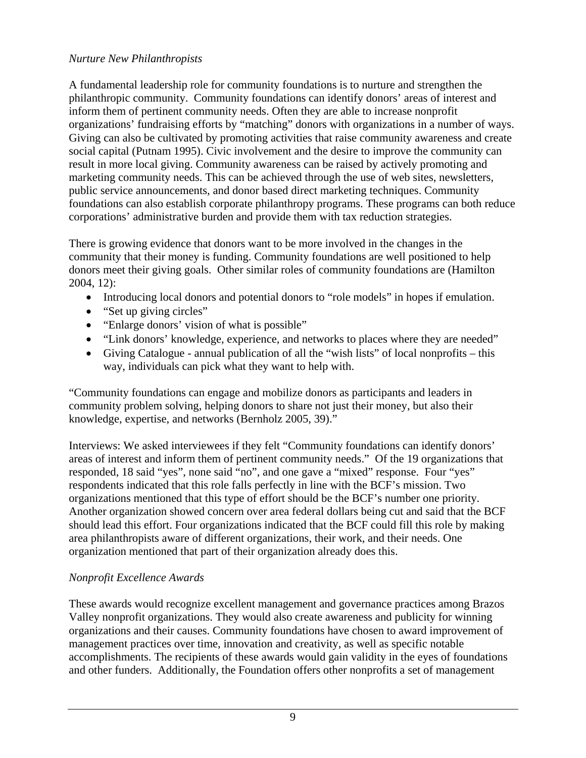*Nurture New Philanthropists*

A fundamental leadership role for community foundations is to nurture and strengthen the philanthropic community. Community foundations can identify donors' areas of interest and inform them of pertinent community needs. Often they are able to increase nonprofit organizations' fundraising efforts by "matching" donors with organizations in a number of ways. Giving can also be cultivated by promoting activities that raise community awareness and create social capital (Putnam 1995). Civic involvement and the desire to improve the community can result in more local giving. Community awareness can be raised by actively promoting and marketing community needs. This can be achieved through the use of web sites, newsletters, public service announcements, and donor based direct marketing techniques. Community foundations can also establish corporate philanthropy programs. These programs can both reduce corporations' administrative burden and provide them with tax reduction strategies.

There is growing evidence that donors want to be more involved in the changes in the community that their money is funding. Community foundations are well positioned to help donors meet their giving goals. Other similar roles of community foundations are (Hamilton 2004, 12):

- Introducing local donors and potential donors to "role models" in hopes if emulation.
- "Set up giving circles"
- "Enlarge donors' vision of what is possible"
- "Link donors' knowledge, experience, and networks to places where they are needed"
- Giving Catalogue - annual publication of all the "wish lists" of local nonprofits – this way, individuals can pick what they want to help with.

"Community foundations can engage and mobilize donors as participants and leaders in community problem solving, helping donors to share not just their money, but also their knowledge, expertise, and networks (Bernholz 2005, 39)."

Interviews: We asked interviewees if they felt "Community foundations can identify donors' areas of interest and inform them of pertinent community needs." Of the 19 organizations that responded, 18 said "yes", none said "no", and one gave a "mixed" response. Four "yes" respondents indicated that this role falls perfectly in line with the BCF's mission. Two organizations mentioned that this type of effort should be the BCF's number one priority. Another organization showed concern over area federal dollars being cut and said that the BCF should lead this effort. Four organizations indicated that the BCF could fill this role by making area philanthropists aware of different organizations, their work, and their needs. One organization mentioned that part of their organization already does this.

*Nonprofit Excellence Awards*

These awards would recognize excellent management and governance practices among Brazos Valley nonprofit organizations. They would also create awareness and publicity for winning organizations and their causes. Community foundations have chosen to award improvement of management practices over time, innovation and creativity, as well as specific notable accomplishments. The recipients of these awards would gain validity in the eyes of foundations and other funders. Additionally, the Foundation offers other nonprofits a set of management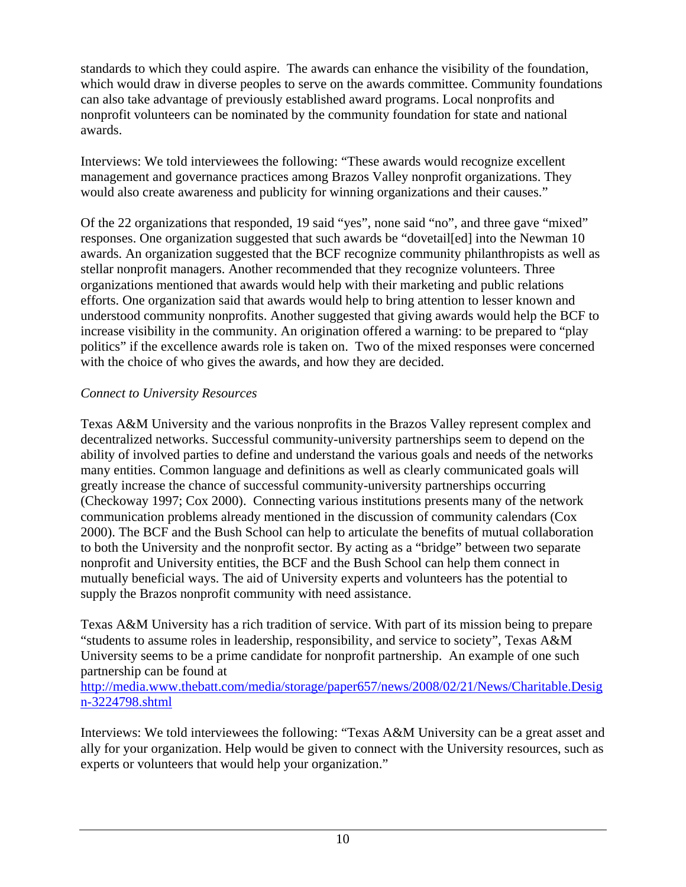standards to which they could aspire. The awards can enhance the visibility of the foundation, which would draw in diverse peoples to serve on the awards committee. Community foundations can also take advantage of previously established award programs. Local nonprofits and nonprofit volunteers can be nominated by the community foundation for state and national awards.

Interviews: We told interviewees the following: "These awards would recognize excellent management and governance practices among Brazos Valley nonprofit organizations. They would also create awareness and publicity for winning organizations and their causes."

Of the 22 organizations that responded, 19 said "yes", none said "no", and three gave "mixed" responses. One organization suggested that such awards be "dovetail[ed] into the Newman 10 awards. An organization suggested that the BCF recognize community philanthropists as well as stellar nonprofit managers. Another recommended that they recognize volunteers. Three organizations mentioned that awards would help with their marketing and public relations efforts. One organization said that awards would help to bring attention to lesser known and understood community nonprofits. Another suggested that giving awards would help the BCF to increase visibility in the community. An origination offered a warning: to be prepared to "play politics" if the excellence awards role is taken on. Two of the mixed responses were concerned with the choice of who gives the awards, and how they are decided.

*Connect to University Resources*

Texas A&M University and the various nonprofits in the Brazos Valley represent complex and decentralized networks. Successful community-university partnerships seem to depend on the ability of involved parties to define and understand the various goals and needs of the networks many entities. Common language and definitions as well as clearly communicated goals will greatly increase the chance of successful community-university partnerships occurring (Checkoway 1997; Cox 2000). Connecting various institutions presents many of the network communication problems already mentioned in the discussion of community calendars (Cox 2000). The BCF and the Bush School can help to articulate the benefits of mutual collaboration to both the University and the nonprofit sector. By acting as a "bridge" between two separate nonprofit and University entities, the BCF and the Bush School can help them connect in mutually beneficial ways. The aid of University experts and volunteers has the potential to supply the Brazos nonprofit community with need assistance.

Texas A&M University has a rich tradition of service. With part of its mission being to prepare "students to assume roles in leadership, responsibility, and service to society", Texas A&M University seems to be a prime candidate for nonprofit partnership. An example of one such partnership can be found at
http://media.www.thebatt.com/media/storage/paper657/news/2008/02/21/News/Charitable.Design-3224798.shtml

Interviews: We told interviewees the following: "Texas A&M University can be a great asset and ally for your organization. Help would be given to connect with the University resources, such as experts or volunteers that would help your organization."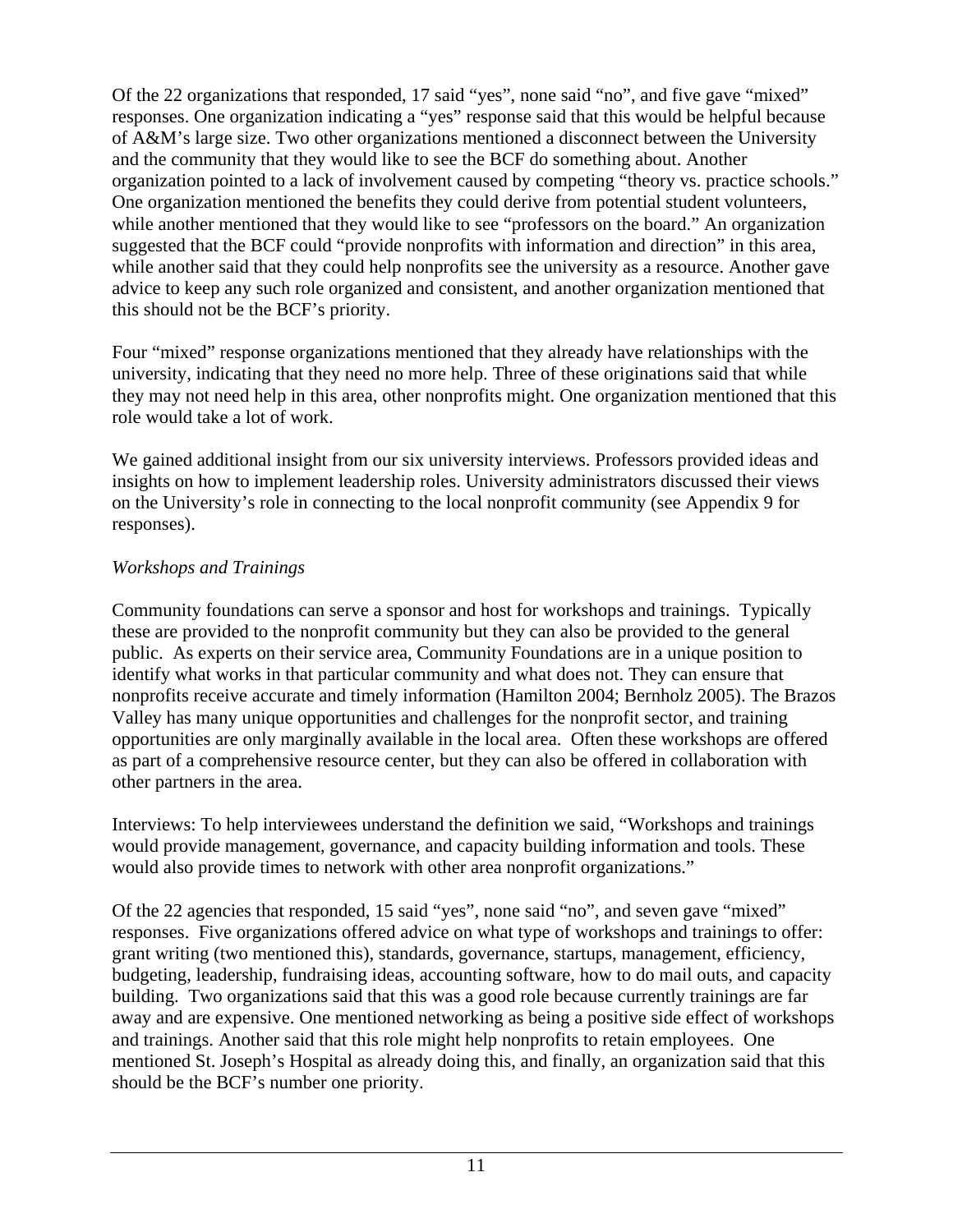Of the 22 organizations that responded, 17 said "yes", none said "no", and five gave "mixed" responses. One organization indicating a "yes" response said that this would be helpful because of A&M's large size. Two other organizations mentioned a disconnect between the University and the community that they would like to see the BCF do something about. Another organization pointed to a lack of involvement caused by competing "theory vs. practice schools." One organization mentioned the benefits they could derive from potential student volunteers, while another mentioned that they would like to see "professors on the board." An organization suggested that the BCF could "provide nonprofits with information and direction" in this area, while another said that they could help nonprofits see the university as a resource. Another gave advice to keep any such role organized and consistent, and another organization mentioned that this should not be the BCF's priority.

Four "mixed" response organizations mentioned that they already have relationships with the university, indicating that they need no more help. Three of these originations said that while they may not need help in this area, other nonprofits might. One organization mentioned that this role would take a lot of work.

We gained additional insight from our six university interviews. Professors provided ideas and insights on how to implement leadership roles. University administrators discussed their views on the University's role in connecting to the local nonprofit community (see Appendix 9 for responses).

*Workshops and Trainings*

Community foundations can serve a sponsor and host for workshops and trainings. Typically these are provided to the nonprofit community but they can also be provided to the general public. As experts on their service area, Community Foundations are in a unique position to identify what works in that particular community and what does not. They can ensure that nonprofits receive accurate and timely information (Hamilton 2004; Bernholz 2005). The Brazos Valley has many unique opportunities and challenges for the nonprofit sector, and training opportunities are only marginally available in the local area. Often these workshops are offered as part of a comprehensive resource center, but they can also be offered in collaboration with other partners in the area.

Interviews: To help interviewees understand the definition we said, "Workshops and trainings would provide management, governance, and capacity building information and tools. These would also provide times to network with other area nonprofit organizations."

Of the 22 agencies that responded, 15 said "yes", none said "no", and seven gave "mixed" responses. Five organizations offered advice on what type of workshops and trainings to offer: grant writing (two mentioned this), standards, governance, startups, management, efficiency, budgeting, leadership, fundraising ideas, accounting software, how to do mail outs, and capacity building. Two organizations said that this was a good role because currently trainings are far away and are expensive. One mentioned networking as being a positive side effect of workshops and trainings. Another said that this role might help nonprofits to retain employees. One mentioned St. Joseph's Hospital as already doing this, and finally, an organization said that this should be the BCF's number one priority.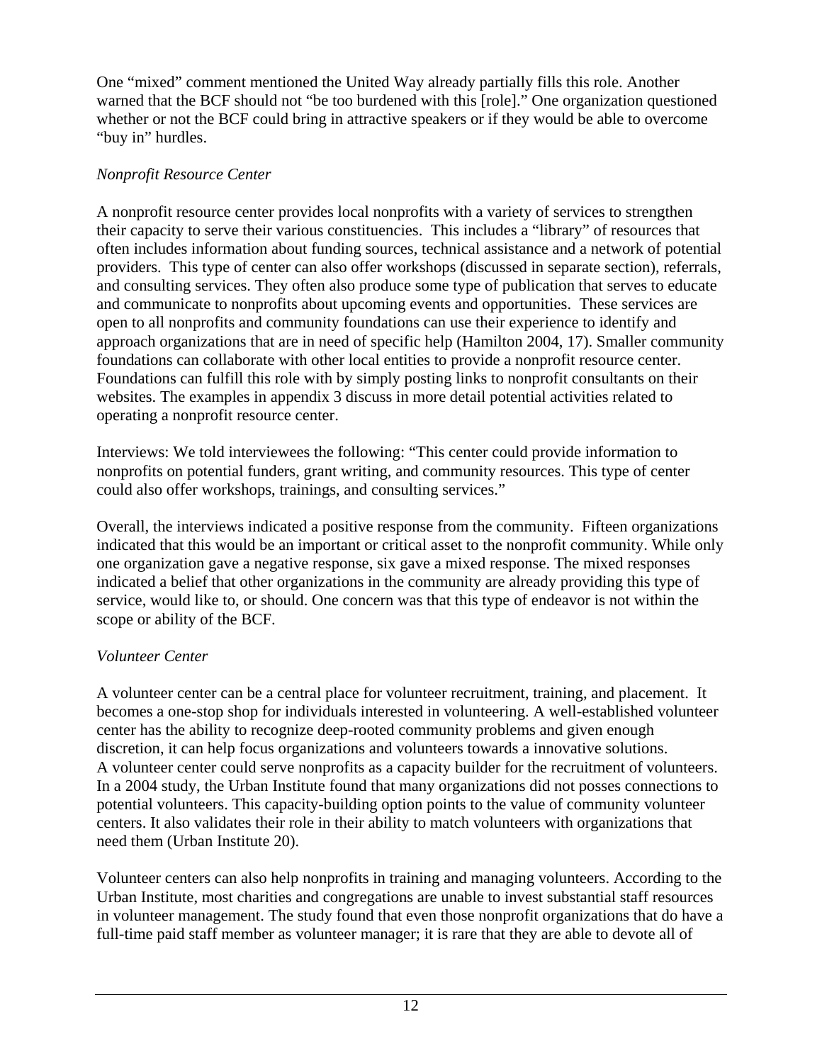One “mixed” comment mentioned the United Way already partially fills this role. Another warned that the BCF should not “be too burdened with this [role].” One organization questioned whether or not the BCF could bring in attractive speakers or if they would be able to overcome “buy in” hurdles.

*Nonprofit Resource Center*

A nonprofit resource center provides local nonprofits with a variety of services to strengthen their capacity to serve their various constituencies. This includes a “library” of resources that often includes information about funding sources, technical assistance and a network of potential providers. This type of center can also offer workshops (discussed in separate section), referrals, and consulting services. They often also produce some type of publication that serves to educate and communicate to nonprofits about upcoming events and opportunities. These services are open to all nonprofits and community foundations can use their experience to identify and approach organizations that are in need of specific help (Hamilton 2004, 17). Smaller community foundations can collaborate with other local entities to provide a nonprofit resource center. Foundations can fulfill this role with by simply posting links to nonprofit consultants on their websites. The examples in appendix 3 discuss in more detail potential activities related to operating a nonprofit resource center.

Interviews: We told interviewees the following: “This center could provide information to nonprofits on potential funders, grant writing, and community resources. This type of center could also offer workshops, trainings, and consulting services.”

Overall, the interviews indicated a positive response from the community. Fifteen organizations indicated that this would be an important or critical asset to the nonprofit community. While only one organization gave a negative response, six gave a mixed response. The mixed responses indicated a belief that other organizations in the community are already providing this type of service, would like to, or should. One concern was that this type of endeavor is not within the scope or ability of the BCF.

*Volunteer Center*

A volunteer center can be a central place for volunteer recruitment, training, and placement. It becomes a one-stop shop for individuals interested in volunteering. A well-established volunteer center has the ability to recognize deep-rooted community problems and given enough discretion, it can help focus organizations and volunteers towards a innovative solutions. A volunteer center could serve nonprofits as a capacity builder for the recruitment of volunteers. In a 2004 study, the Urban Institute found that many organizations did not posses connections to potential volunteers. This capacity-building option points to the value of community volunteer centers. It also validates their role in their ability to match volunteers with organizations that need them (Urban Institute 20).

Volunteer centers can also help nonprofits in training and managing volunteers. According to the Urban Institute, most charities and congregations are unable to invest substantial staff resources in volunteer management. The study found that even those nonprofit organizations that do have a full-time paid staff member as volunteer manager; it is rare that they are able to devote all of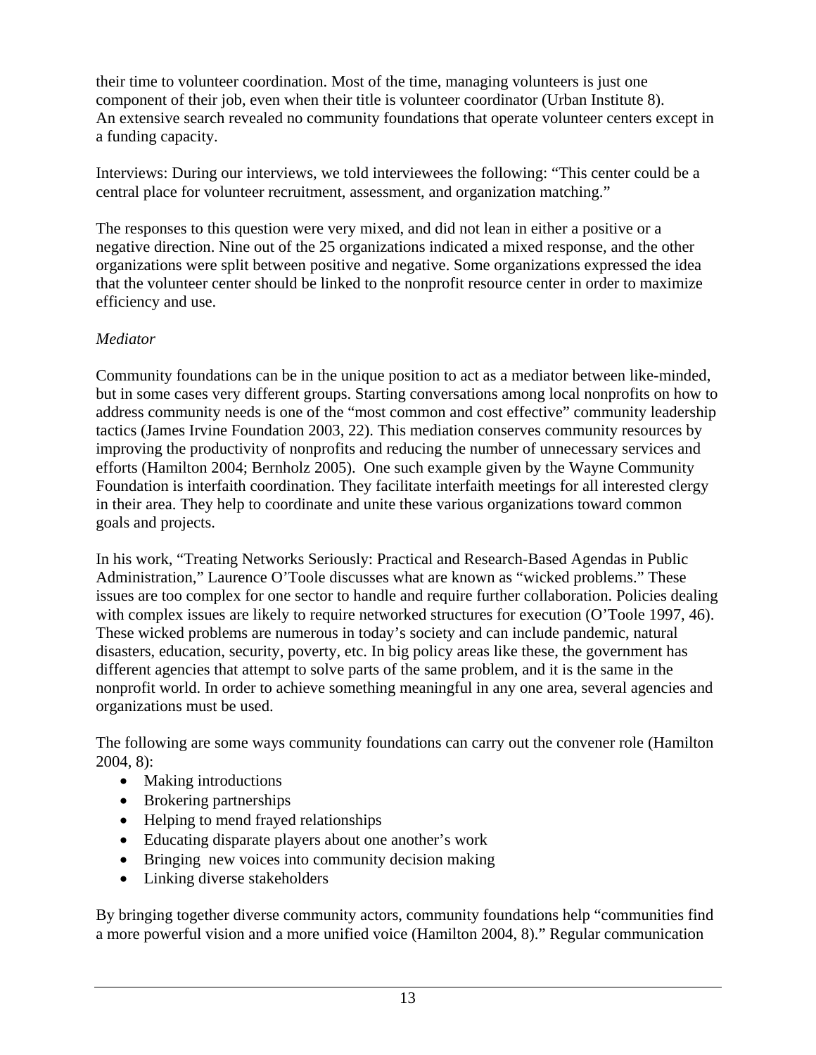their time to volunteer coordination. Most of the time, managing volunteers is just one component of their job, even when their title is volunteer coordinator (Urban Institute 8). An extensive search revealed no community foundations that operate volunteer centers except in a funding capacity.

Interviews: During our interviews, we told interviewees the following: "This center could be a central place for volunteer recruitment, assessment, and organization matching."

The responses to this question were very mixed, and did not lean in either a positive or a negative direction. Nine out of the 25 organizations indicated a mixed response, and the other organizations were split between positive and negative. Some organizations expressed the idea that the volunteer center should be linked to the nonprofit resource center in order to maximize efficiency and use.

*Mediator*

Community foundations can be in the unique position to act as a mediator between like-minded, but in some cases very different groups. Starting conversations among local nonprofits on how to address community needs is one of the "most common and cost effective" community leadership tactics (James Irvine Foundation 2003, 22). This mediation conserves community resources by improving the productivity of nonprofits and reducing the number of unnecessary services and efforts (Hamilton 2004; Bernholz 2005). One such example given by the Wayne Community Foundation is interfaith coordination. They facilitate interfaith meetings for all interested clergy in their area. They help to coordinate and unite these various organizations toward common goals and projects.

In his work, "Treating Networks Seriously: Practical and Research-Based Agendas in Public Administration," Laurence O'Toole discusses what are known as "wicked problems." These issues are too complex for one sector to handle and require further collaboration. Policies dealing with complex issues are likely to require networked structures for execution (O'Toole 1997, 46). These wicked problems are numerous in today's society and can include pandemic, natural disasters, education, security, poverty, etc. In big policy areas like these, the government has different agencies that attempt to solve parts of the same problem, and it is the same in the nonprofit world. In order to achieve something meaningful in any one area, several agencies and organizations must be used.

The following are some ways community foundations can carry out the convener role (Hamilton 2004, 8):

- Making introductions
- Brokering partnerships
- Helping to mend frayed relationships
- Educating disparate players about one another's work
- Bringing new voices into community decision making
- Linking diverse stakeholders

By bringing together diverse community actors, community foundations help "communities find a more powerful vision and a more unified voice (Hamilton 2004, 8)." Regular communication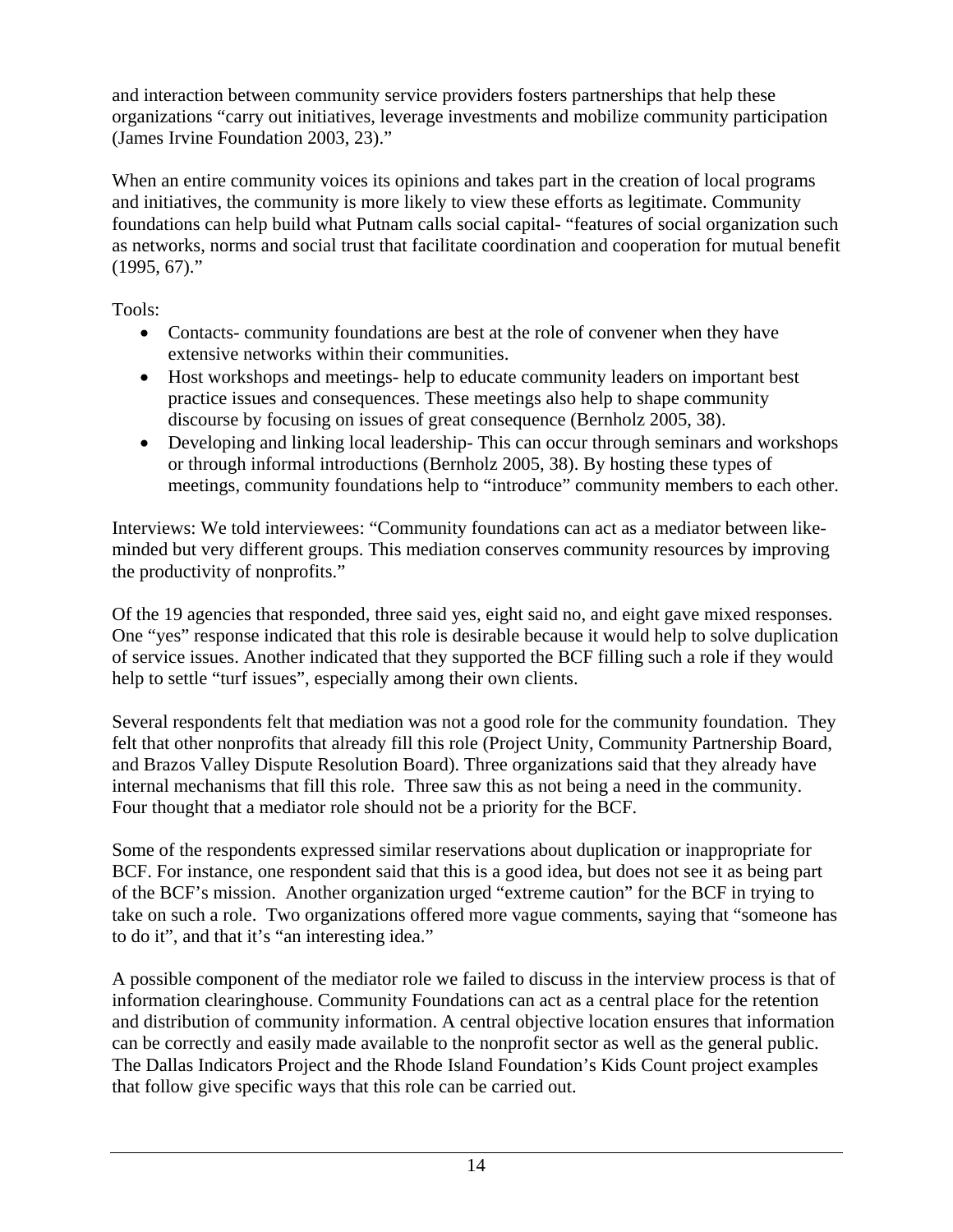and interaction between community service providers fosters partnerships that help these organizations "carry out initiatives, leverage investments and mobilize community participation (James Irvine Foundation 2003, 23)."

When an entire community voices its opinions and takes part in the creation of local programs and initiatives, the community is more likely to view these efforts as legitimate. Community foundations can help build what Putnam calls social capital- "features of social organization such as networks, norms and social trust that facilitate coordination and cooperation for mutual benefit (1995, 67)."

Tools:

- Contacts- community foundations are best at the role of convener when they have extensive networks within their communities.
- Host workshops and meetings- help to educate community leaders on important best practice issues and consequences. These meetings also help to shape community discourse by focusing on issues of great consequence (Bernholz 2005, 38).
- Developing and linking local leadership- This can occur through seminars and workshops or through informal introductions (Bernholz 2005, 38). By hosting these types of meetings, community foundations help to "introduce" community members to each other.

Interviews: We told interviewees: "Community foundations can act as a mediator between like-minded but very different groups. This mediation conserves community resources by improving the productivity of nonprofits."

Of the 19 agencies that responded, three said yes, eight said no, and eight gave mixed responses. One "yes" response indicated that this role is desirable because it would help to solve duplication of service issues. Another indicated that they supported the BCF filling such a role if they would help to settle "turf issues", especially among their own clients.

Several respondents felt that mediation was not a good role for the community foundation. They felt that other nonprofits that already fill this role (Project Unity, Community Partnership Board, and Brazos Valley Dispute Resolution Board). Three organizations said that they already have internal mechanisms that fill this role. Three saw this as not being a need in the community. Four thought that a mediator role should not be a priority for the BCF.

Some of the respondents expressed similar reservations about duplication or inappropriate for BCF. For instance, one respondent said that this is a good idea, but does not see it as being part of the BCF's mission. Another organization urged "extreme caution" for the BCF in trying to take on such a role. Two organizations offered more vague comments, saying that "someone has to do it", and that it's "an interesting idea."

A possible component of the mediator role we failed to discuss in the interview process is that of information clearinghouse. Community Foundations can act as a central place for the retention and distribution of community information. A central objective location ensures that information can be correctly and easily made available to the nonprofit sector as well as the general public. The Dallas Indicators Project and the Rhode Island Foundation's Kids Count project examples that follow give specific ways that this role can be carried out.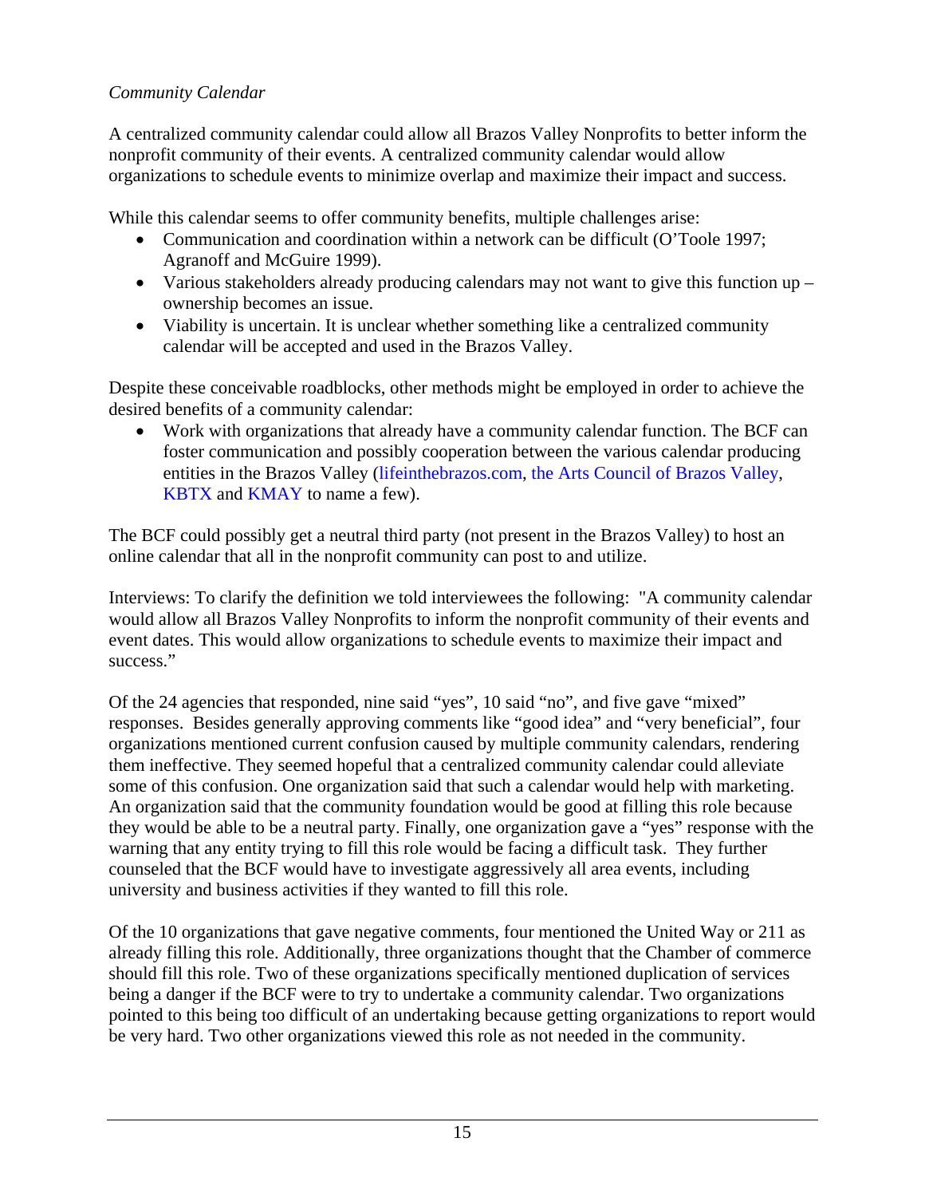*Community Calendar*

A centralized community calendar could allow all Brazos Valley Nonprofits to better inform the nonprofit community of their events. A centralized community calendar would allow organizations to schedule events to minimize overlap and maximize their impact and success.

While this calendar seems to offer community benefits, multiple challenges arise:

- Communication and coordination within a network can be difficult (O'Toole 1997; Agranoff and McGuire 1999).
- Various stakeholders already producing calendars may not want to give this function up – ownership becomes an issue.
- Viability is uncertain. It is unclear whether something like a centralized community calendar will be accepted and used in the Brazos Valley.

Despite these conceivable roadblocks, other methods might be employed in order to achieve the desired benefits of a community calendar:

- Work with organizations that already have a community calendar function. The BCF can foster communication and possibly cooperation between the various calendar producing entities in the Brazos Valley (lifeinthebrazos.com, the Arts Council of Brazos Valley, KBTX and KMAY to name a few).

The BCF could possibly get a neutral third party (not present in the Brazos Valley) to host an online calendar that all in the nonprofit community can post to and utilize.

Interviews: To clarify the definition we told interviewees the following: "A community calendar would allow all Brazos Valley Nonprofits to inform the nonprofit community of their events and event dates. This would allow organizations to schedule events to maximize their impact and success."

Of the 24 agencies that responded, nine said "yes", 10 said "no", and five gave "mixed" responses. Besides generally approving comments like "good idea" and "very beneficial", four organizations mentioned current confusion caused by multiple community calendars, rendering them ineffective. They seemed hopeful that a centralized community calendar could alleviate some of this confusion. One organization said that such a calendar would help with marketing. An organization said that the community foundation would be good at filling this role because they would be able to be a neutral party. Finally, one organization gave a "yes" response with the warning that any entity trying to fill this role would be facing a difficult task. They further counseled that the BCF would have to investigate aggressively all area events, including university and business activities if they wanted to fill this role.

Of the 10 organizations that gave negative comments, four mentioned the United Way or 211 as already filling this role. Additionally, three organizations thought that the Chamber of commerce should fill this role. Two of these organizations specifically mentioned duplication of services being a danger if the BCF were to try to undertake a community calendar. Two organizations pointed to this being too difficult of an undertaking because getting organizations to report would be very hard. Two other organizations viewed this role as not needed in the community.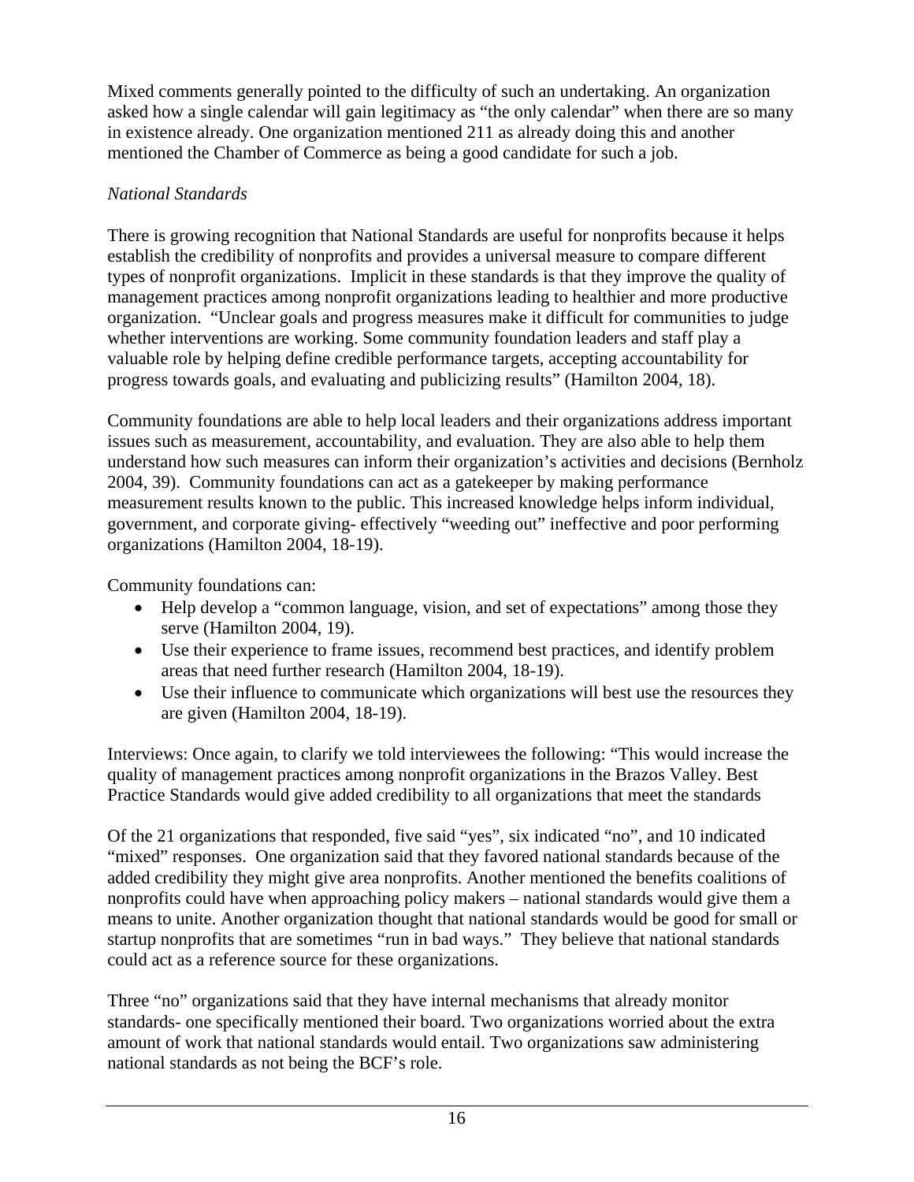Mixed comments generally pointed to the difficulty of such an undertaking. An organization asked how a single calendar will gain legitimacy as "the only calendar" when there are so many in existence already. One organization mentioned 211 as already doing this and another mentioned the Chamber of Commerce as being a good candidate for such a job.

*National Standards*

There is growing recognition that National Standards are useful for nonprofits because it helps establish the credibility of nonprofits and provides a universal measure to compare different types of nonprofit organizations. Implicit in these standards is that they improve the quality of management practices among nonprofit organizations leading to healthier and more productive organization. "Unclear goals and progress measures make it difficult for communities to judge whether interventions are working. Some community foundation leaders and staff play a valuable role by helping define credible performance targets, accepting accountability for progress towards goals, and evaluating and publicizing results" (Hamilton 2004, 18).

Community foundations are able to help local leaders and their organizations address important issues such as measurement, accountability, and evaluation. They are also able to help them understand how such measures can inform their organization's activities and decisions (Bernholz 2004, 39). Community foundations can act as a gatekeeper by making performance measurement results known to the public. This increased knowledge helps inform individual, government, and corporate giving- effectively "weeding out" ineffective and poor performing organizations (Hamilton 2004, 18-19).

Community foundations can:

- Help develop a "common language, vision, and set of expectations" among those they serve (Hamilton 2004, 19).
- Use their experience to frame issues, recommend best practices, and identify problem areas that need further research (Hamilton 2004, 18-19).
- Use their influence to communicate which organizations will best use the resources they are given (Hamilton 2004, 18-19).

Interviews: Once again, to clarify we told interviewees the following: "This would increase the quality of management practices among nonprofit organizations in the Brazos Valley. Best Practice Standards would give added credibility to all organizations that meet the standards

Of the 21 organizations that responded, five said "yes", six indicated "no", and 10 indicated "mixed" responses. One organization said that they favored national standards because of the added credibility they might give area nonprofits. Another mentioned the benefits coalitions of nonprofits could have when approaching policy makers – national standards would give them a means to unite. Another organization thought that national standards would be good for small or startup nonprofits that are sometimes "run in bad ways." They believe that national standards could act as a reference source for these organizations.

Three "no" organizations said that they have internal mechanisms that already monitor standards- one specifically mentioned their board. Two organizations worried about the extra amount of work that national standards would entail. Two organizations saw administering national standards as not being the BCF's role.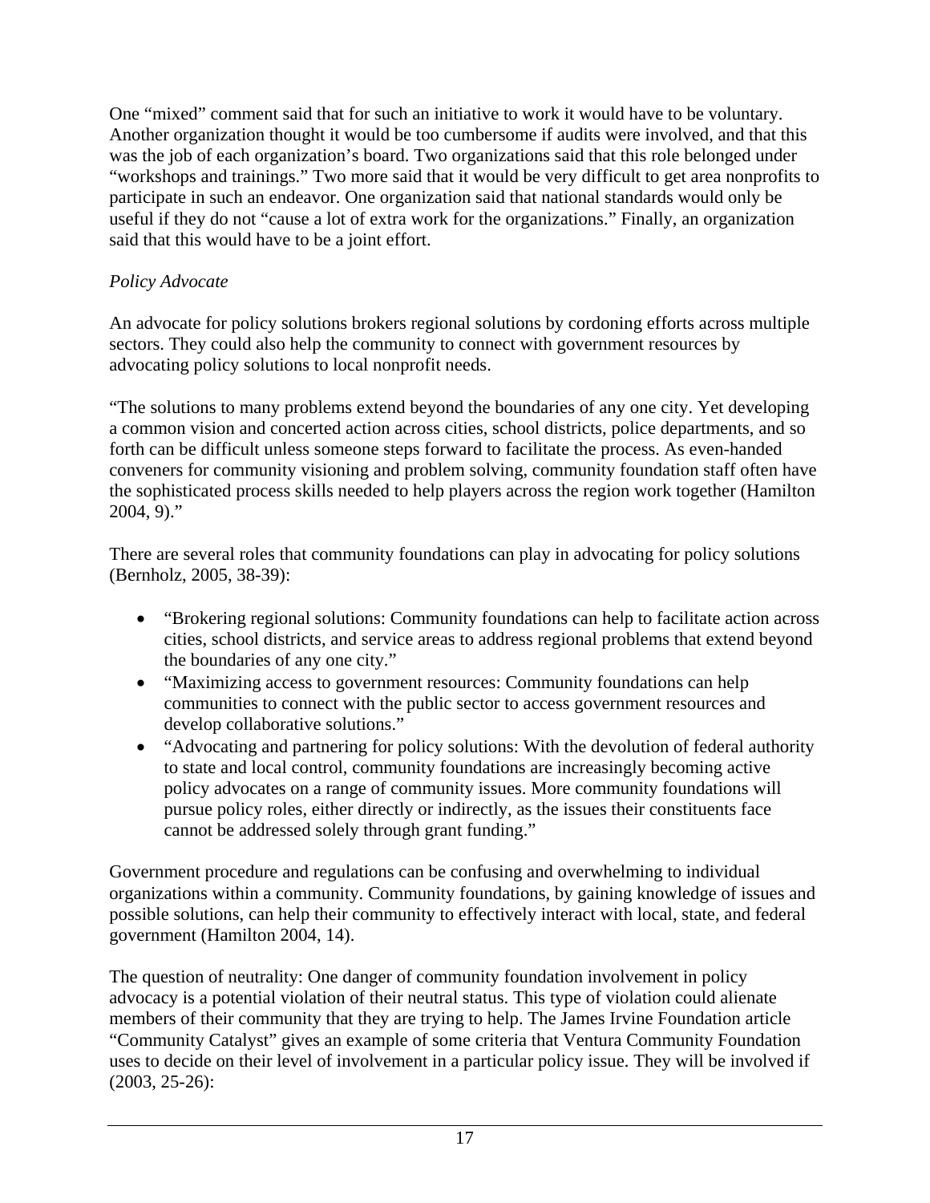One "mixed" comment said that for such an initiative to work it would have to be voluntary. Another organization thought it would be too cumbersome if audits were involved, and that this was the job of each organization's board. Two organizations said that this role belonged under "workshops and trainings." Two more said that it would be very difficult to get area nonprofits to participate in such an endeavor. One organization said that national standards would only be useful if they do not "cause a lot of extra work for the organizations." Finally, an organization said that this would have to be a joint effort.

*Policy Advocate*

An advocate for policy solutions brokers regional solutions by cordoning efforts across multiple sectors. They could also help the community to connect with government resources by advocating policy solutions to local nonprofit needs.

"The solutions to many problems extend beyond the boundaries of any one city. Yet developing a common vision and concerted action across cities, school districts, police departments, and so forth can be difficult unless someone steps forward to facilitate the process. As even-handed conveners for community visioning and problem solving, community foundation staff often have the sophisticated process skills needed to help players across the region work together (Hamilton 2004, 9)."

There are several roles that community foundations can play in advocating for policy solutions (Bernholz, 2005, 38-39):

- "Brokering regional solutions: Community foundations can help to facilitate action across cities, school districts, and service areas to address regional problems that extend beyond the boundaries of any one city."
- "Maximizing access to government resources: Community foundations can help communities to connect with the public sector to access government resources and develop collaborative solutions."
- "Advocating and partnering for policy solutions: With the devolution of federal authority to state and local control, community foundations are increasingly becoming active policy advocates on a range of community issues. More community foundations will pursue policy roles, either directly or indirectly, as the issues their constituents face cannot be addressed solely through grant funding."

Government procedure and regulations can be confusing and overwhelming to individual organizations within a community. Community foundations, by gaining knowledge of issues and possible solutions, can help their community to effectively interact with local, state, and federal government (Hamilton 2004, 14).

The question of neutrality: One danger of community foundation involvement in policy advocacy is a potential violation of their neutral status. This type of violation could alienate members of their community that they are trying to help. The James Irvine Foundation article "Community Catalyst" gives an example of some criteria that Ventura Community Foundation uses to decide on their level of involvement in a particular policy issue. They will be involved if (2003, 25-26):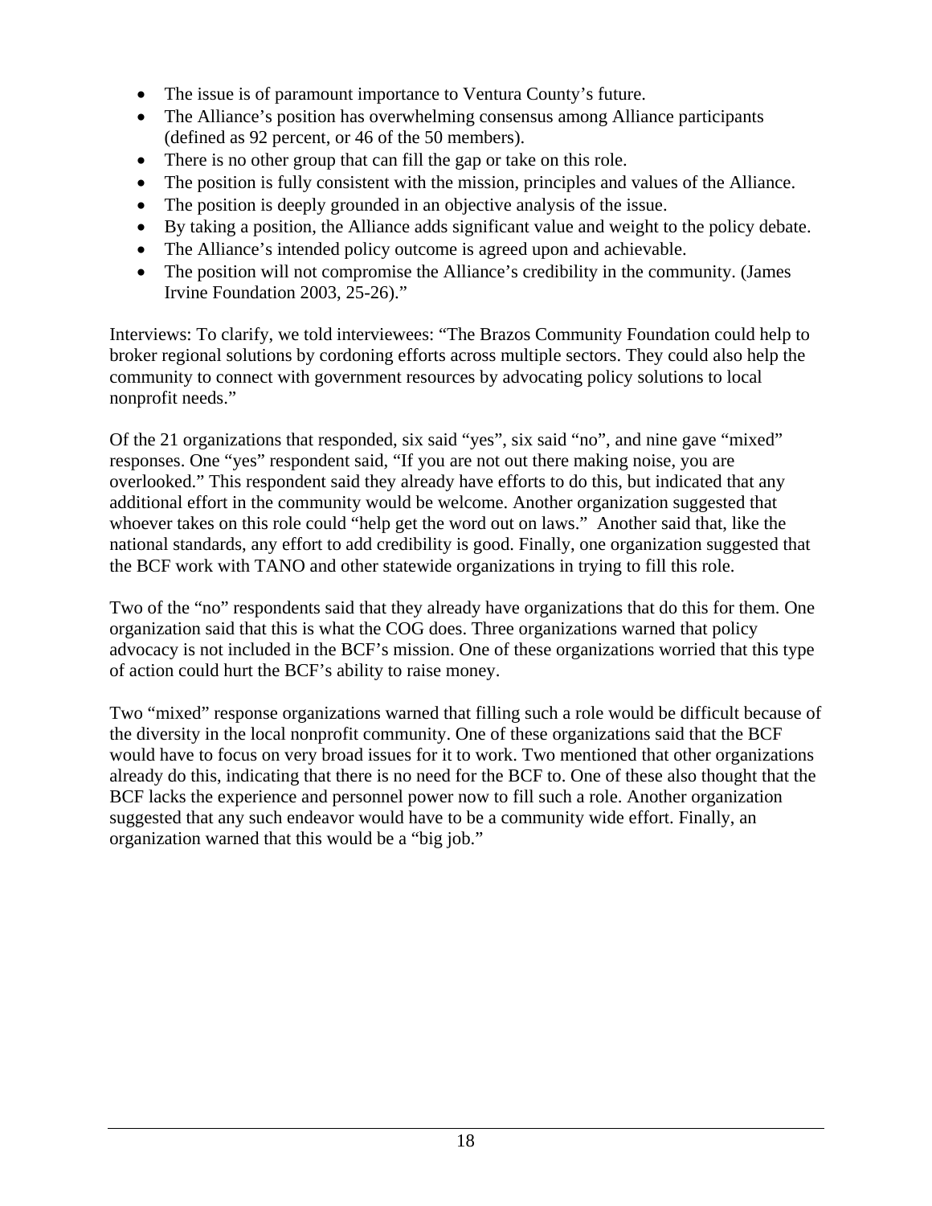- The issue is of paramount importance to Ventura County's future.
- The Alliance's position has overwhelming consensus among Alliance participants (defined as 92 percent, or 46 of the 50 members).
- There is no other group that can fill the gap or take on this role.
- The position is fully consistent with the mission, principles and values of the Alliance.
- The position is deeply grounded in an objective analysis of the issue.
- By taking a position, the Alliance adds significant value and weight to the policy debate.
- The Alliance's intended policy outcome is agreed upon and achievable.
- The position will not compromise the Alliance's credibility in the community. (James Irvine Foundation 2003, 25-26)."

Interviews: To clarify, we told interviewees: "The Brazos Community Foundation could help to broker regional solutions by cordoning efforts across multiple sectors. They could also help the community to connect with government resources by advocating policy solutions to local nonprofit needs."

Of the 21 organizations that responded, six said "yes", six said "no", and nine gave "mixed" responses. One "yes" respondent said, "If you are not out there making noise, you are overlooked." This respondent said they already have efforts to do this, but indicated that any additional effort in the community would be welcome. Another organization suggested that whoever takes on this role could "help get the word out on laws." Another said that, like the national standards, any effort to add credibility is good. Finally, one organization suggested that the BCF work with TANO and other statewide organizations in trying to fill this role.

Two of the "no" respondents said that they already have organizations that do this for them. One organization said that this is what the COG does. Three organizations warned that policy advocacy is not included in the BCF's mission. One of these organizations worried that this type of action could hurt the BCF's ability to raise money.

Two "mixed" response organizations warned that filling such a role would be difficult because of the diversity in the local nonprofit community. One of these organizations said that the BCF would have to focus on very broad issues for it to work. Two mentioned that other organizations already do this, indicating that there is no need for the BCF to. One of these also thought that the BCF lacks the experience and personnel power now to fill such a role. Another organization suggested that any such endeavor would have to be a community wide effort. Finally, an organization warned that this would be a "big job."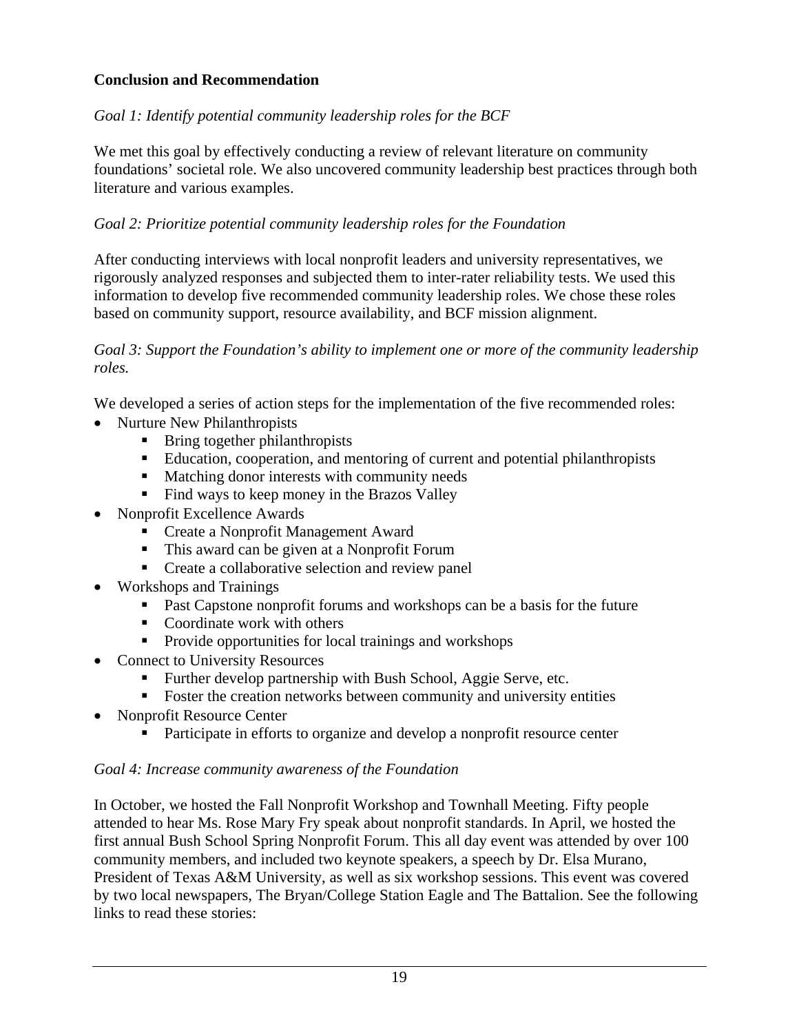**Conclusion and Recommendation**

*Goal 1: Identify potential community leadership roles for the BCF*

We met this goal by effectively conducting a review of relevant literature on community foundations' societal role. We also uncovered community leadership best practices through both literature and various examples.

*Goal 2: Prioritize potential community leadership roles for the Foundation*

After conducting interviews with local nonprofit leaders and university representatives, we rigorously analyzed responses and subjected them to inter-rater reliability tests. We used this information to develop five recommended community leadership roles. We chose these roles based on community support, resource availability, and BCF mission alignment.

*Goal 3: Support the Foundation's ability to implement one or more of the community leadership roles.*

We developed a series of action steps for the implementation of the five recommended roles:

- Nurture New Philanthropists
  - Bring together philanthropists
  - Education, cooperation, and mentoring of current and potential philanthropists
  - Matching donor interests with community needs
  - Find ways to keep money in the Brazos Valley
- Nonprofit Excellence Awards
  - Create a Nonprofit Management Award
  - This award can be given at a Nonprofit Forum
  - Create a collaborative selection and review panel
- Workshops and Trainings
  - Past Capstone nonprofit forums and workshops can be a basis for the future
  - Coordinate work with others
  - Provide opportunities for local trainings and workshops
- Connect to University Resources
  - Further develop partnership with Bush School, Aggie Serve, etc.
  - Foster the creation networks between community and university entities
- Nonprofit Resource Center
  - Participate in efforts to organize and develop a nonprofit resource center

*Goal 4: Increase community awareness of the Foundation*

In October, we hosted the Fall Nonprofit Workshop and Townhall Meeting. Fifty people attended to hear Ms. Rose Mary Fry speak about nonprofit standards. In April, we hosted the first annual Bush School Spring Nonprofit Forum. This all day event was attended by over 100 community members, and included two keynote speakers, a speech by Dr. Elsa Murano, President of Texas A&M University, as well as six workshop sessions. This event was covered by two local newspapers, The Bryan/College Station Eagle and The Battalion. See the following links to read these stories: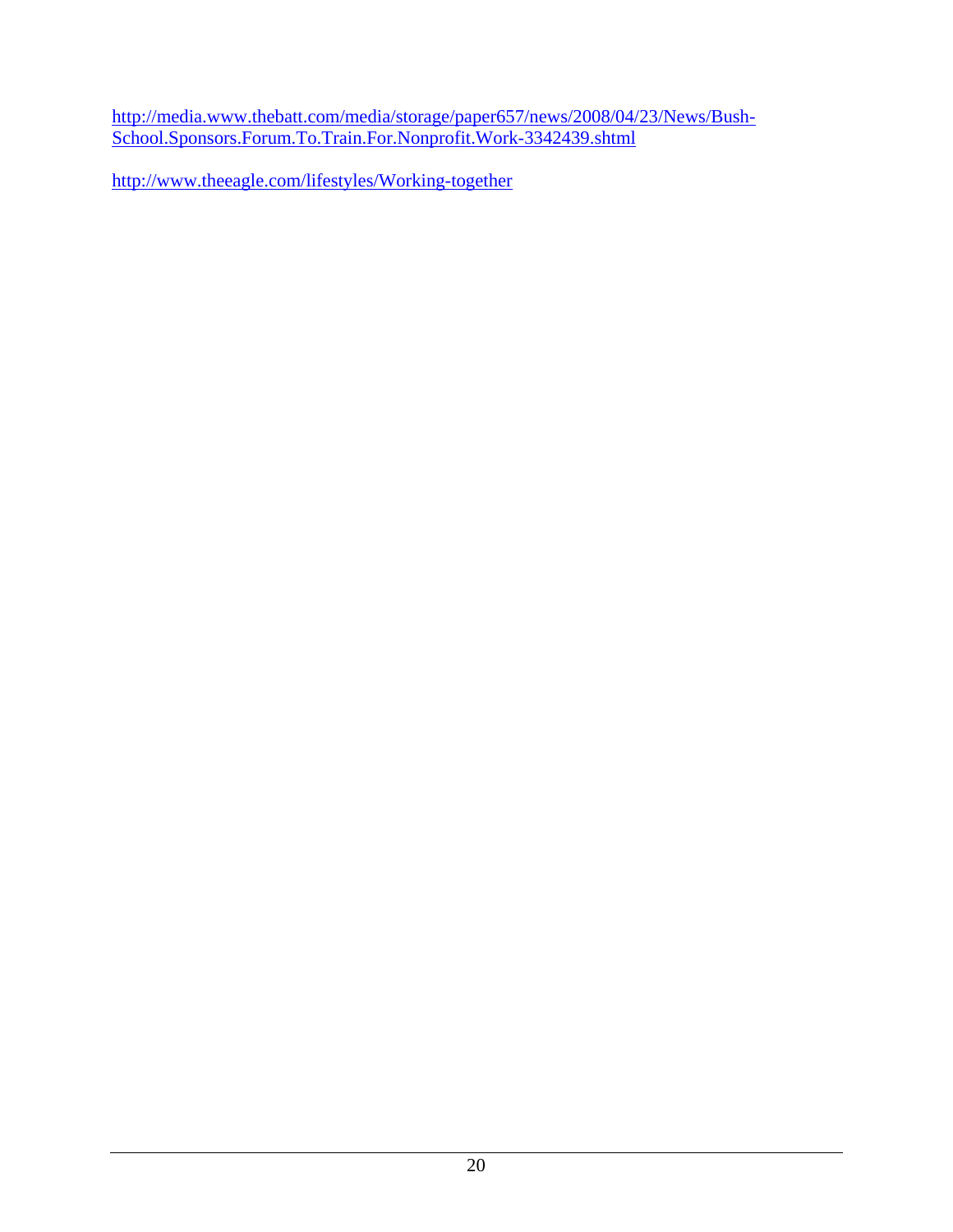http://media.www.thebatt.com/media/storage/paper657/news/2008/04/23/News/Bush-School.Sponsors.Forum.To.Train.For.Nonprofit.Work-3342439.shtml

http://www.theeagle.com/lifestyles/Working-together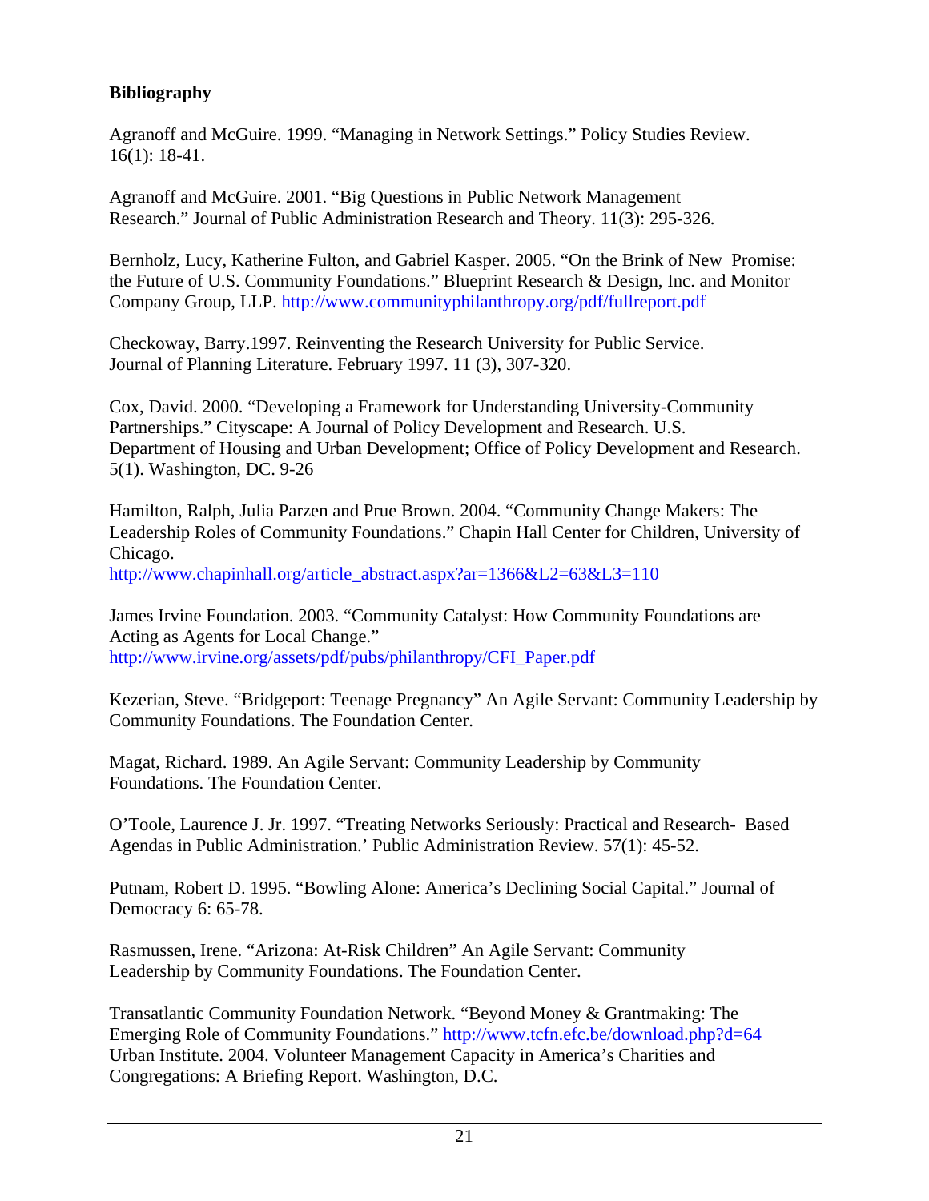**Bibliography**

Agranoff and McGuire. 1999. "Managing in Network Settings." Policy Studies Review. 16(1): 18-41.

Agranoff and McGuire. 2001. "Big Questions in Public Network Management Research." Journal of Public Administration Research and Theory. 11(3): 295-326.

Bernholz, Lucy, Katherine Fulton, and Gabriel Kasper. 2005. "On the Brink of New Promise: the Future of U.S. Community Foundations." Blueprint Research & Design, Inc. and Monitor Company Group, LLP. http://www.communityphilanthropy.org/pdf/fullreport.pdf

Checkoway, Barry.1997. Reinventing the Research University for Public Service. Journal of Planning Literature. February 1997. 11 (3), 307-320.

Cox, David. 2000. "Developing a Framework for Understanding University-Community Partnerships." Cityscape: A Journal of Policy Development and Research. U.S. Department of Housing and Urban Development; Office of Policy Development and Research. 5(1). Washington, DC. 9-26

Hamilton, Ralph, Julia Parzen and Prue Brown. 2004. "Community Change Makers: The Leadership Roles of Community Foundations." Chapin Hall Center for Children, University of Chicago.
http://www.chapinhall.org/article_abstract.aspx?ar=1366&L2=63&L3=110

James Irvine Foundation. 2003. "Community Catalyst: How Community Foundations are Acting as Agents for Local Change."
http://www.irvine.org/assets/pdf/pubs/philanthropy/CFI_Paper.pdf

Kezerian, Steve. "Bridgeport: Teenage Pregnancy" An Agile Servant: Community Leadership by Community Foundations. The Foundation Center.

Magat, Richard. 1989. An Agile Servant: Community Leadership by Community Foundations. The Foundation Center.

O'Toole, Laurence J. Jr. 1997. "Treating Networks Seriously: Practical and Research- Based Agendas in Public Administration.' Public Administration Review. 57(1): 45-52.

Putnam, Robert D. 1995. "Bowling Alone: America's Declining Social Capital." Journal of Democracy 6: 65-78.

Rasmussen, Irene. "Arizona: At-Risk Children" An Agile Servant: Community Leadership by Community Foundations. The Foundation Center.

Transatlantic Community Foundation Network. "Beyond Money & Grantmaking: The Emerging Role of Community Foundations." http://www.tcfn.efc.be/download.php?d=64

Urban Institute. 2004. Volunteer Management Capacity in America's Charities and Congregations: A Briefing Report. Washington, D.C.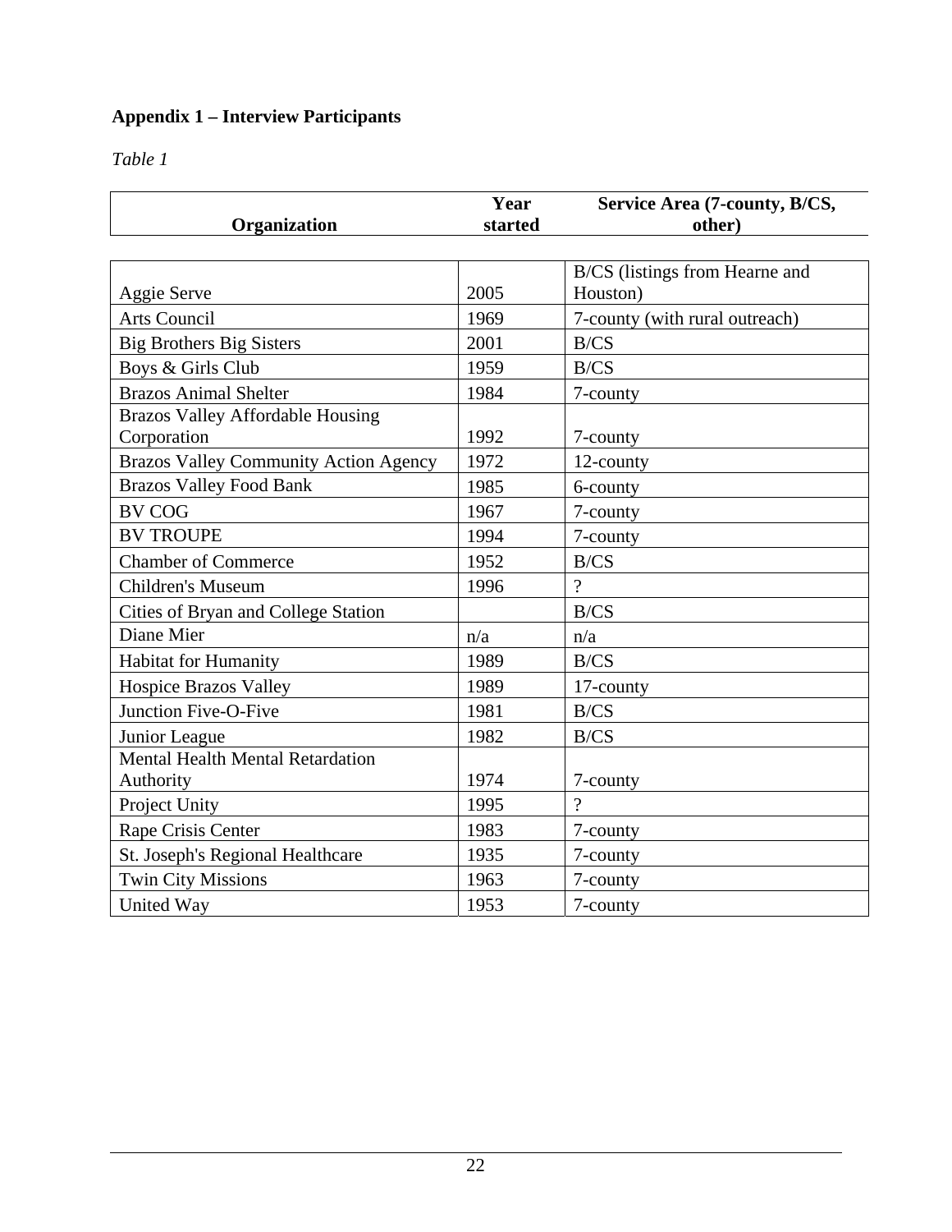**Appendix 1 – Interview Participants**

*Table 1*

| Organization | Year started | Service Area (7-county, B/CS, other) |
|---|---|---|
| Aggie Serve | 2005 | B/CS (listings from Hearne and Houston) |
| Arts Council | 1969 | 7-county (with rural outreach) |
| Big Brothers Big Sisters | 2001 | B/CS |
| Boys & Girls Club | 1959 | B/CS |
| Brazos Animal Shelter | 1984 | 7-county |
| Brazos Valley Affordable Housing Corporation | 1992 | 7-county |
| Brazos Valley Community Action Agency | 1972 | 12-county |
| Brazos Valley Food Bank | 1985 | 6-county |
| BV COG | 1967 | 7-county |
| BV TROUPE | 1994 | 7-county |
| Chamber of Commerce | 1952 | B/CS |
| Children's Museum | 1996 | ? |
| Cities of Bryan and College Station | | B/CS |
| Diane Mier | n/a | n/a |
| Habitat for Humanity | 1989 | B/CS |
| Hospice Brazos Valley | 1989 | 17-county |
| Junction Five-O-Five | 1981 | B/CS |
| Junior League | 1982 | B/CS |
| Mental Health Mental Retardation Authority | 1974 | 7-county |
| Project Unity | 1995 | ? |
| Rape Crisis Center | 1983 | 7-county |
| St. Joseph's Regional Healthcare | 1935 | 7-county |
| Twin City Missions | 1963 | 7-county |
| United Way | 1953 | 7-county |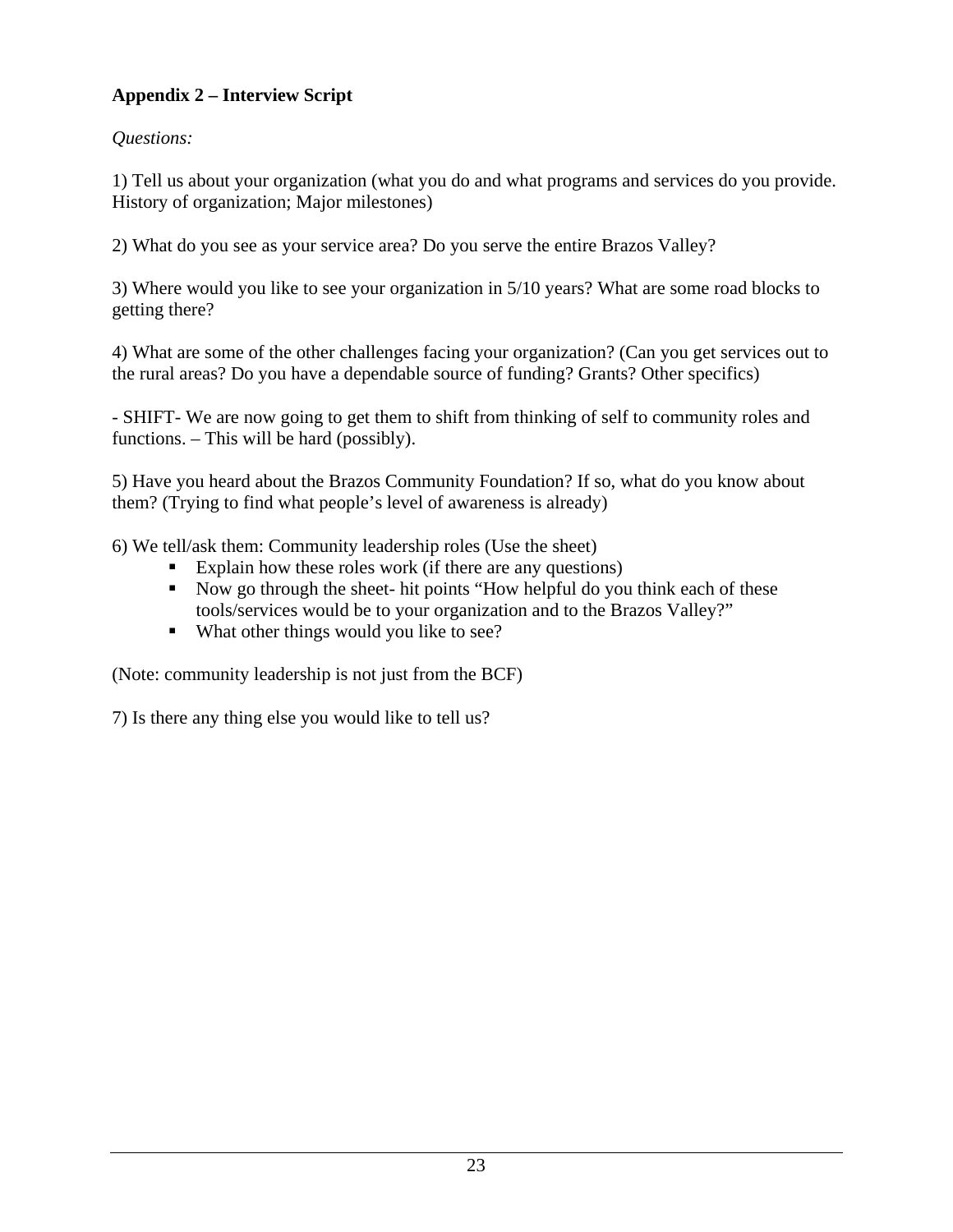**Appendix 2 – Interview Script**

*Questions:*

1) Tell us about your organization (what you do and what programs and services do you provide. History of organization; Major milestones)

2) What do you see as your service area? Do you serve the entire Brazos Valley?

3) Where would you like to see your organization in 5/10 years? What are some road blocks to getting there?

4) What are some of the other challenges facing your organization? (Can you get services out to the rural areas? Do you have a dependable source of funding? Grants? Other specifics)

- SHIFT- We are now going to get them to shift from thinking of self to community roles and functions. – This will be hard (possibly).

5) Have you heard about the Brazos Community Foundation? If so, what do you know about them? (Trying to find what people's level of awareness is already)

6) We tell/ask them: Community leadership roles (Use the sheet)

- Explain how these roles work (if there are any questions)
- Now go through the sheet- hit points "How helpful do you think each of these tools/services would be to your organization and to the Brazos Valley?"
- What other things would you like to see?

(Note: community leadership is not just from the BCF)

7) Is there any thing else you would like to tell us?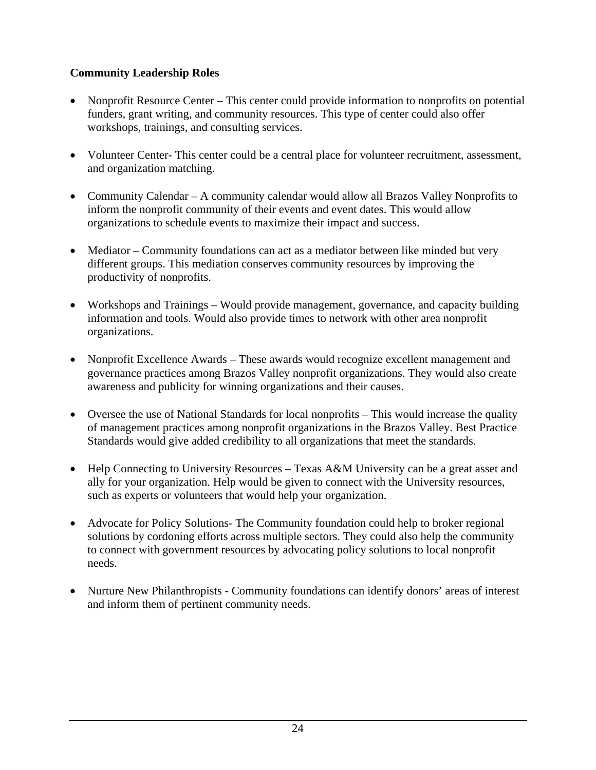**Community Leadership Roles**

- Nonprofit Resource Center – This center could provide information to nonprofits on potential funders, grant writing, and community resources. This type of center could also offer workshops, trainings, and consulting services.

- Volunteer Center- This center could be a central place for volunteer recruitment, assessment, and organization matching.

- Community Calendar – A community calendar would allow all Brazos Valley Nonprofits to inform the nonprofit community of their events and event dates. This would allow organizations to schedule events to maximize their impact and success.

- Mediator – Community foundations can act as a mediator between like minded but very different groups. This mediation conserves community resources by improving the productivity of nonprofits.

- Workshops and Trainings – Would provide management, governance, and capacity building information and tools. Would also provide times to network with other area nonprofit organizations.

- Nonprofit Excellence Awards – These awards would recognize excellent management and governance practices among Brazos Valley nonprofit organizations. They would also create awareness and publicity for winning organizations and their causes.

- Oversee the use of National Standards for local nonprofits – This would increase the quality of management practices among nonprofit organizations in the Brazos Valley. Best Practice Standards would give added credibility to all organizations that meet the standards.

- Help Connecting to University Resources – Texas A&M University can be a great asset and ally for your organization. Help would be given to connect with the University resources, such as experts or volunteers that would help your organization.

- Advocate for Policy Solutions- The Community foundation could help to broker regional solutions by cordoning efforts across multiple sectors. They could also help the community to connect with government resources by advocating policy solutions to local nonprofit needs.

- Nurture New Philanthropists - Community foundations can identify donors' areas of interest and inform them of pertinent community needs.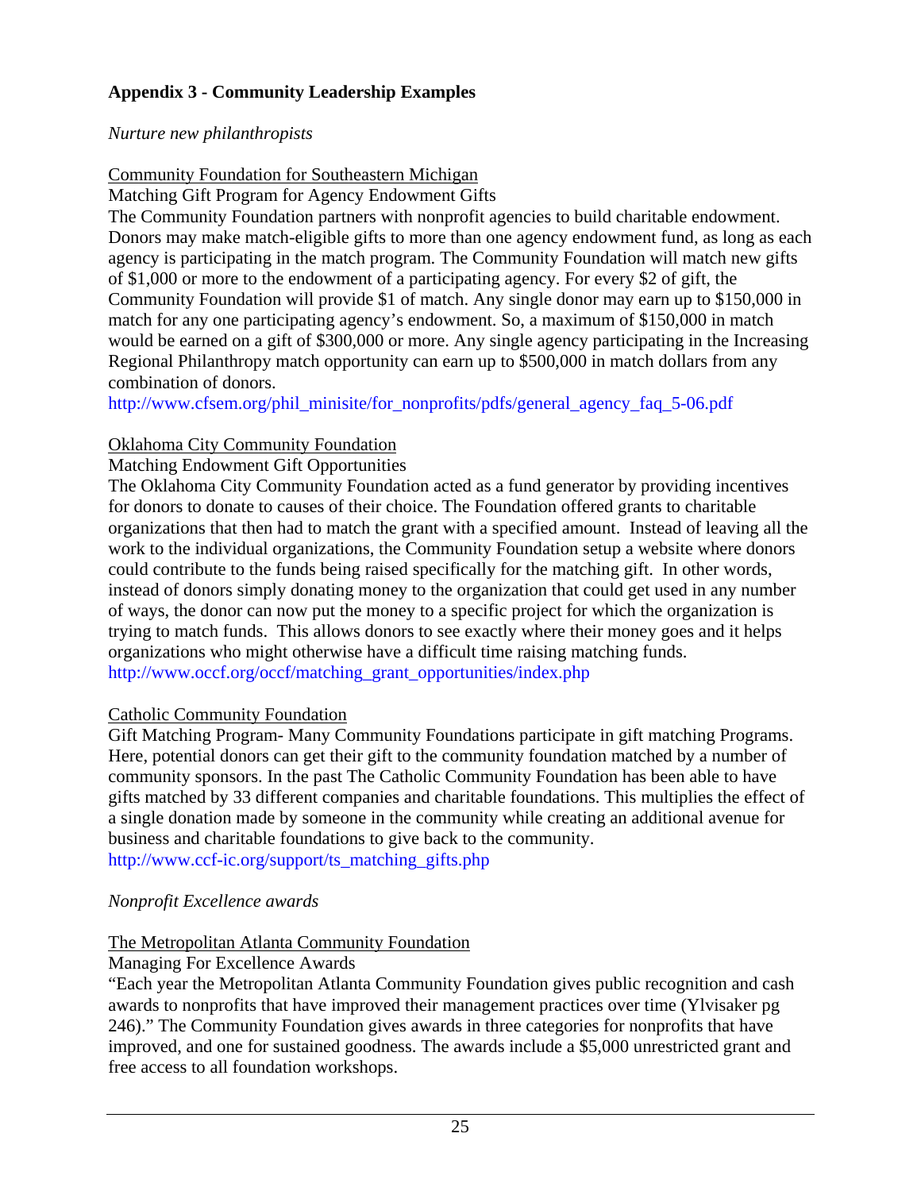## Appendix 3 - Community Leadership Examples

*Nurture new philanthropists*

Community Foundation for Southeastern Michigan

Matching Gift Program for Agency Endowment Gifts

The Community Foundation partners with nonprofit agencies to build charitable endowment. Donors may make match-eligible gifts to more than one agency endowment fund, as long as each agency is participating in the match program. The Community Foundation will match new gifts of $1,000 or more to the endowment of a participating agency. For every $2 of gift, the Community Foundation will provide $1 of match. Any single donor may earn up to $150,000 in match for any one participating agency's endowment. So, a maximum of $150,000 in match would be earned on a gift of $300,000 or more. Any single agency participating in the Increasing Regional Philanthropy match opportunity can earn up to $500,000 in match dollars from any combination of donors.

http://www.cfsem.org/phil_minisite/for_nonprofits/pdfs/general_agency_faq_5-06.pdf

Oklahoma City Community Foundation

Matching Endowment Gift Opportunities

The Oklahoma City Community Foundation acted as a fund generator by providing incentives for donors to donate to causes of their choice. The Foundation offered grants to charitable organizations that then had to match the grant with a specified amount. Instead of leaving all the work to the individual organizations, the Community Foundation setup a website where donors could contribute to the funds being raised specifically for the matching gift. In other words, instead of donors simply donating money to the organization that could get used in any number of ways, the donor can now put the money to a specific project for which the organization is trying to match funds. This allows donors to see exactly where their money goes and it helps organizations who might otherwise have a difficult time raising matching funds.

http://www.occf.org/occf/matching_grant_opportunities/index.php

Catholic Community Foundation

Gift Matching Program- Many Community Foundations participate in gift matching Programs. Here, potential donors can get their gift to the community foundation matched by a number of community sponsors. In the past The Catholic Community Foundation has been able to have gifts matched by 33 different companies and charitable foundations. This multiplies the effect of a single donation made by someone in the community while creating an additional avenue for business and charitable foundations to give back to the community.

http://www.ccf-ic.org/support/ts_matching_gifts.php

*Nonprofit Excellence awards*

The Metropolitan Atlanta Community Foundation

Managing For Excellence Awards

"Each year the Metropolitan Atlanta Community Foundation gives public recognition and cash awards to nonprofits that have improved their management practices over time (Ylvisaker pg 246)." The Community Foundation gives awards in three categories for nonprofits that have improved, and one for sustained goodness. The awards include a $5,000 unrestricted grant and free access to all foundation workshops.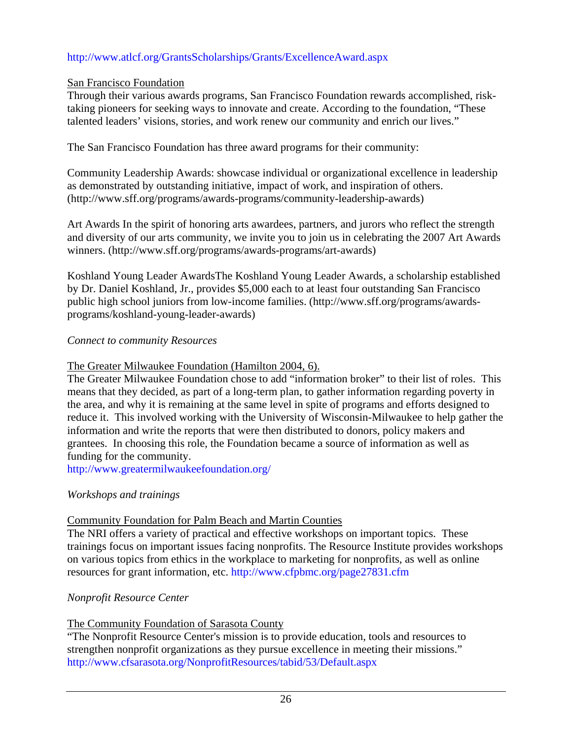http://www.atlcf.org/GrantsScholarships/Grants/ExcellenceAward.aspx

San Francisco Foundation

Through their various awards programs, San Francisco Foundation rewards accomplished, risk-taking pioneers for seeking ways to innovate and create. According to the foundation, "These talented leaders' visions, stories, and work renew our community and enrich our lives."

The San Francisco Foundation has three award programs for their community:

Community Leadership Awards: showcase individual or organizational excellence in leadership as demonstrated by outstanding initiative, impact of work, and inspiration of others. (http://www.sff.org/programs/awards-programs/community-leadership-awards)

Art Awards In the spirit of honoring arts awardees, partners, and jurors who reflect the strength and diversity of our arts community, we invite you to join us in celebrating the 2007 Art Awards winners. (http://www.sff.org/programs/awards-programs/art-awards)

Koshland Young Leader AwardsThe Koshland Young Leader Awards, a scholarship established by Dr. Daniel Koshland, Jr., provides $5,000 each to at least four outstanding San Francisco public high school juniors from low-income families. (http://www.sff.org/programs/awards-programs/koshland-young-leader-awards)

*Connect to community Resources*

The Greater Milwaukee Foundation (Hamilton 2004, 6).

The Greater Milwaukee Foundation chose to add "information broker" to their list of roles. This means that they decided, as part of a long-term plan, to gather information regarding poverty in the area, and why it is remaining at the same level in spite of programs and efforts designed to reduce it. This involved working with the University of Wisconsin-Milwaukee to help gather the information and write the reports that were then distributed to donors, policy makers and grantees. In choosing this role, the Foundation became a source of information as well as funding for the community.
http://www.greatermilwaukeefoundation.org/

*Workshops and trainings*

Community Foundation for Palm Beach and Martin Counties

The NRI offers a variety of practical and effective workshops on important topics. These trainings focus on important issues facing nonprofits. The Resource Institute provides workshops on various topics from ethics in the workplace to marketing for nonprofits, as well as online resources for grant information, etc. http://www.cfpbmc.org/page27831.cfm

*Nonprofit Resource Center*

The Community Foundation of Sarasota County

"The Nonprofit Resource Center's mission is to provide education, tools and resources to strengthen nonprofit organizations as they pursue excellence in meeting their missions."
http://www.cfsarasota.org/NonprofitResources/tabid/53/Default.aspx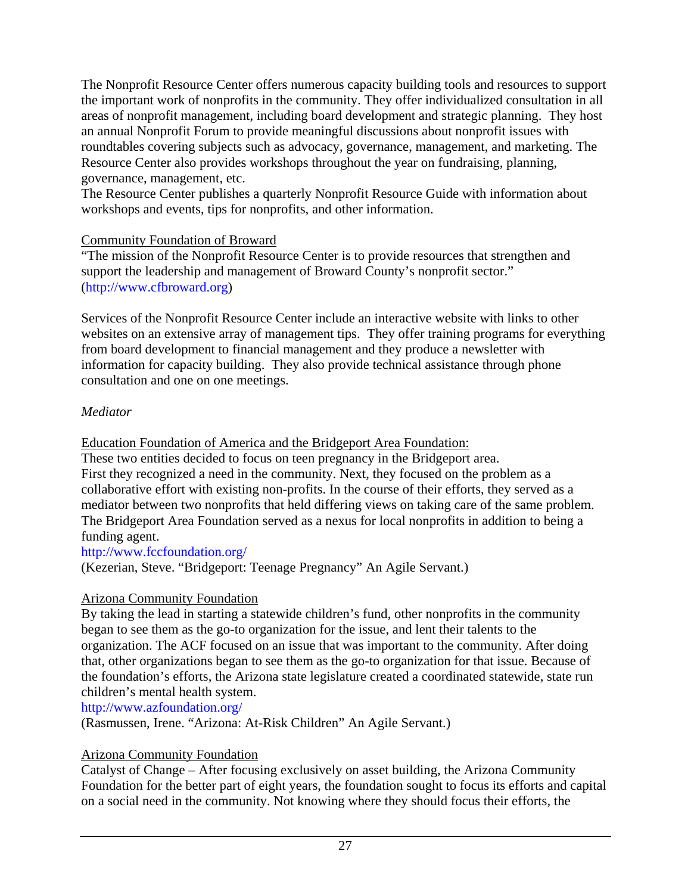The Nonprofit Resource Center offers numerous capacity building tools and resources to support the important work of nonprofits in the community. They offer individualized consultation in all areas of nonprofit management, including board development and strategic planning. They host an annual Nonprofit Forum to provide meaningful discussions about nonprofit issues with roundtables covering subjects such as advocacy, governance, management, and marketing. The Resource Center also provides workshops throughout the year on fundraising, planning, governance, management, etc.
The Resource Center publishes a quarterly Nonprofit Resource Guide with information about workshops and events, tips for nonprofits, and other information.

<u>Community Foundation of Broward</u>
"The mission of the Nonprofit Resource Center is to provide resources that strengthen and support the leadership and management of Broward County's nonprofit sector." (http://www.cfbroward.org)

Services of the Nonprofit Resource Center include an interactive website with links to other websites on an extensive array of management tips. They offer training programs for everything from board development to financial management and they produce a newsletter with information for capacity building. They also provide technical assistance through phone consultation and one on one meetings.

*Mediator*

<u>Education Foundation of America and the Bridgeport Area Foundation:</u>
These two entities decided to focus on teen pregnancy in the Bridgeport area.
First they recognized a need in the community. Next, they focused on the problem as a collaborative effort with existing non-profits. In the course of their efforts, they served as a mediator between two nonprofits that held differing views on taking care of the same problem. The Bridgeport Area Foundation served as a nexus for local nonprofits in addition to being a funding agent.
http://www.fccfoundation.org/
(Kezerian, Steve. "Bridgeport: Teenage Pregnancy" An Agile Servant.)

<u>Arizona Community Foundation</u>
By taking the lead in starting a statewide children's fund, other nonprofits in the community began to see them as the go-to organization for the issue, and lent their talents to the organization. The ACF focused on an issue that was important to the community. After doing that, other organizations began to see them as the go-to organization for that issue. Because of the foundation's efforts, the Arizona state legislature created a coordinated statewide, state run children's mental health system.
http://www.azfoundation.org/
(Rasmussen, Irene. "Arizona: At-Risk Children" An Agile Servant.)

<u>Arizona Community Foundation</u>
Catalyst of Change – After focusing exclusively on asset building, the Arizona Community Foundation for the better part of eight years, the foundation sought to focus its efforts and capital on a social need in the community. Not knowing where they should focus their efforts, the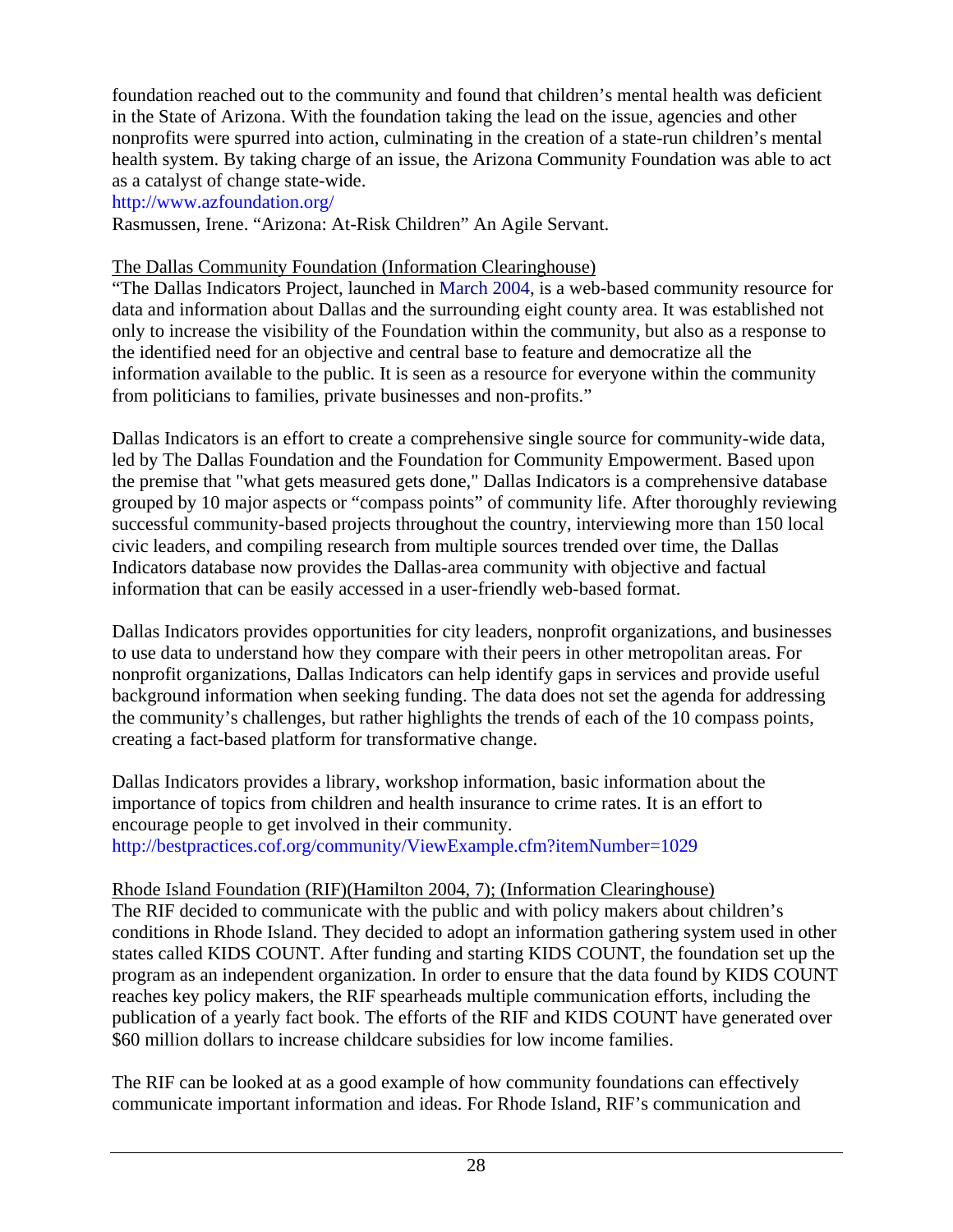foundation reached out to the community and found that children's mental health was deficient in the State of Arizona. With the foundation taking the lead on the issue, agencies and other nonprofits were spurred into action, culminating in the creation of a state-run children's mental health system. By taking charge of an issue, the Arizona Community Foundation was able to act as a catalyst of change state-wide.
http://www.azfoundation.org/
Rasmussen, Irene. "Arizona: At-Risk Children" An Agile Servant.

<u>The Dallas Community Foundation (Information Clearinghouse)</u>
"The Dallas Indicators Project, launched in March 2004, is a web-based community resource for data and information about Dallas and the surrounding eight county area. It was established not only to increase the visibility of the Foundation within the community, but also as a response to the identified need for an objective and central base to feature and democratize all the information available to the public. It is seen as a resource for everyone within the community from politicians to families, private businesses and non-profits."

Dallas Indicators is an effort to create a comprehensive single source for community-wide data, led by The Dallas Foundation and the Foundation for Community Empowerment. Based upon the premise that "what gets measured gets done," Dallas Indicators is a comprehensive database grouped by 10 major aspects or "compass points" of community life. After thoroughly reviewing successful community-based projects throughout the country, interviewing more than 150 local civic leaders, and compiling research from multiple sources trended over time, the Dallas Indicators database now provides the Dallas-area community with objective and factual information that can be easily accessed in a user-friendly web-based format.

Dallas Indicators provides opportunities for city leaders, nonprofit organizations, and businesses to use data to understand how they compare with their peers in other metropolitan areas. For nonprofit organizations, Dallas Indicators can help identify gaps in services and provide useful background information when seeking funding. The data does not set the agenda for addressing the community's challenges, but rather highlights the trends of each of the 10 compass points, creating a fact-based platform for transformative change.

Dallas Indicators provides a library, workshop information, basic information about the importance of topics from children and health insurance to crime rates. It is an effort to encourage people to get involved in their community.
http://bestpractices.cof.org/community/ViewExample.cfm?itemNumber=1029

<u>Rhode Island Foundation (RIF)(Hamilton 2004, 7); (Information Clearinghouse)</u>
The RIF decided to communicate with the public and with policy makers about children's conditions in Rhode Island. They decided to adopt an information gathering system used in other states called KIDS COUNT. After funding and starting KIDS COUNT, the foundation set up the program as an independent organization. In order to ensure that the data found by KIDS COUNT reaches key policy makers, the RIF spearheads multiple communication efforts, including the publication of a yearly fact book. The efforts of the RIF and KIDS COUNT have generated over $60 million dollars to increase childcare subsidies for low income families.

The RIF can be looked at as a good example of how community foundations can effectively communicate important information and ideas. For Rhode Island, RIF's communication and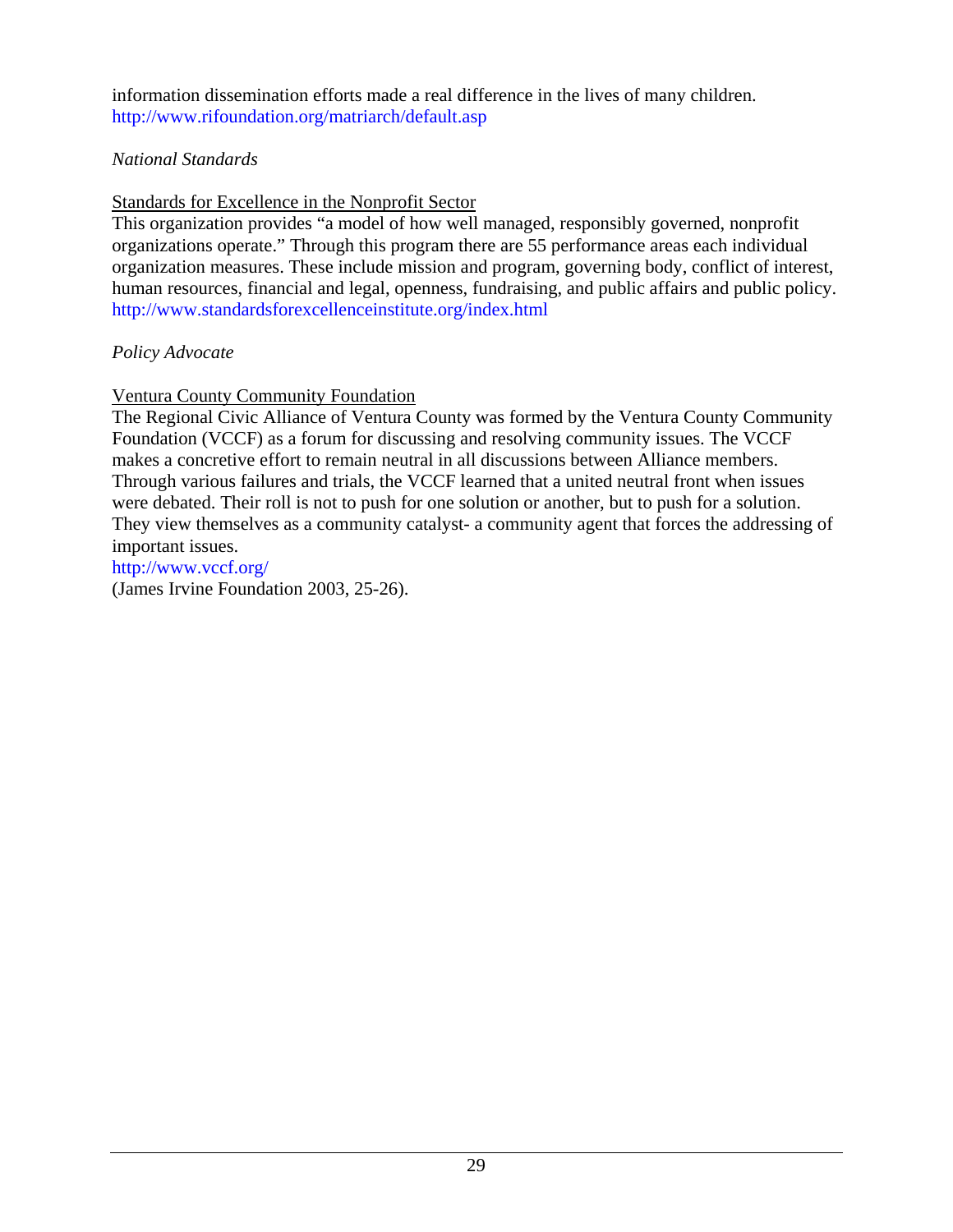information dissemination efforts made a real difference in the lives of many children.
http://www.rifoundation.org/matriarch/default.asp

*National Standards*

<u>Standards for Excellence in the Nonprofit Sector</u>
This organization provides "a model of how well managed, responsibly governed, nonprofit organizations operate." Through this program there are 55 performance areas each individual organization measures. These include mission and program, governing body, conflict of interest, human resources, financial and legal, openness, fundraising, and public affairs and public policy.
http://www.standardsforexcellenceinstitute.org/index.html

*Policy Advocate*

<u>Ventura County Community Foundation</u>
The Regional Civic Alliance of Ventura County was formed by the Ventura County Community Foundation (VCCF) as a forum for discussing and resolving community issues. The VCCF makes a concretive effort to remain neutral in all discussions between Alliance members. Through various failures and trials, the VCCF learned that a united neutral front when issues were debated. Their roll is not to push for one solution or another, but to push for a solution. They view themselves as a community catalyst- a community agent that forces the addressing of important issues.
http://www.vccf.org/
(James Irvine Foundation 2003, 25-26).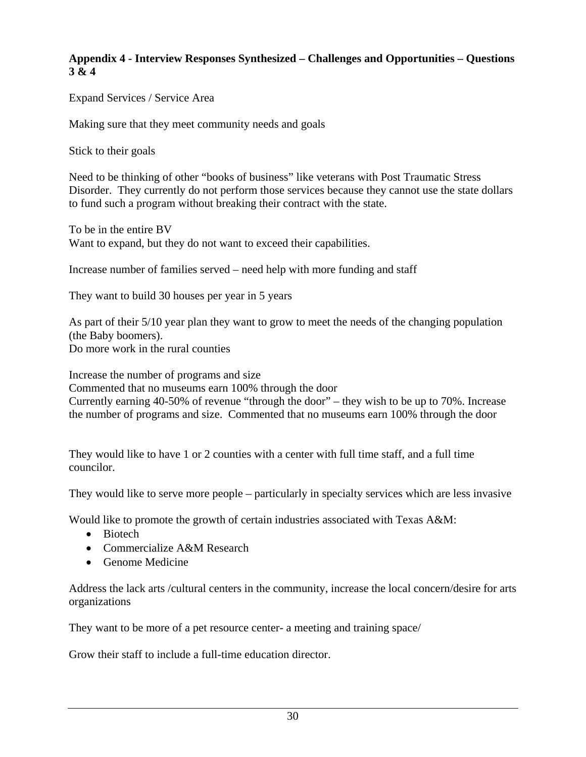**Appendix 4 - Interview Responses Synthesized – Challenges and Opportunities – Questions 3 & 4**

Expand Services / Service Area

Making sure that they meet community needs and goals

Stick to their goals

Need to be thinking of other “books of business” like veterans with Post Traumatic Stress Disorder. They currently do not perform those services because they cannot use the state dollars to fund such a program without breaking their contract with the state.

To be in the entire BV
Want to expand, but they do not want to exceed their capabilities.

Increase number of families served – need help with more funding and staff

They want to build 30 houses per year in 5 years

As part of their 5/10 year plan they want to grow to meet the needs of the changing population (the Baby boomers).
Do more work in the rural counties

Increase the number of programs and size
Commented that no museums earn 100% through the door
Currently earning 40-50% of revenue “through the door” – they wish to be up to 70%. Increase the number of programs and size. Commented that no museums earn 100% through the door

They would like to have 1 or 2 counties with a center with full time staff, and a full time councilor.

They would like to serve more people – particularly in specialty services which are less invasive

Would like to promote the growth of certain industries associated with Texas A&M:

- Biotech
- Commercialize A&M Research
- Genome Medicine

Address the lack arts /cultural centers in the community, increase the local concern/desire for arts organizations

They want to be more of a pet resource center- a meeting and training space/

Grow their staff to include a full-time education director.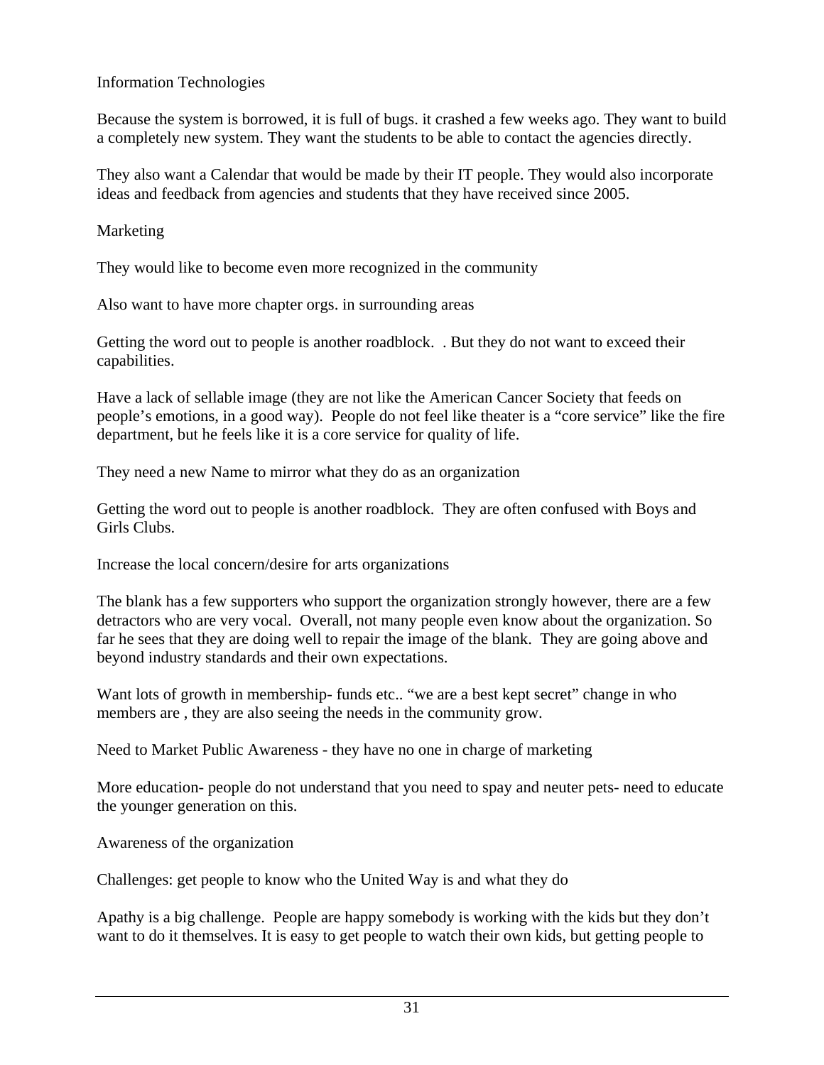Information Technologies

Because the system is borrowed, it is full of bugs. it crashed a few weeks ago. They want to build a completely new system. They want the students to be able to contact the agencies directly.

They also want a Calendar that would be made by their IT people. They would also incorporate ideas and feedback from agencies and students that they have received since 2005.

Marketing

They would like to become even more recognized in the community

Also want to have more chapter orgs. in surrounding areas

Getting the word out to people is another roadblock.  . But they do not want to exceed their capabilities.

Have a lack of sellable image (they are not like the American Cancer Society that feeds on people's emotions, in a good way).  People do not feel like theater is a "core service" like the fire department, but he feels like it is a core service for quality of life.

They need a new Name to mirror what they do as an organization

Getting the word out to people is another roadblock.  They are often confused with Boys and Girls Clubs.

Increase the local concern/desire for arts organizations

The blank has a few supporters who support the organization strongly however, there are a few detractors who are very vocal.  Overall, not many people even know about the organization. So far he sees that they are doing well to repair the image of the blank.  They are going above and beyond industry standards and their own expectations.

Want lots of growth in membership- funds etc.. "we are a best kept secret" change in who members are , they are also seeing the needs in the community grow.

Need to Market Public Awareness - they have no one in charge of marketing

More education- people do not understand that you need to spay and neuter pets- need to educate the younger generation on this.

Awareness of the organization

Challenges: get people to know who the United Way is and what they do

Apathy is a big challenge.  People are happy somebody is working with the kids but they don't want to do it themselves. It is easy to get people to watch their own kids, but getting people to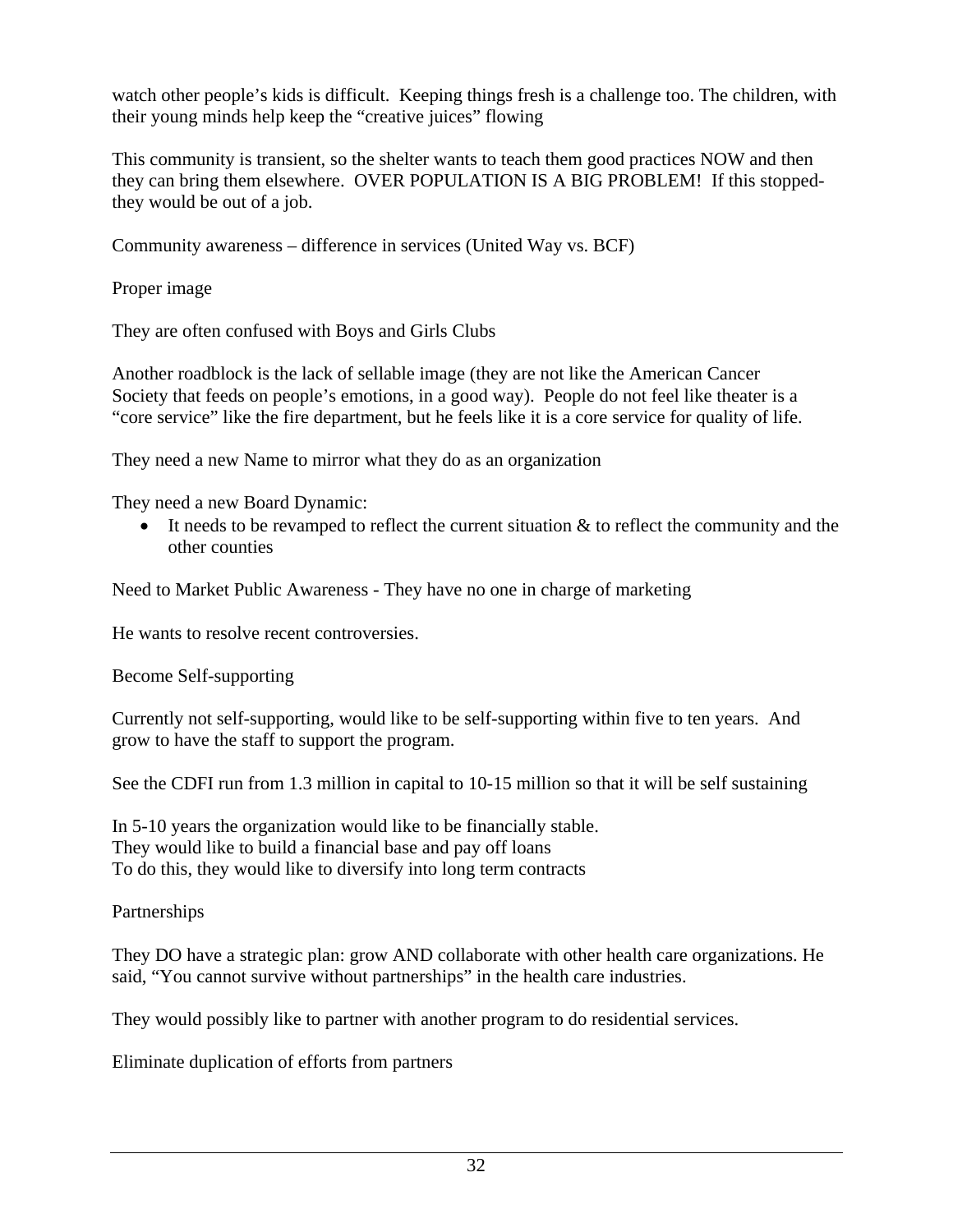watch other people's kids is difficult. Keeping things fresh is a challenge too. The children, with their young minds help keep the "creative juices" flowing

This community is transient, so the shelter wants to teach them good practices NOW and then they can bring them elsewhere. OVER POPULATION IS A BIG PROBLEM! If this stopped- they would be out of a job.

Community awareness – difference in services (United Way vs. BCF)

Proper image

They are often confused with Boys and Girls Clubs

Another roadblock is the lack of sellable image (they are not like the American Cancer Society that feeds on people's emotions, in a good way). People do not feel like theater is a "core service" like the fire department, but he feels like it is a core service for quality of life.

They need a new Name to mirror what they do as an organization

They need a new Board Dynamic:

- It needs to be revamped to reflect the current situation & to reflect the community and the other counties

Need to Market Public Awareness - They have no one in charge of marketing

He wants to resolve recent controversies.

Become Self-supporting

Currently not self-supporting, would like to be self-supporting within five to ten years. And grow to have the staff to support the program.

See the CDFI run from 1.3 million in capital to 10-15 million so that it will be self sustaining

In 5-10 years the organization would like to be financially stable.
They would like to build a financial base and pay off loans
To do this, they would like to diversify into long term contracts

Partnerships

They DO have a strategic plan: grow AND collaborate with other health care organizations. He said, "You cannot survive without partnerships" in the health care industries.

They would possibly like to partner with another program to do residential services.

Eliminate duplication of efforts from partners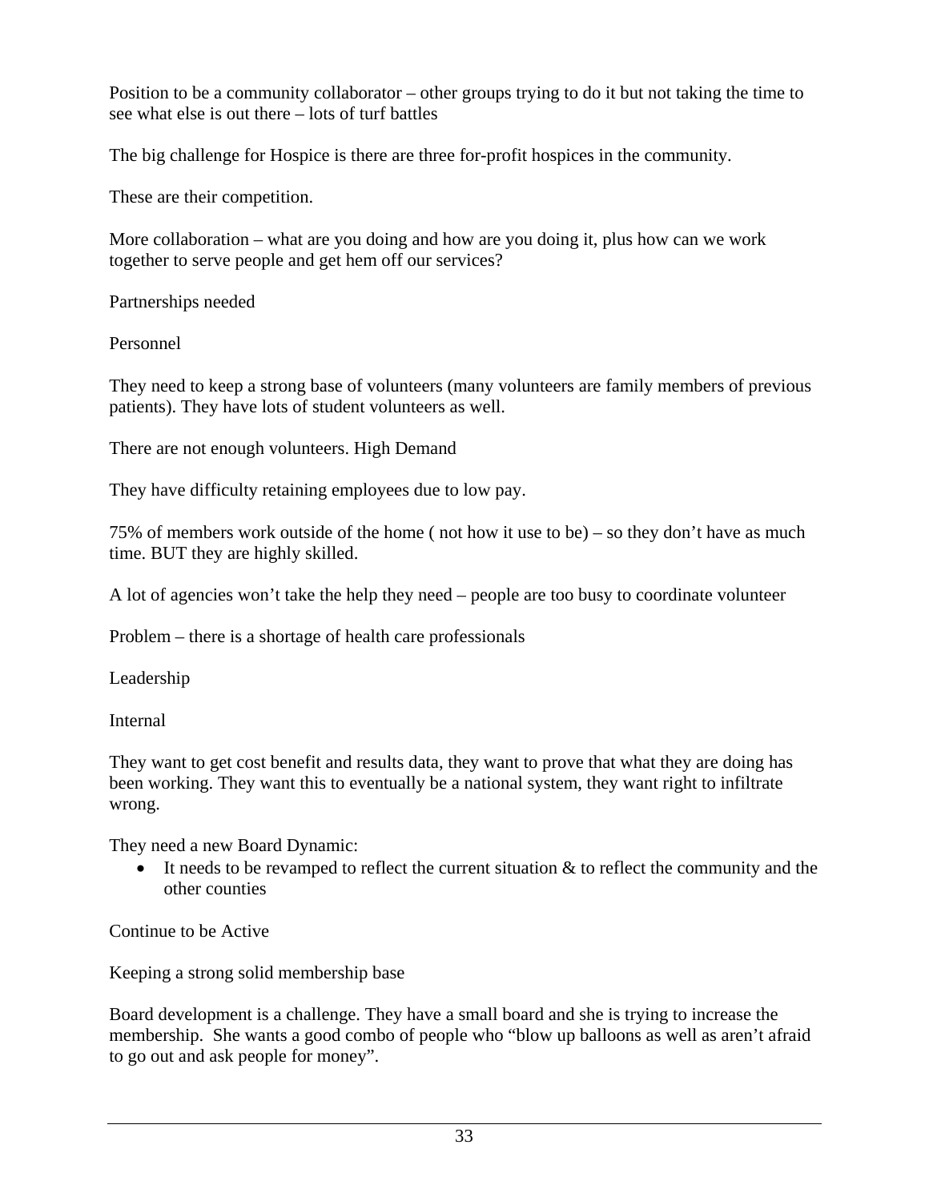Position to be a community collaborator – other groups trying to do it but not taking the time to see what else is out there – lots of turf battles

The big challenge for Hospice is there are three for-profit hospices in the community.

These are their competition.

More collaboration – what are you doing and how are you doing it, plus how can we work together to serve people and get hem off our services?

Partnerships needed

Personnel

They need to keep a strong base of volunteers (many volunteers are family members of previous patients). They have lots of student volunteers as well.

There are not enough volunteers. High Demand

They have difficulty retaining employees due to low pay.

75% of members work outside of the home ( not how it use to be) – so they don't have as much time. BUT they are highly skilled.

A lot of agencies won't take the help they need – people are too busy to coordinate volunteer

Problem – there is a shortage of health care professionals

Leadership

Internal

They want to get cost benefit and results data, they want to prove that what they are doing has been working. They want this to eventually be a national system, they want right to infiltrate wrong.

They need a new Board Dynamic:

- It needs to be revamped to reflect the current situation & to reflect the community and the other counties

Continue to be Active

Keeping a strong solid membership base

Board development is a challenge. They have a small board and she is trying to increase the membership. She wants a good combo of people who "blow up balloons as well as aren't afraid to go out and ask people for money".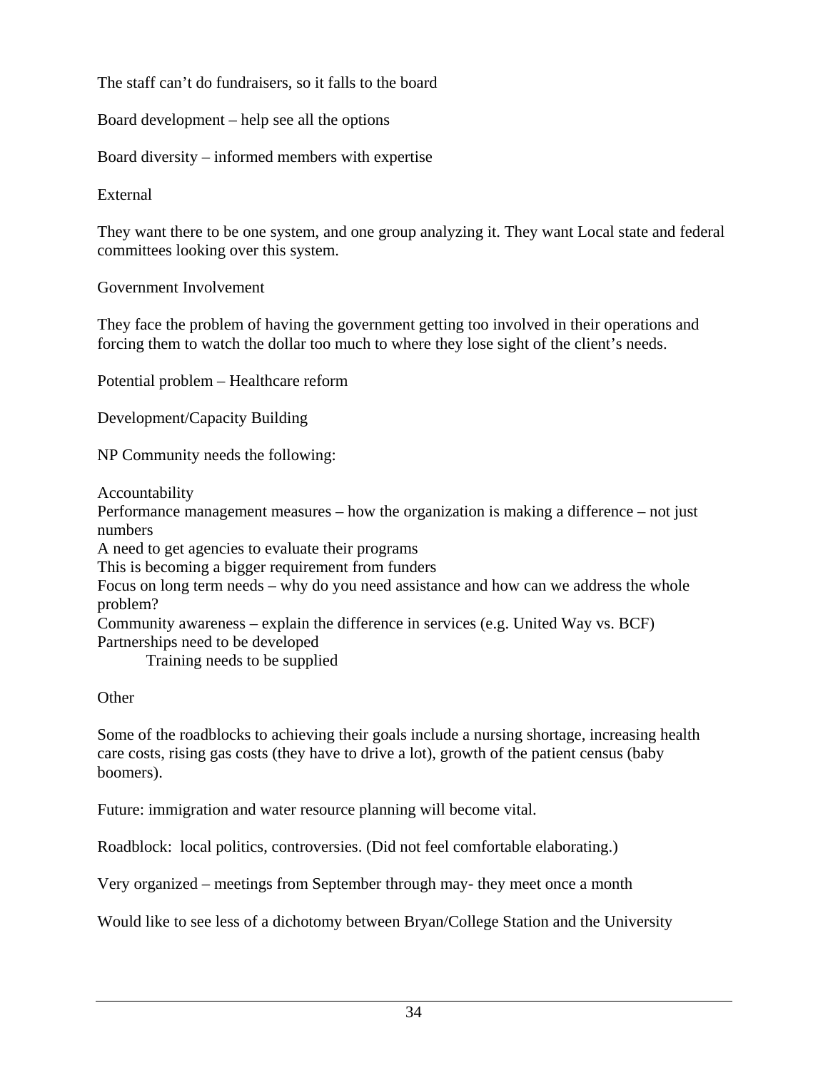The staff can't do fundraisers, so it falls to the board

Board development – help see all the options

Board diversity – informed members with expertise

External

They want there to be one system, and one group analyzing it. They want Local state and federal committees looking over this system.

Government Involvement

They face the problem of having the government getting too involved in their operations and forcing them to watch the dollar too much to where they lose sight of the client's needs.

Potential problem – Healthcare reform

Development/Capacity Building

NP Community needs the following:

Accountability
Performance management measures – how the organization is making a difference – not just numbers
A need to get agencies to evaluate their programs
This is becoming a bigger requirement from funders
Focus on long term needs – why do you need assistance and how can we address the whole problem?
Community awareness – explain the difference in services (e.g. United Way vs. BCF)
Partnerships need to be developed
    Training needs to be supplied

Other

Some of the roadblocks to achieving their goals include a nursing shortage, increasing health care costs, rising gas costs (they have to drive a lot), growth of the patient census (baby boomers).

Future: immigration and water resource planning will become vital.

Roadblock: local politics, controversies. (Did not feel comfortable elaborating.)

Very organized – meetings from September through may- they meet once a month

Would like to see less of a dichotomy between Bryan/College Station and the University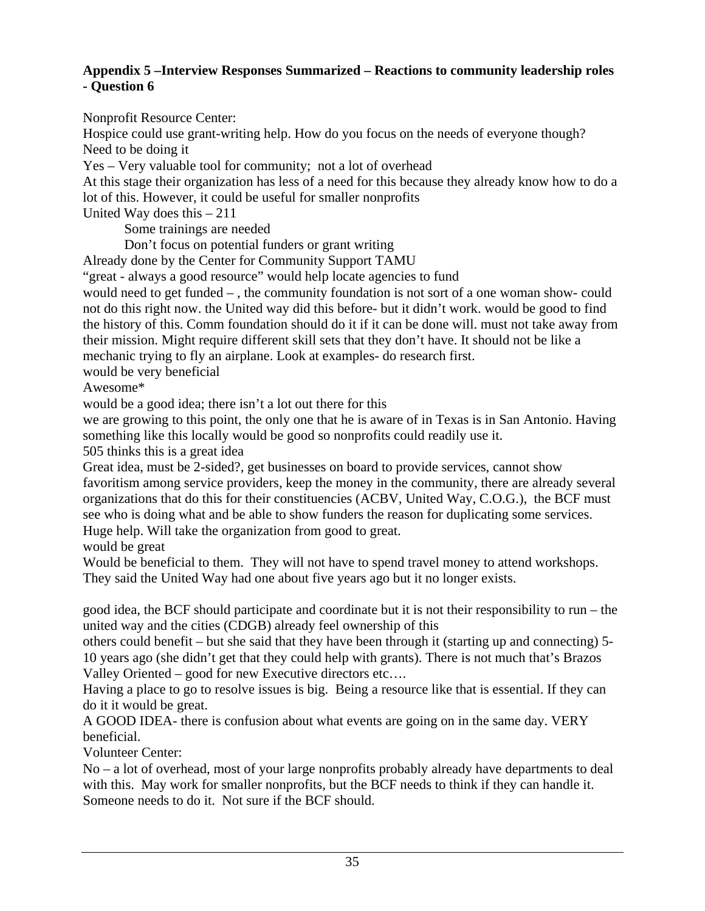**Appendix 5 –Interview Responses Summarized – Reactions to community leadership roles - Question 6**

Nonprofit Resource Center:

Hospice could use grant-writing help. How do you focus on the needs of everyone though?

Need to be doing it

Yes – Very valuable tool for community; not a lot of overhead

At this stage their organization has less of a need for this because they already know how to do a lot of this. However, it could be useful for smaller nonprofits

United Way does this – 211

Some trainings are needed

Don't focus on potential funders or grant writing

Already done by the Center for Community Support TAMU

"great - always a good resource" would help locate agencies to fund

would need to get funded – , the community foundation is not sort of a one woman show- could not do this right now. the United way did this before- but it didn't work. would be good to find the history of this. Comm foundation should do it if it can be done will. must not take away from their mission. Might require different skill sets that they don't have. It should not be like a mechanic trying to fly an airplane. Look at examples- do research first.

would be very beneficial

Awesome*

would be a good idea; there isn't a lot out there for this

we are growing to this point, the only one that he is aware of in Texas is in San Antonio. Having something like this locally would be good so nonprofits could readily use it.

505 thinks this is a great idea

Great idea, must be 2-sided?, get businesses on board to provide services, cannot show favoritism among service providers, keep the money in the community, there are already several organizations that do this for their constituencies (ACBV, United Way, C.O.G.), the BCF must see who is doing what and be able to show funders the reason for duplicating some services.

Huge help. Will take the organization from good to great.

would be great

Would be beneficial to them. They will not have to spend travel money to attend workshops. They said the United Way had one about five years ago but it no longer exists.

good idea, the BCF should participate and coordinate but it is not their responsibility to run – the united way and the cities (CDGB) already feel ownership of this

others could benefit – but she said that they have been through it (starting up and connecting) 5-10 years ago (she didn't get that they could help with grants). There is not much that's Brazos Valley Oriented – good for new Executive directors etc….

Having a place to go to resolve issues is big. Being a resource like that is essential. If they can do it it would be great.

A GOOD IDEA- there is confusion about what events are going on in the same day. VERY beneficial.

Volunteer Center:

No – a lot of overhead, most of your large nonprofits probably already have departments to deal with this. May work for smaller nonprofits, but the BCF needs to think if they can handle it. Someone needs to do it. Not sure if the BCF should.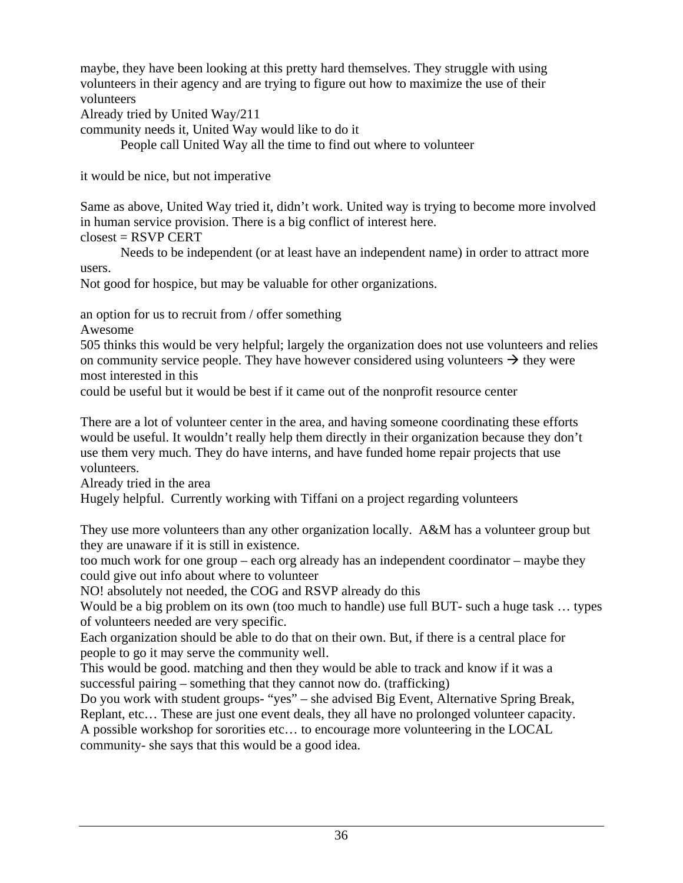maybe, they have been looking at this pretty hard themselves. They struggle with using volunteers in their agency and are trying to figure out how to maximize the use of their volunteers

Already tried by United Way/211

community needs it, United Way would like to do it

People call United Way all the time to find out where to volunteer

it would be nice, but not imperative

Same as above, United Way tried it, didn't work. United way is trying to become more involved in human service provision. There is a big conflict of interest here.

closest = RSVP CERT

Needs to be independent (or at least have an independent name) in order to attract more users.

Not good for hospice, but may be valuable for other organizations.

an option for us to recruit from / offer something

Awesome

505 thinks this would be very helpful; largely the organization does not use volunteers and relies on community service people. They have however considered using volunteers → they were most interested in this

could be useful but it would be best if it came out of the nonprofit resource center

There are a lot of volunteer center in the area, and having someone coordinating these efforts would be useful. It wouldn't really help them directly in their organization because they don't use them very much. They do have interns, and have funded home repair projects that use volunteers.

Already tried in the area

Hugely helpful. Currently working with Tiffani on a project regarding volunteers

They use more volunteers than any other organization locally. A&M has a volunteer group but they are unaware if it is still in existence.

too much work for one group – each org already has an independent coordinator – maybe they could give out info about where to volunteer

NO! absolutely not needed, the COG and RSVP already do this

Would be a big problem on its own (too much to handle) use full BUT- such a huge task … types of volunteers needed are very specific.

Each organization should be able to do that on their own. But, if there is a central place for people to go it may serve the community well.

This would be good. matching and then they would be able to track and know if it was a successful pairing – something that they cannot now do. (trafficking)

Do you work with student groups- "yes" – she advised Big Event, Alternative Spring Break, Replant, etc… These are just one event deals, they all have no prolonged volunteer capacity.

A possible workshop for sororities etc… to encourage more volunteering in the LOCAL community- she says that this would be a good idea.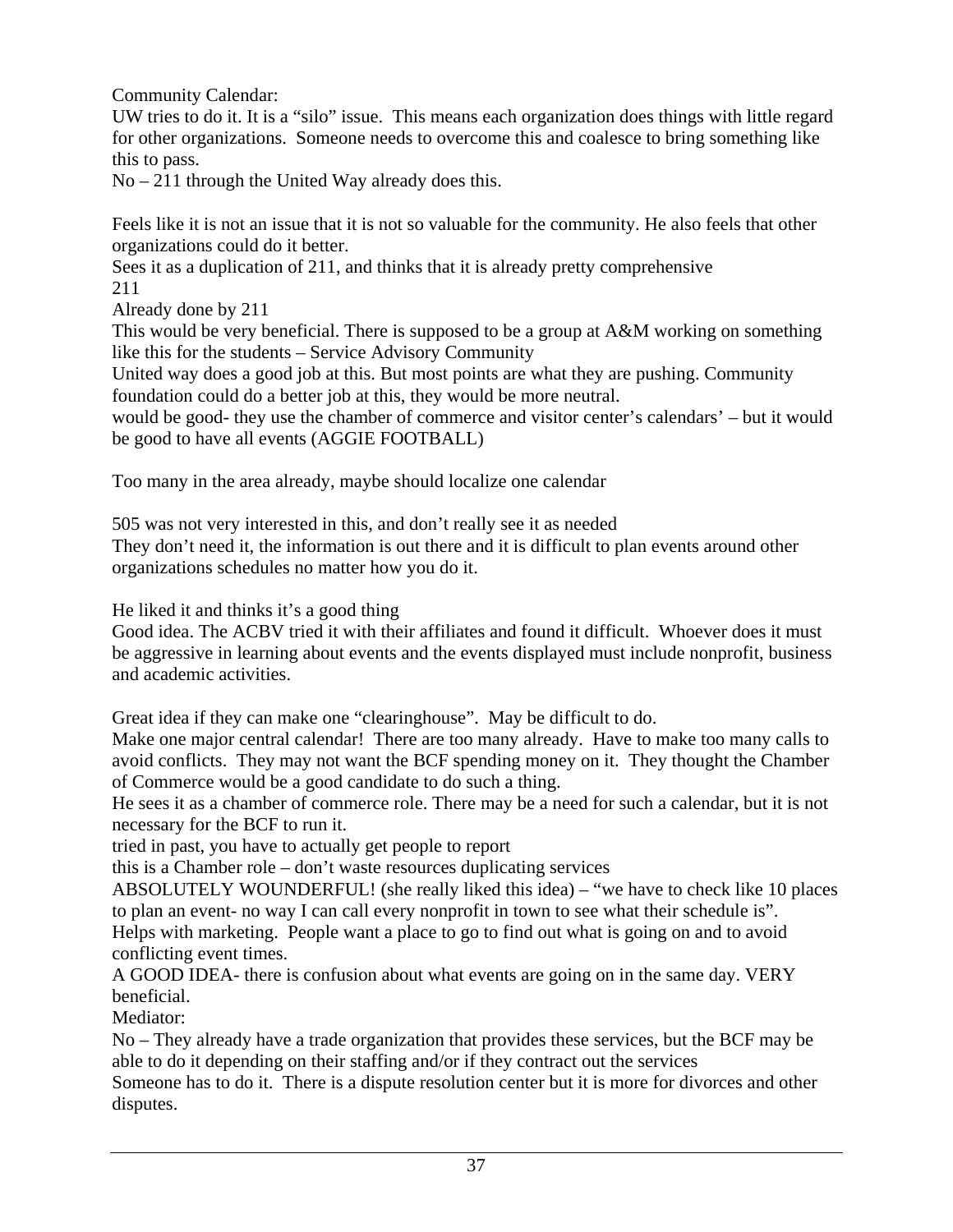Community Calendar:

UW tries to do it. It is a "silo" issue. This means each organization does things with little regard for other organizations. Someone needs to overcome this and coalesce to bring something like this to pass.

No – 211 through the United Way already does this.

Feels like it is not an issue that it is not so valuable for the community. He also feels that other organizations could do it better.

Sees it as a duplication of 211, and thinks that it is already pretty comprehensive

211

Already done by 211

This would be very beneficial. There is supposed to be a group at A&M working on something like this for the students – Service Advisory Community

United way does a good job at this. But most points are what they are pushing. Community foundation could do a better job at this, they would be more neutral.

would be good- they use the chamber of commerce and visitor center's calendars' – but it would be good to have all events (AGGIE FOOTBALL)

Too many in the area already, maybe should localize one calendar

505 was not very interested in this, and don't really see it as needed

They don't need it, the information is out there and it is difficult to plan events around other organizations schedules no matter how you do it.

He liked it and thinks it's a good thing

Good idea. The ACBV tried it with their affiliates and found it difficult. Whoever does it must be aggressive in learning about events and the events displayed must include nonprofit, business and academic activities.

Great idea if they can make one "clearinghouse". May be difficult to do.

Make one major central calendar! There are too many already. Have to make too many calls to avoid conflicts. They may not want the BCF spending money on it. They thought the Chamber of Commerce would be a good candidate to do such a thing.

He sees it as a chamber of commerce role. There may be a need for such a calendar, but it is not necessary for the BCF to run it.

tried in past, you have to actually get people to report

this is a Chamber role – don't waste resources duplicating services

ABSOLUTELY WOUNDERFUL! (she really liked this idea) – "we have to check like 10 places to plan an event- no way I can call every nonprofit in town to see what their schedule is".

Helps with marketing. People want a place to go to find out what is going on and to avoid conflicting event times.

A GOOD IDEA- there is confusion about what events are going on in the same day. VERY beneficial.

Mediator:

No – They already have a trade organization that provides these services, but the BCF may be able to do it depending on their staffing and/or if they contract out the services

Someone has to do it. There is a dispute resolution center but it is more for divorces and other disputes.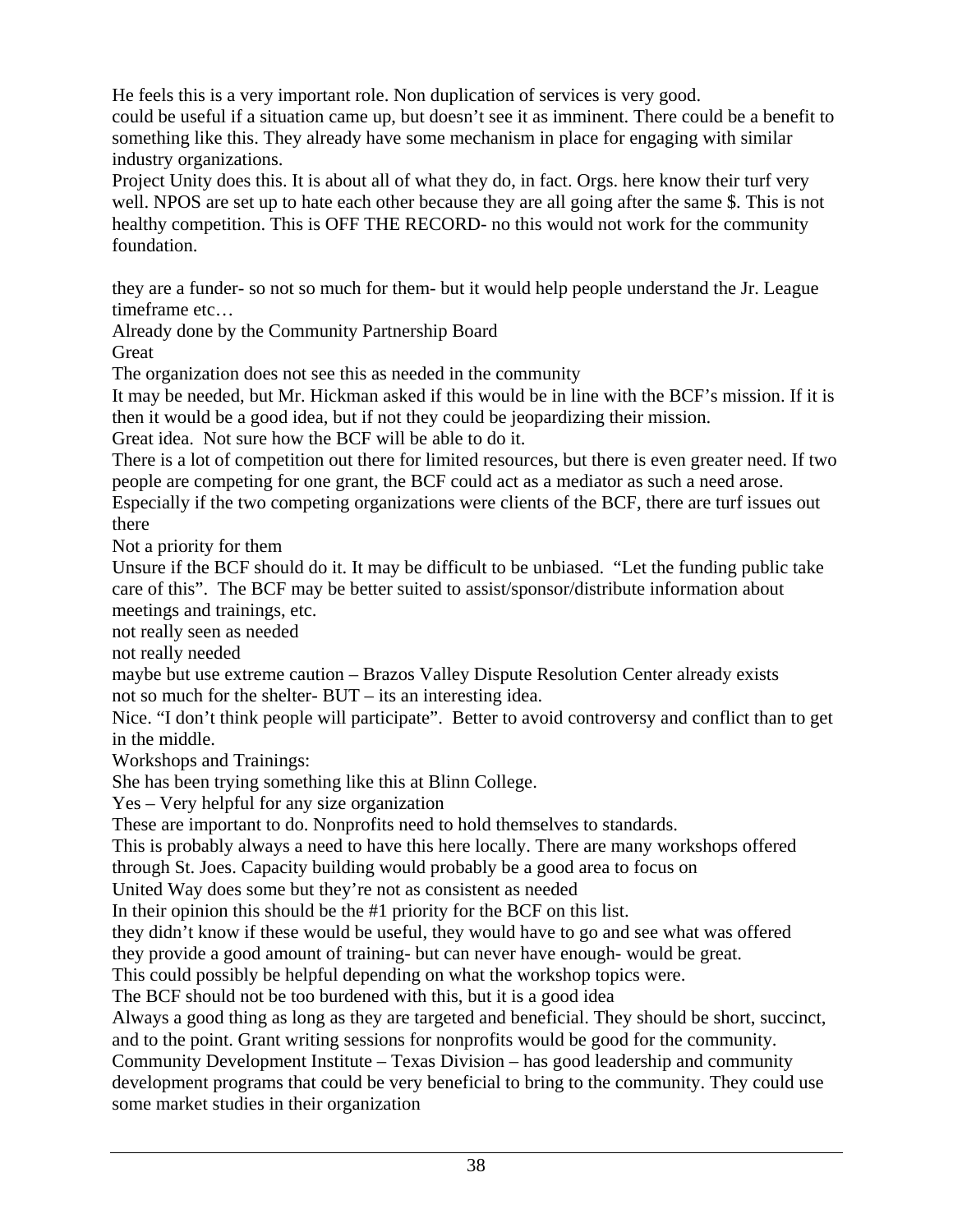He feels this is a very important role. Non duplication of services is very good.

could be useful if a situation came up, but doesn't see it as imminent. There could be a benefit to something like this. They already have some mechanism in place for engaging with similar industry organizations.

Project Unity does this. It is about all of what they do, in fact. Orgs. here know their turf very well. NPOS are set up to hate each other because they are all going after the same $. This is not healthy competition. This is OFF THE RECORD- no this would not work for the community foundation.

they are a funder- so not so much for them- but it would help people understand the Jr. League timeframe etc…

Already done by the Community Partnership Board

Great

The organization does not see this as needed in the community

It may be needed, but Mr. Hickman asked if this would be in line with the BCF's mission. If it is then it would be a good idea, but if not they could be jeopardizing their mission.

Great idea. Not sure how the BCF will be able to do it.

There is a lot of competition out there for limited resources, but there is even greater need. If two people are competing for one grant, the BCF could act as a mediator as such a need arose. Especially if the two competing organizations were clients of the BCF, there are turf issues out there

Not a priority for them

Unsure if the BCF should do it. It may be difficult to be unbiased. "Let the funding public take care of this". The BCF may be better suited to assist/sponsor/distribute information about meetings and trainings, etc.

not really seen as needed

not really needed

maybe but use extreme caution – Brazos Valley Dispute Resolution Center already exists

not so much for the shelter- BUT – its an interesting idea.

Nice. "I don't think people will participate". Better to avoid controversy and conflict than to get in the middle.

Workshops and Trainings:

She has been trying something like this at Blinn College.

Yes – Very helpful for any size organization

These are important to do. Nonprofits need to hold themselves to standards.

This is probably always a need to have this here locally. There are many workshops offered through St. Joes. Capacity building would probably be a good area to focus on

United Way does some but they're not as consistent as needed

In their opinion this should be the #1 priority for the BCF on this list.

they didn't know if these would be useful, they would have to go and see what was offered

they provide a good amount of training- but can never have enough- would be great.

This could possibly be helpful depending on what the workshop topics were.

The BCF should not be too burdened with this, but it is a good idea

Always a good thing as long as they are targeted and beneficial. They should be short, succinct, and to the point. Grant writing sessions for nonprofits would be good for the community.

Community Development Institute – Texas Division – has good leadership and community development programs that could be very beneficial to bring to the community. They could use some market studies in their organization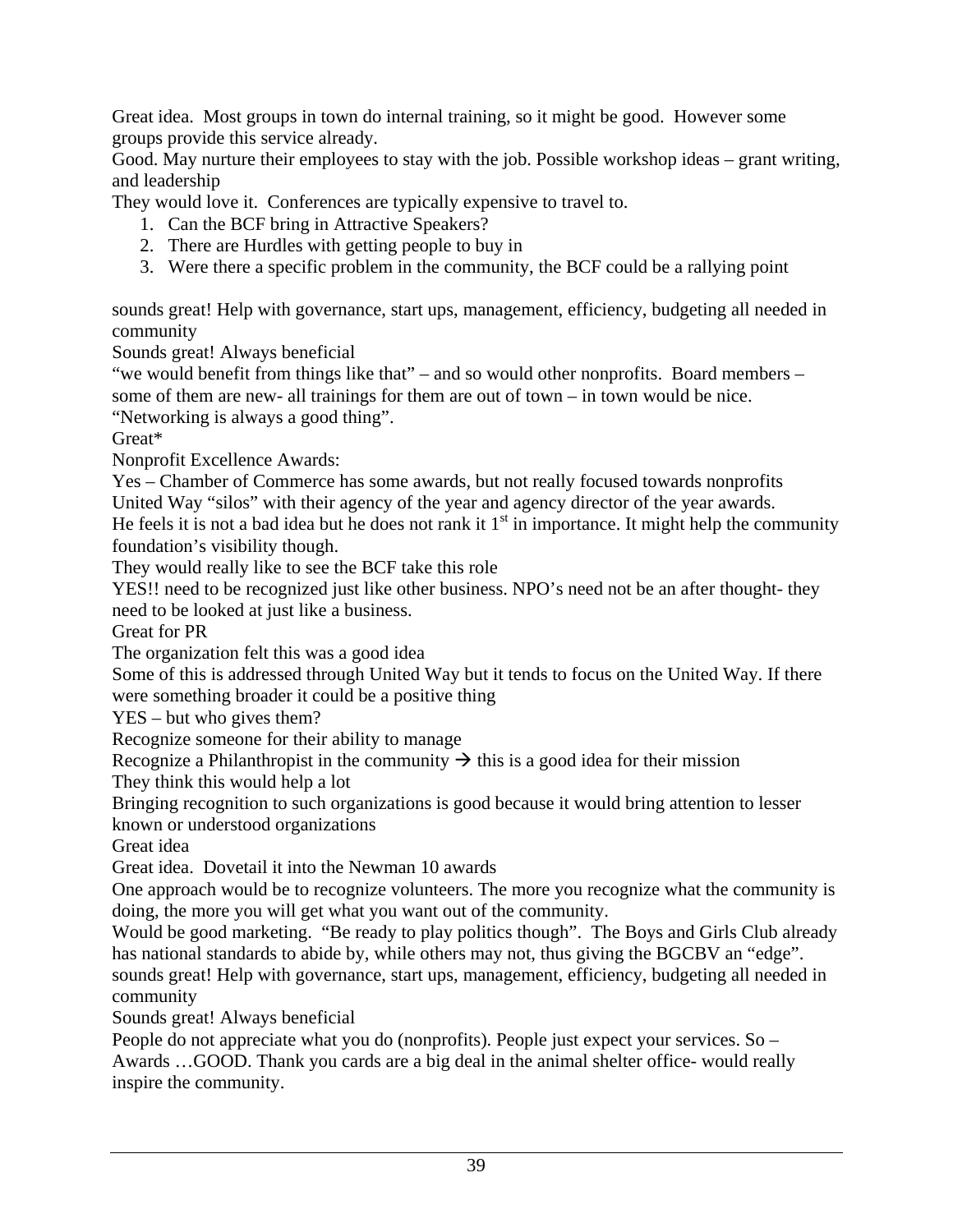Great idea. Most groups in town do internal training, so it might be good. However some groups provide this service already.

Good. May nurture their employees to stay with the job. Possible workshop ideas – grant writing, and leadership

They would love it. Conferences are typically expensive to travel to.

1. Can the BCF bring in Attractive Speakers?
2. There are Hurdles with getting people to buy in
3. Were there a specific problem in the community, the BCF could be a rallying point

sounds great! Help with governance, start ups, management, efficiency, budgeting all needed in community

Sounds great! Always beneficial

"we would benefit from things like that" – and so would other nonprofits. Board members – some of them are new- all trainings for them are out of town – in town would be nice.

"Networking is always a good thing".

Great*

Nonprofit Excellence Awards:

Yes – Chamber of Commerce has some awards, but not really focused towards nonprofits

United Way "silos" with their agency of the year and agency director of the year awards.

He feels it is not a bad idea but he does not rank it 1st in importance. It might help the community foundation's visibility though.

They would really like to see the BCF take this role

YES!! need to be recognized just like other business. NPO's need not be an after thought- they need to be looked at just like a business.

Great for PR

The organization felt this was a good idea

Some of this is addressed through United Way but it tends to focus on the United Way. If there were something broader it could be a positive thing

YES – but who gives them?

Recognize someone for their ability to manage

Recognize a Philanthropist in the community → this is a good idea for their mission

They think this would help a lot

Bringing recognition to such organizations is good because it would bring attention to lesser known or understood organizations

Great idea

Great idea. Dovetail it into the Newman 10 awards

One approach would be to recognize volunteers. The more you recognize what the community is doing, the more you will get what you want out of the community.

Would be good marketing. "Be ready to play politics though". The Boys and Girls Club already has national standards to abide by, while others may not, thus giving the BGCBV an "edge".

sounds great! Help with governance, start ups, management, efficiency, budgeting all needed in community

Sounds great! Always beneficial

People do not appreciate what you do (nonprofits). People just expect your services. So – Awards …GOOD. Thank you cards are a big deal in the animal shelter office- would really inspire the community.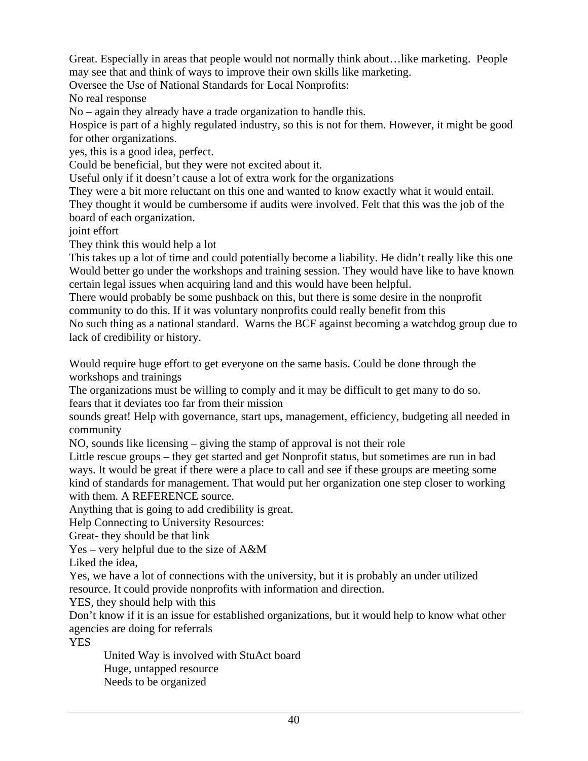Great. Especially in areas that people would not normally think about…like marketing. People may see that and think of ways to improve their own skills like marketing.

Oversee the Use of National Standards for Local Nonprofits:

No real response

No – again they already have a trade organization to handle this.

Hospice is part of a highly regulated industry, so this is not for them. However, it might be good for other organizations.

yes, this is a good idea, perfect.

Could be beneficial, but they were not excited about it.

Useful only if it doesn't cause a lot of extra work for the organizations

They were a bit more reluctant on this one and wanted to know exactly what it would entail. They thought it would be cumbersome if audits were involved. Felt that this was the job of the board of each organization.

joint effort

They think this would help a lot

This takes up a lot of time and could potentially become a liability. He didn't really like this one

Would better go under the workshops and training session. They would have like to have known certain legal issues when acquiring land and this would have been helpful.

There would probably be some pushback on this, but there is some desire in the nonprofit community to do this. If it was voluntary nonprofits could really benefit from this

No such thing as a national standard. Warns the BCF against becoming a watchdog group due to lack of credibility or history.

Would require huge effort to get everyone on the same basis. Could be done through the workshops and trainings

The organizations must be willing to comply and it may be difficult to get many to do so.

fears that it deviates too far from their mission

sounds great! Help with governance, start ups, management, efficiency, budgeting all needed in community

NO, sounds like licensing – giving the stamp of approval is not their role

Little rescue groups – they get started and get Nonprofit status, but sometimes are run in bad ways. It would be great if there were a place to call and see if these groups are meeting some kind of standards for management. That would put her organization one step closer to working with them. A REFERENCE source.

Anything that is going to add credibility is great.

Help Connecting to University Resources:

Great- they should be that link

Yes – very helpful due to the size of A&M

Liked the idea,

Yes, we have a lot of connections with the university, but it is probably an under utilized resource. It could provide nonprofits with information and direction.

YES, they should help with this

Don't know if it is an issue for established organizations, but it would help to know what other agencies are doing for referrals

YES

- United Way is involved with StuAct board
- Huge, untapped resource
- Needs to be organized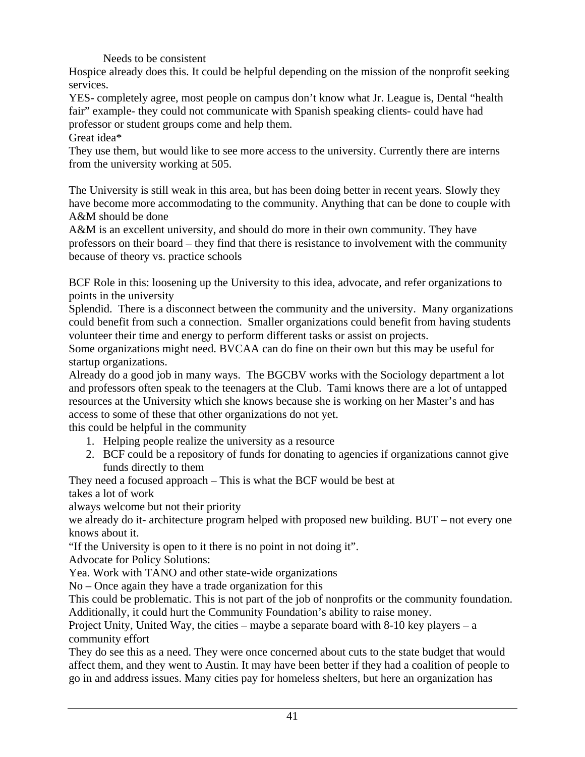Needs to be consistent

Hospice already does this. It could be helpful depending on the mission of the nonprofit seeking services.

YES- completely agree, most people on campus don't know what Jr. League is, Dental "health fair" example- they could not communicate with Spanish speaking clients- could have had professor or student groups come and help them.

Great idea*

They use them, but would like to see more access to the university. Currently there are interns from the university working at 505.

The University is still weak in this area, but has been doing better in recent years. Slowly they have become more accommodating to the community. Anything that can be done to couple with A&M should be done

A&M is an excellent university, and should do more in their own community. They have professors on their board – they find that there is resistance to involvement with the community because of theory vs. practice schools

BCF Role in this: loosening up the University to this idea, advocate, and refer organizations to points in the university

Splendid. There is a disconnect between the community and the university. Many organizations could benefit from such a connection. Smaller organizations could benefit from having students volunteer their time and energy to perform different tasks or assist on projects.

Some organizations might need. BVCAA can do fine on their own but this may be useful for startup organizations.

Already do a good job in many ways. The BGCBV works with the Sociology department a lot and professors often speak to the teenagers at the Club. Tami knows there are a lot of untapped resources at the University which she knows because she is working on her Master's and has access to some of these that other organizations do not yet.

this could be helpful in the community

1. Helping people realize the university as a resource
2. BCF could be a repository of funds for donating to agencies if organizations cannot give funds directly to them

They need a focused approach – This is what the BCF would be best at

takes a lot of work

always welcome but not their priority

we already do it- architecture program helped with proposed new building. BUT – not every one knows about it.

"If the University is open to it there is no point in not doing it".

Advocate for Policy Solutions:

Yea. Work with TANO and other state-wide organizations

No – Once again they have a trade organization for this

This could be problematic. This is not part of the job of nonprofits or the community foundation. Additionally, it could hurt the Community Foundation's ability to raise money.

Project Unity, United Way, the cities – maybe a separate board with 8-10 key players – a community effort

They do see this as a need. They were once concerned about cuts to the state budget that would affect them, and they went to Austin. It may have been better if they had a coalition of people to go in and address issues. Many cities pay for homeless shelters, but here an organization has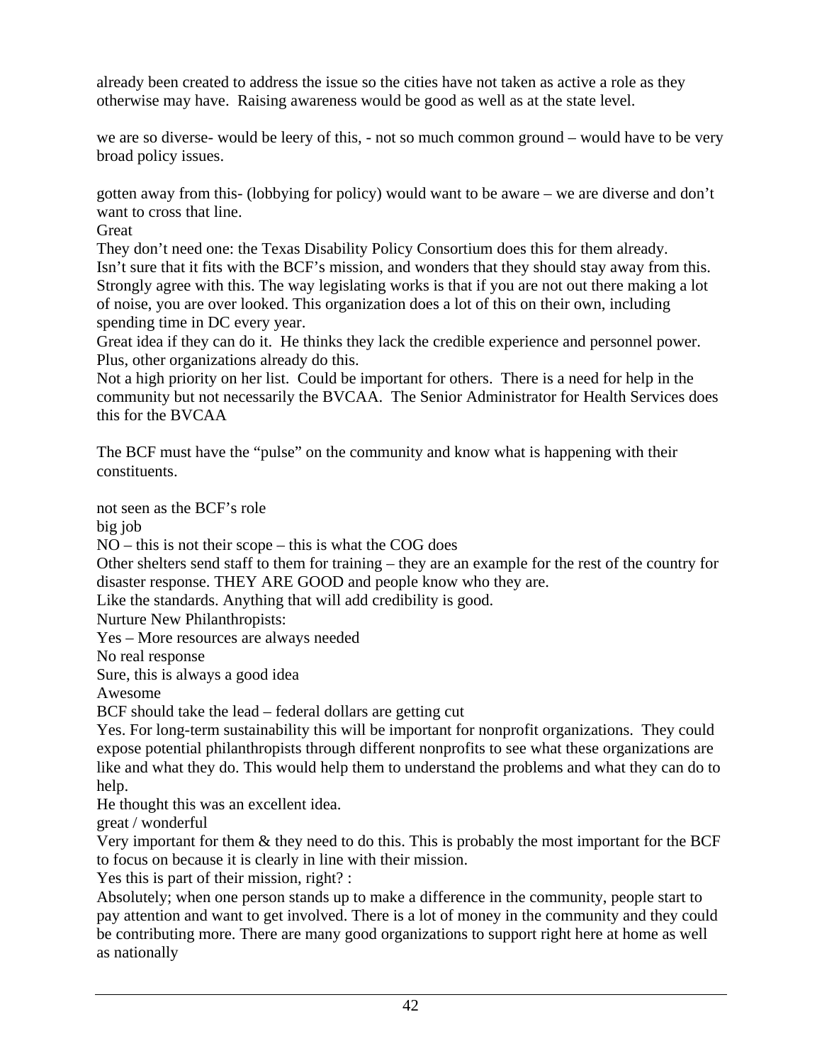already been created to address the issue so the cities have not taken as active a role as they otherwise may have. Raising awareness would be good as well as at the state level.

we are so diverse- would be leery of this, - not so much common ground – would have to be very broad policy issues.

gotten away from this- (lobbying for policy) would want to be aware – we are diverse and don't want to cross that line.
Great
They don't need one: the Texas Disability Policy Consortium does this for them already.
Isn't sure that it fits with the BCF's mission, and wonders that they should stay away from this.
Strongly agree with this. The way legislating works is that if you are not out there making a lot of noise, you are over looked. This organization does a lot of this on their own, including spending time in DC every year.
Great idea if they can do it. He thinks they lack the credible experience and personnel power. Plus, other organizations already do this.
Not a high priority on her list. Could be important for others. There is a need for help in the community but not necessarily the BVCAA. The Senior Administrator for Health Services does this for the BVCAA

The BCF must have the "pulse" on the community and know what is happening with their constituents.

not seen as the BCF's role
big job
NO – this is not their scope – this is what the COG does
Other shelters send staff to them for training – they are an example for the rest of the country for disaster response. THEY ARE GOOD and people know who they are.
Like the standards. Anything that will add credibility is good.
Nurture New Philanthropists:
Yes – More resources are always needed
No real response
Sure, this is always a good idea
Awesome
BCF should take the lead – federal dollars are getting cut
Yes. For long-term sustainability this will be important for nonprofit organizations. They could expose potential philanthropists through different nonprofits to see what these organizations are like and what they do. This would help them to understand the problems and what they can do to help.
He thought this was an excellent idea.
great / wonderful
Very important for them & they need to do this. This is probably the most important for the BCF to focus on because it is clearly in line with their mission.
Yes this is part of their mission, right? :
Absolutely; when one person stands up to make a difference in the community, people start to pay attention and want to get involved. There is a lot of money in the community and they could be contributing more. There are many good organizations to support right here at home as well as nationally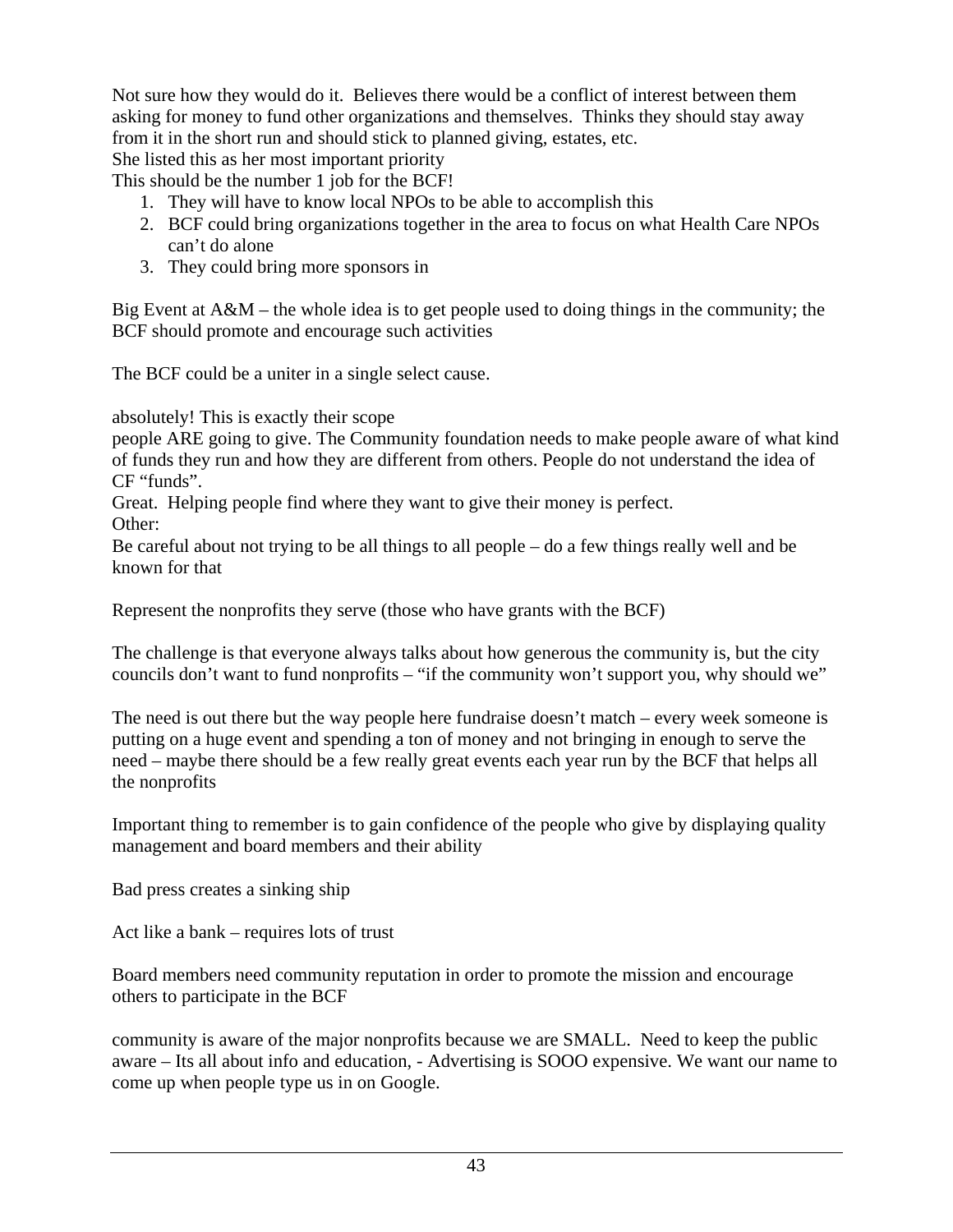Not sure how they would do it. Believes there would be a conflict of interest between them asking for money to fund other organizations and themselves. Thinks they should stay away from it in the short run and should stick to planned giving, estates, etc.
She listed this as her most important priority
This should be the number 1 job for the BCF!

1. They will have to know local NPOs to be able to accomplish this
2. BCF could bring organizations together in the area to focus on what Health Care NPOs can't do alone
3. They could bring more sponsors in

Big Event at A&M – the whole idea is to get people used to doing things in the community; the BCF should promote and encourage such activities

The BCF could be a uniter in a single select cause.

absolutely! This is exactly their scope
people ARE going to give. The Community foundation needs to make people aware of what kind of funds they run and how they are different from others. People do not understand the idea of CF "funds".
Great. Helping people find where they want to give their money is perfect.
Other:
Be careful about not trying to be all things to all people – do a few things really well and be known for that

Represent the nonprofits they serve (those who have grants with the BCF)

The challenge is that everyone always talks about how generous the community is, but the city councils don't want to fund nonprofits – "if the community won't support you, why should we"

The need is out there but the way people here fundraise doesn't match – every week someone is putting on a huge event and spending a ton of money and not bringing in enough to serve the need – maybe there should be a few really great events each year run by the BCF that helps all the nonprofits

Important thing to remember is to gain confidence of the people who give by displaying quality management and board members and their ability

Bad press creates a sinking ship

Act like a bank – requires lots of trust

Board members need community reputation in order to promote the mission and encourage others to participate in the BCF

community is aware of the major nonprofits because we are SMALL. Need to keep the public aware – Its all about info and education, - Advertising is SOOO expensive. We want our name to come up when people type us in on Google.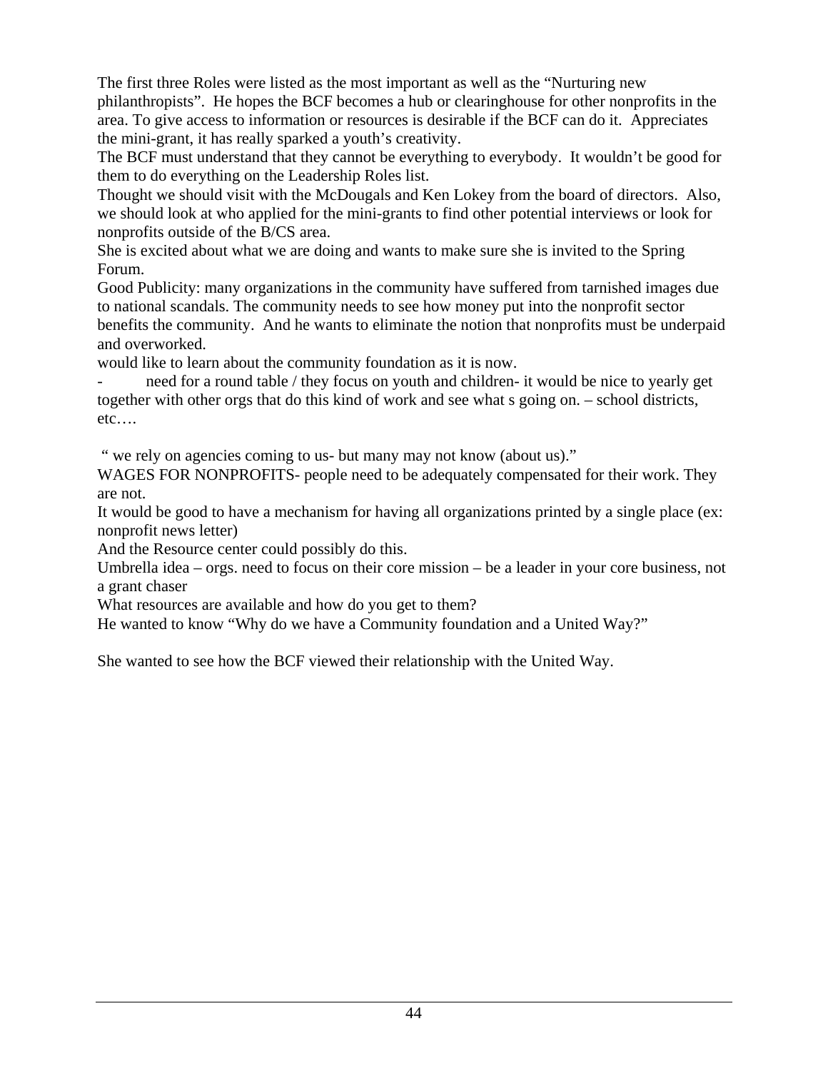The first three Roles were listed as the most important as well as the "Nurturing new philanthropists". He hopes the BCF becomes a hub or clearinghouse for other nonprofits in the area. To give access to information or resources is desirable if the BCF can do it. Appreciates the mini-grant, it has really sparked a youth's creativity.

The BCF must understand that they cannot be everything to everybody. It wouldn't be good for them to do everything on the Leadership Roles list.

Thought we should visit with the McDougals and Ken Lokey from the board of directors. Also, we should look at who applied for the mini-grants to find other potential interviews or look for nonprofits outside of the B/CS area.

She is excited about what we are doing and wants to make sure she is invited to the Spring Forum.

Good Publicity: many organizations in the community have suffered from tarnished images due to national scandals. The community needs to see how money put into the nonprofit sector benefits the community. And he wants to eliminate the notion that nonprofits must be underpaid and overworked.

would like to learn about the community foundation as it is now.

- need for a round table / they focus on youth and children- it would be nice to yearly get together with other orgs that do this kind of work and see what s going on. – school districts, etc….

" we rely on agencies coming to us- but many may not know (about us)."

WAGES FOR NONPROFITS- people need to be adequately compensated for their work. They are not.

It would be good to have a mechanism for having all organizations printed by a single place (ex: nonprofit news letter)

And the Resource center could possibly do this.

Umbrella idea – orgs. need to focus on their core mission – be a leader in your core business, not a grant chaser

What resources are available and how do you get to them?

He wanted to know "Why do we have a Community foundation and a United Way?"

She wanted to see how the BCF viewed their relationship with the United Way.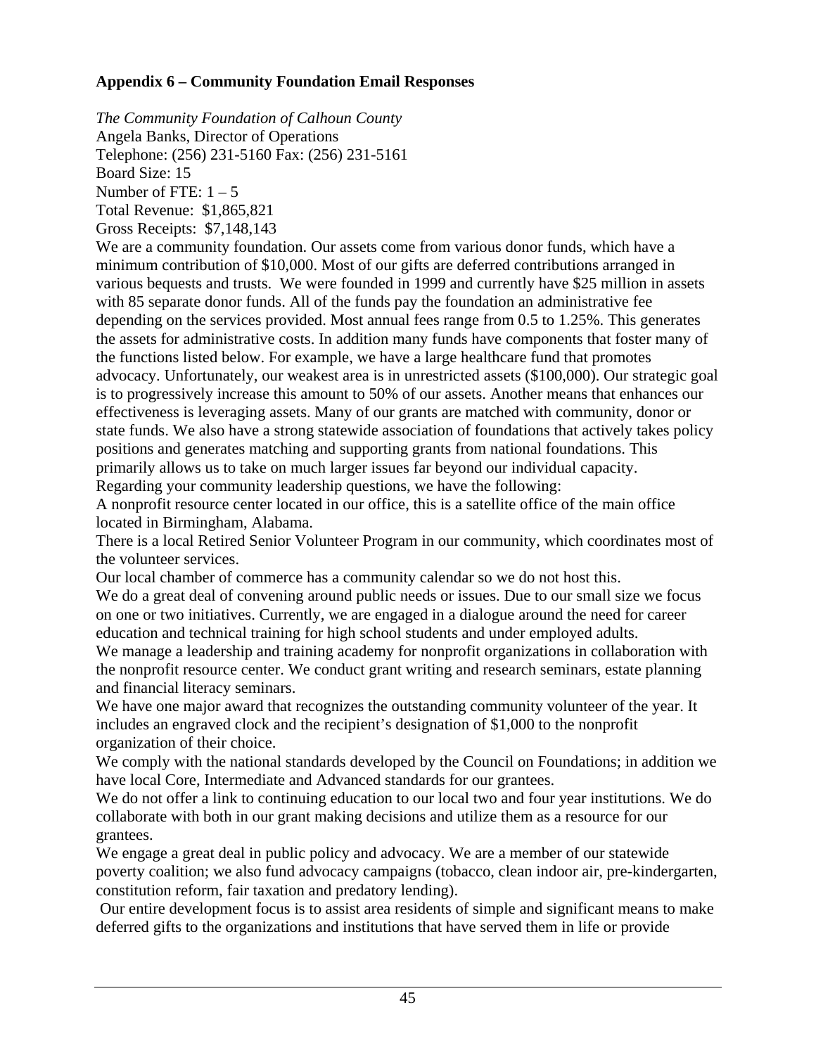**Appendix 6 – Community Foundation Email Responses**

*The Community Foundation of Calhoun County*
Angela Banks, Director of Operations
Telephone: (256) 231-5160 Fax: (256) 231-5161
Board Size: 15
Number of FTE: 1 – 5
Total Revenue: $1,865,821
Gross Receipts: $7,148,143

We are a community foundation. Our assets come from various donor funds, which have a minimum contribution of $10,000. Most of our gifts are deferred contributions arranged in various bequests and trusts. We were founded in 1999 and currently have $25 million in assets with 85 separate donor funds. All of the funds pay the foundation an administrative fee depending on the services provided. Most annual fees range from 0.5 to 1.25%. This generates the assets for administrative costs. In addition many funds have components that foster many of the functions listed below. For example, we have a large healthcare fund that promotes advocacy. Unfortunately, our weakest area is in unrestricted assets ($100,000). Our strategic goal is to progressively increase this amount to 50% of our assets. Another means that enhances our effectiveness is leveraging assets. Many of our grants are matched with community, donor or state funds. We also have a strong statewide association of foundations that actively takes policy positions and generates matching and supporting grants from national foundations. This primarily allows us to take on much larger issues far beyond our individual capacity.

Regarding your community leadership questions, we have the following:

A nonprofit resource center located in our office, this is a satellite office of the main office located in Birmingham, Alabama.

There is a local Retired Senior Volunteer Program in our community, which coordinates most of the volunteer services.

Our local chamber of commerce has a community calendar so we do not host this.

We do a great deal of convening around public needs or issues. Due to our small size we focus on one or two initiatives. Currently, we are engaged in a dialogue around the need for career education and technical training for high school students and under employed adults.

We manage a leadership and training academy for nonprofit organizations in collaboration with the nonprofit resource center. We conduct grant writing and research seminars, estate planning and financial literacy seminars.

We have one major award that recognizes the outstanding community volunteer of the year. It includes an engraved clock and the recipient's designation of $1,000 to the nonprofit organization of their choice.

We comply with the national standards developed by the Council on Foundations; in addition we have local Core, Intermediate and Advanced standards for our grantees.

We do not offer a link to continuing education to our local two and four year institutions. We do collaborate with both in our grant making decisions and utilize them as a resource for our grantees.

We engage a great deal in public policy and advocacy. We are a member of our statewide poverty coalition; we also fund advocacy campaigns (tobacco, clean indoor air, pre-kindergarten, constitution reform, fair taxation and predatory lending).

Our entire development focus is to assist area residents of simple and significant means to make deferred gifts to the organizations and institutions that have served them in life or provide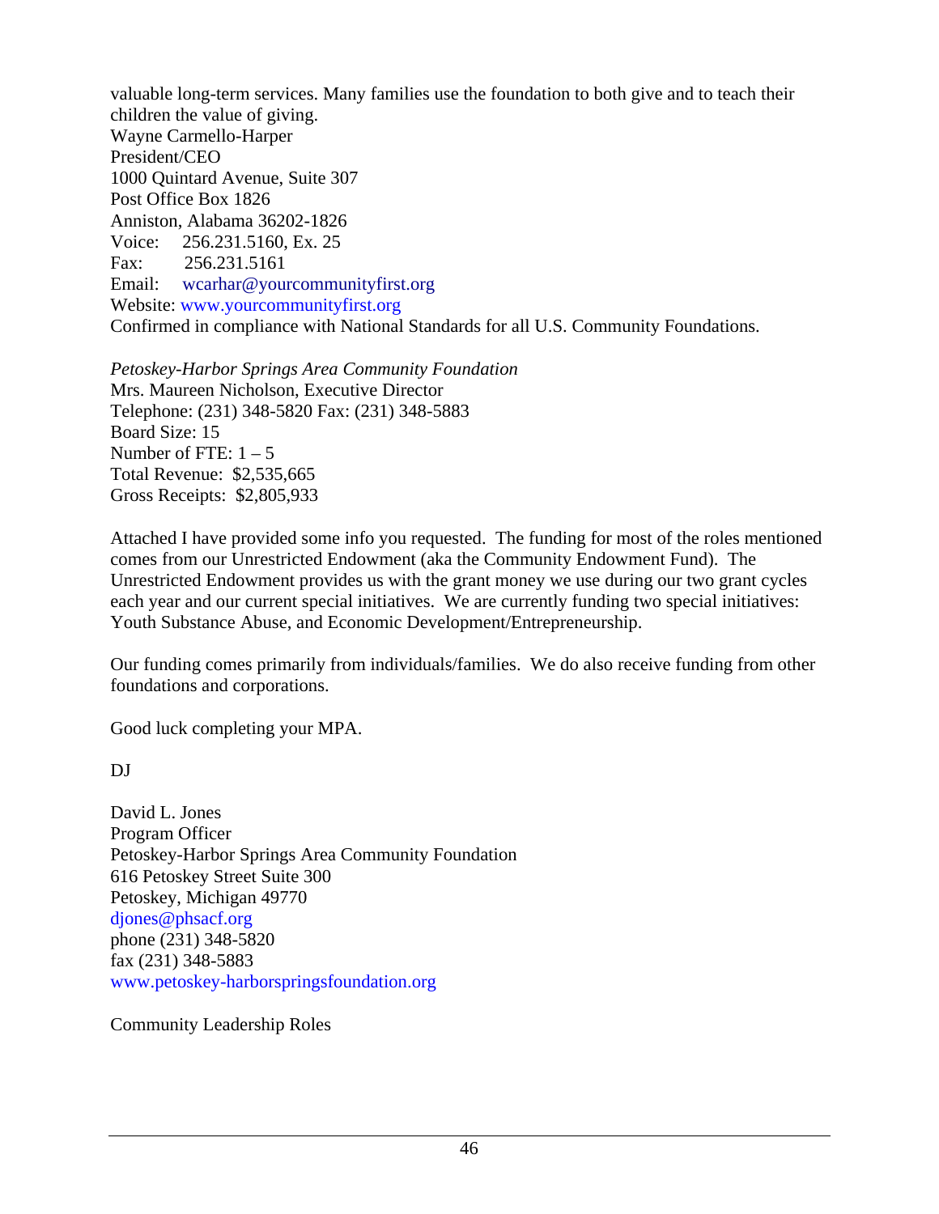valuable long-term services. Many families use the foundation to both give and to teach their children the value of giving.
Wayne Carmello-Harper
President/CEO
1000 Quintard Avenue, Suite 307
Post Office Box 1826
Anniston, Alabama 36202-1826
Voice: 256.231.5160, Ex. 25
Fax: 256.231.5161
Email: wcarhar@yourcommunityfirst.org
Website: www.yourcommunityfirst.org
Confirmed in compliance with National Standards for all U.S. Community Foundations.

*Petoskey-Harbor Springs Area Community Foundation*
Mrs. Maureen Nicholson, Executive Director
Telephone: (231) 348-5820 Fax: (231) 348-5883
Board Size: 15
Number of FTE: 1 – 5
Total Revenue: $2,535,665
Gross Receipts: $2,805,933

Attached I have provided some info you requested. The funding for most of the roles mentioned comes from our Unrestricted Endowment (aka the Community Endowment Fund). The Unrestricted Endowment provides us with the grant money we use during our two grant cycles each year and our current special initiatives. We are currently funding two special initiatives: Youth Substance Abuse, and Economic Development/Entrepreneurship.

Our funding comes primarily from individuals/families. We do also receive funding from other foundations and corporations.

Good luck completing your MPA.

DJ

David L. Jones
Program Officer
Petoskey-Harbor Springs Area Community Foundation
616 Petoskey Street Suite 300
Petoskey, Michigan 49770
djones@phsacf.org
phone (231) 348-5820
fax (231) 348-5883
www.petoskey-harborspringsfoundation.org

Community Leadership Roles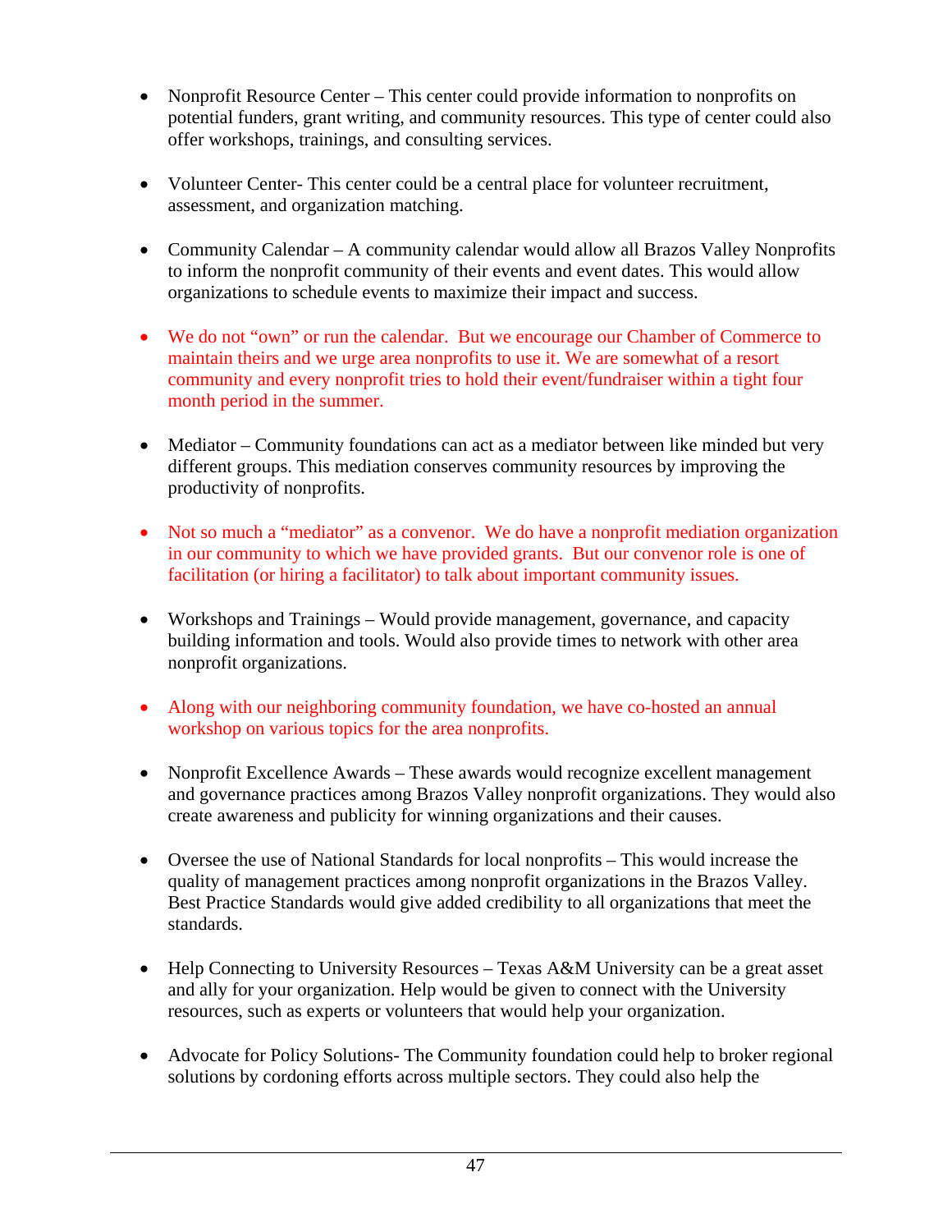- Nonprofit Resource Center – This center could provide information to nonprofits on potential funders, grant writing, and community resources. This type of center could also offer workshops, trainings, and consulting services.

- Volunteer Center- This center could be a central place for volunteer recruitment, assessment, and organization matching.

- Community Calendar – A community calendar would allow all Brazos Valley Nonprofits to inform the nonprofit community of their events and event dates. This would allow organizations to schedule events to maximize their impact and success.

- We do not "own" or run the calendar. But we encourage our Chamber of Commerce to maintain theirs and we urge area nonprofits to use it. We are somewhat of a resort community and every nonprofit tries to hold their event/fundraiser within a tight four month period in the summer.

- Mediator – Community foundations can act as a mediator between like minded but very different groups. This mediation conserves community resources by improving the productivity of nonprofits.

- Not so much a "mediator" as a convenor. We do have a nonprofit mediation organization in our community to which we have provided grants. But our convenor role is one of facilitation (or hiring a facilitator) to talk about important community issues.

- Workshops and Trainings – Would provide management, governance, and capacity building information and tools. Would also provide times to network with other area nonprofit organizations.

- Along with our neighboring community foundation, we have co-hosted an annual workshop on various topics for the area nonprofits.

- Nonprofit Excellence Awards – These awards would recognize excellent management and governance practices among Brazos Valley nonprofit organizations. They would also create awareness and publicity for winning organizations and their causes.

- Oversee the use of National Standards for local nonprofits – This would increase the quality of management practices among nonprofit organizations in the Brazos Valley. Best Practice Standards would give added credibility to all organizations that meet the standards.

- Help Connecting to University Resources – Texas A&M University can be a great asset and ally for your organization. Help would be given to connect with the University resources, such as experts or volunteers that would help your organization.

- Advocate for Policy Solutions- The Community foundation could help to broker regional solutions by cordoning efforts across multiple sectors. They could also help the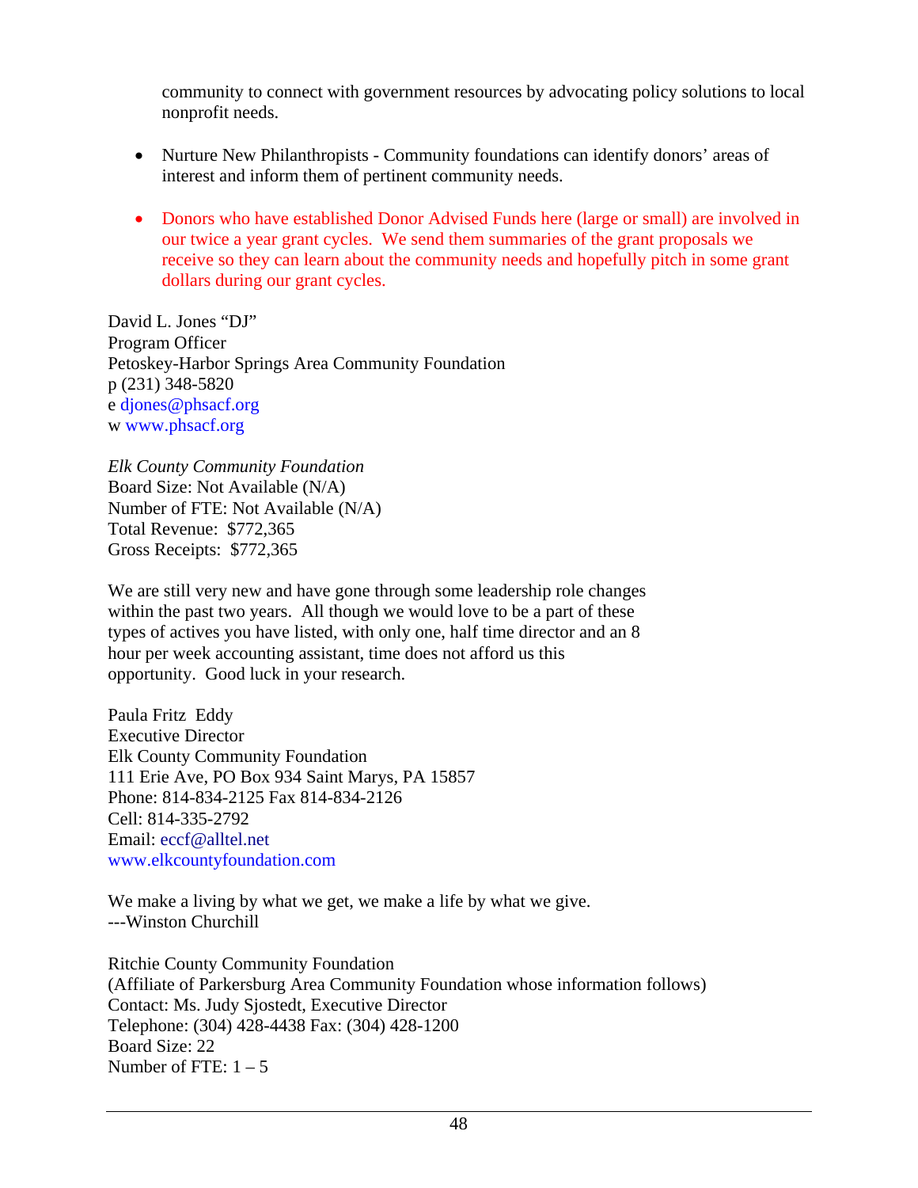community to connect with government resources by advocating policy solutions to local nonprofit needs.

- Nurture New Philanthropists - Community foundations can identify donors' areas of interest and inform them of pertinent community needs.

- Donors who have established Donor Advised Funds here (large or small) are involved in our twice a year grant cycles. We send them summaries of the grant proposals we receive so they can learn about the community needs and hopefully pitch in some grant dollars during our grant cycles.

David L. Jones "DJ"  
Program Officer  
Petoskey-Harbor Springs Area Community Foundation  
p (231) 348-5820  
e djones@phsacf.org  
w www.phsacf.org

*Elk County Community Foundation*  
Board Size: Not Available (N/A)  
Number of FTE: Not Available (N/A)  
Total Revenue: $772,365  
Gross Receipts: $772,365

We are still very new and have gone through some leadership role changes within the past two years. All though we would love to be a part of these types of actives you have listed, with only one, half time director and an 8 hour per week accounting assistant, time does not afford us this opportunity. Good luck in your research.

Paula Fritz Eddy  
Executive Director  
Elk County Community Foundation  
111 Erie Ave, PO Box 934 Saint Marys, PA 15857  
Phone: 814-834-2125 Fax 814-834-2126  
Cell: 814-335-2792  
Email: eccf@alltel.net  
www.elkcountyfoundation.com

We make a living by what we get, we make a life by what we give.  
---Winston Churchill

Ritchie County Community Foundation  
(Affiliate of Parkersburg Area Community Foundation whose information follows)  
Contact: Ms. Judy Sjostedt, Executive Director  
Telephone: (304) 428-4438 Fax: (304) 428-1200  
Board Size: 22  
Number of FTE: 1 – 5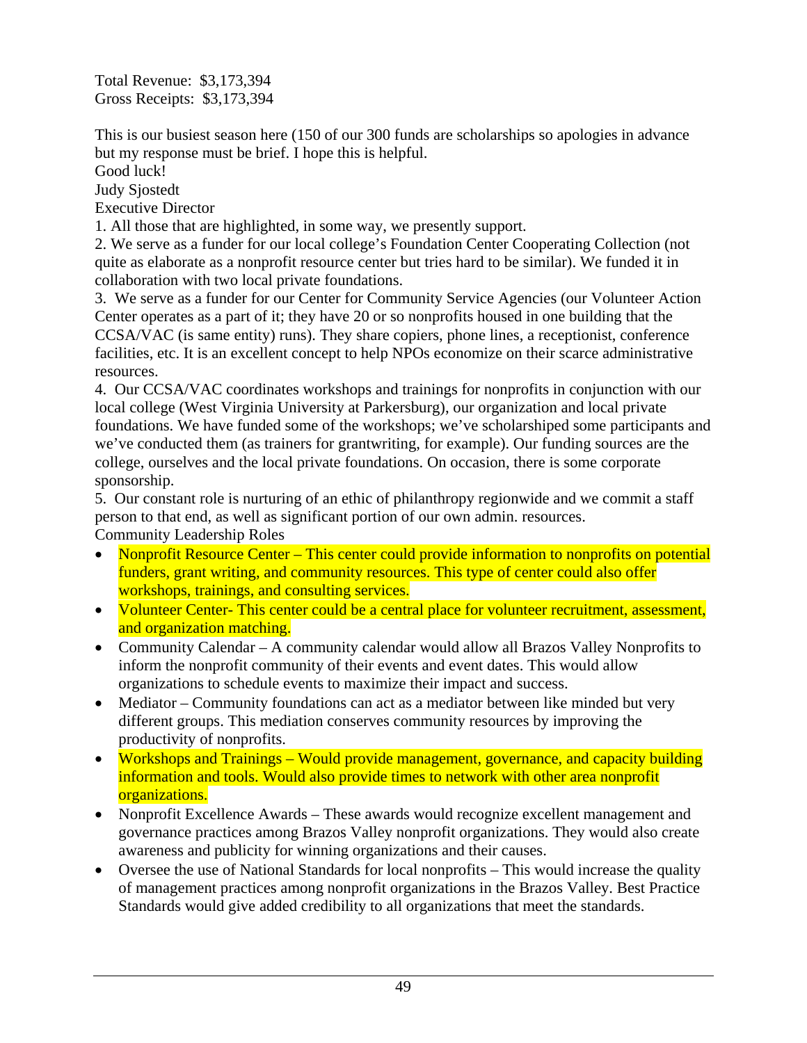Total Revenue:  $3,173,394
Gross Receipts:  $3,173,394

This is our busiest season here (150 of our 300 funds are scholarships so apologies in advance but my response must be brief. I hope this is helpful.
Good luck!
Judy Sjostedt
Executive Director

1. All those that are highlighted, in some way, we presently support.
2. We serve as a funder for our local college's Foundation Center Cooperating Collection (not quite as elaborate as a nonprofit resource center but tries hard to be similar). We funded it in collaboration with two local private foundations.
3. We serve as a funder for our Center for Community Service Agencies (our Volunteer Action Center operates as a part of it; they have 20 or so nonprofits housed in one building that the CCSA/VAC (is same entity) runs). They share copiers, phone lines, a receptionist, conference facilities, etc. It is an excellent concept to help NPOs economize on their scarce administrative resources.
4. Our CCSA/VAC coordinates workshops and trainings for nonprofits in conjunction with our local college (West Virginia University at Parkersburg), our organization and local private foundations. We have funded some of the workshops; we've scholarshiped some participants and we've conducted them (as trainers for grantwriting, for example). Our funding sources are the college, ourselves and the local private foundations. On occasion, there is some corporate sponsorship.
5. Our constant role is nurturing of an ethic of philanthropy regionwide and we commit a staff person to that end, as well as significant portion of our own admin. resources.

Community Leadership Roles

- Nonprofit Resource Center – This center could provide information to nonprofits on potential funders, grant writing, and community resources. This type of center could also offer workshops, trainings, and consulting services.
- Volunteer Center- This center could be a central place for volunteer recruitment, assessment, and organization matching.
- Community Calendar – A community calendar would allow all Brazos Valley Nonprofits to inform the nonprofit community of their events and event dates. This would allow organizations to schedule events to maximize their impact and success.
- Mediator – Community foundations can act as a mediator between like minded but very different groups. This mediation conserves community resources by improving the productivity of nonprofits.
- Workshops and Trainings – Would provide management, governance, and capacity building information and tools. Would also provide times to network with other area nonprofit organizations.
- Nonprofit Excellence Awards – These awards would recognize excellent management and governance practices among Brazos Valley nonprofit organizations. They would also create awareness and publicity for winning organizations and their causes.
- Oversee the use of National Standards for local nonprofits – This would increase the quality of management practices among nonprofit organizations in the Brazos Valley. Best Practice Standards would give added credibility to all organizations that meet the standards.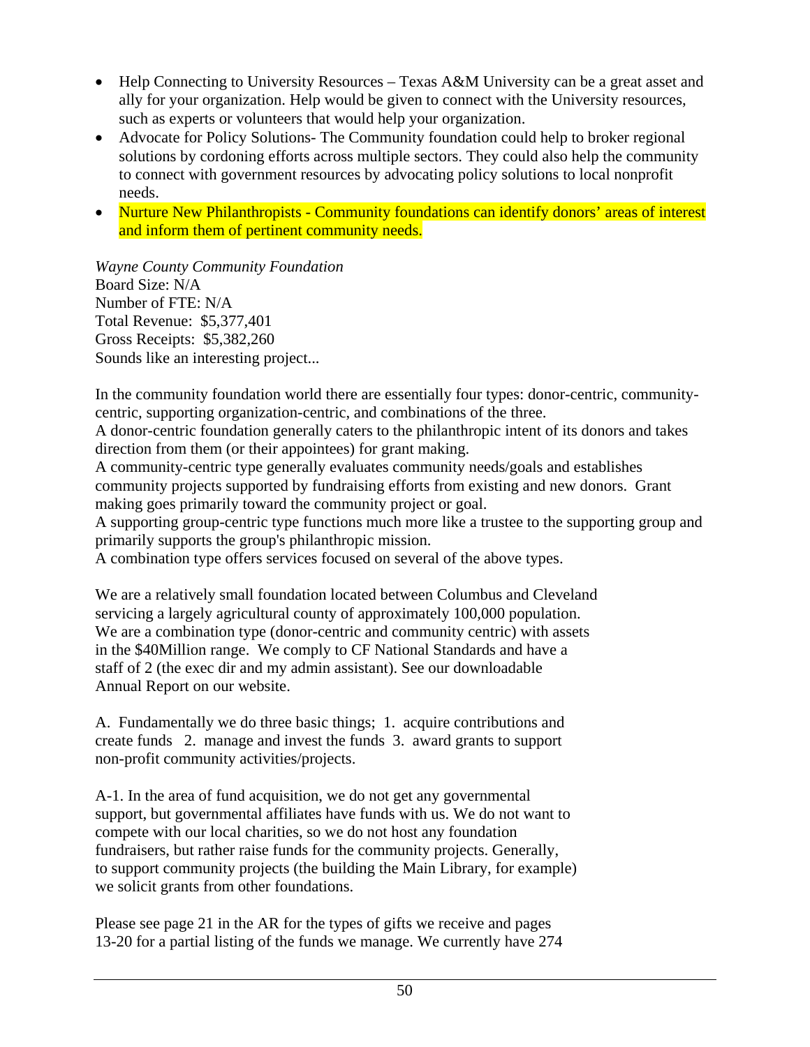- Help Connecting to University Resources – Texas A&M University can be a great asset and ally for your organization. Help would be given to connect with the University resources, such as experts or volunteers that would help your organization.
- Advocate for Policy Solutions- The Community foundation could help to broker regional solutions by cordoning efforts across multiple sectors. They could also help the community to connect with government resources by advocating policy solutions to local nonprofit needs.
- Nurture New Philanthropists - Community foundations can identify donors' areas of interest and inform them of pertinent community needs.

*Wayne County Community Foundation*
Board Size: N/A
Number of FTE: N/A
Total Revenue: $5,377,401
Gross Receipts: $5,382,260
Sounds like an interesting project...

In the community foundation world there are essentially four types: donor-centric, community-centric, supporting organization-centric, and combinations of the three.
A donor-centric foundation generally caters to the philanthropic intent of its donors and takes direction from them (or their appointees) for grant making.
A community-centric type generally evaluates community needs/goals and establishes community projects supported by fundraising efforts from existing and new donors. Grant making goes primarily toward the community project or goal.
A supporting group-centric type functions much more like a trustee to the supporting group and primarily supports the group's philanthropic mission.
A combination type offers services focused on several of the above types.

We are a relatively small foundation located between Columbus and Cleveland servicing a largely agricultural county of approximately 100,000 population. We are a combination type (donor-centric and community centric) with assets in the $40Million range. We comply to CF National Standards and have a staff of 2 (the exec dir and my admin assistant). See our downloadable Annual Report on our website.

A. Fundamentally we do three basic things; 1. acquire contributions and create funds 2. manage and invest the funds 3. award grants to support non-profit community activities/projects.

A-1. In the area of fund acquisition, we do not get any governmental support, but governmental affiliates have funds with us. We do not want to compete with our local charities, so we do not host any foundation fundraisers, but rather raise funds for the community projects. Generally, to support community projects (the building the Main Library, for example) we solicit grants from other foundations.

Please see page 21 in the AR for the types of gifts we receive and pages 13-20 for a partial listing of the funds we manage. We currently have 274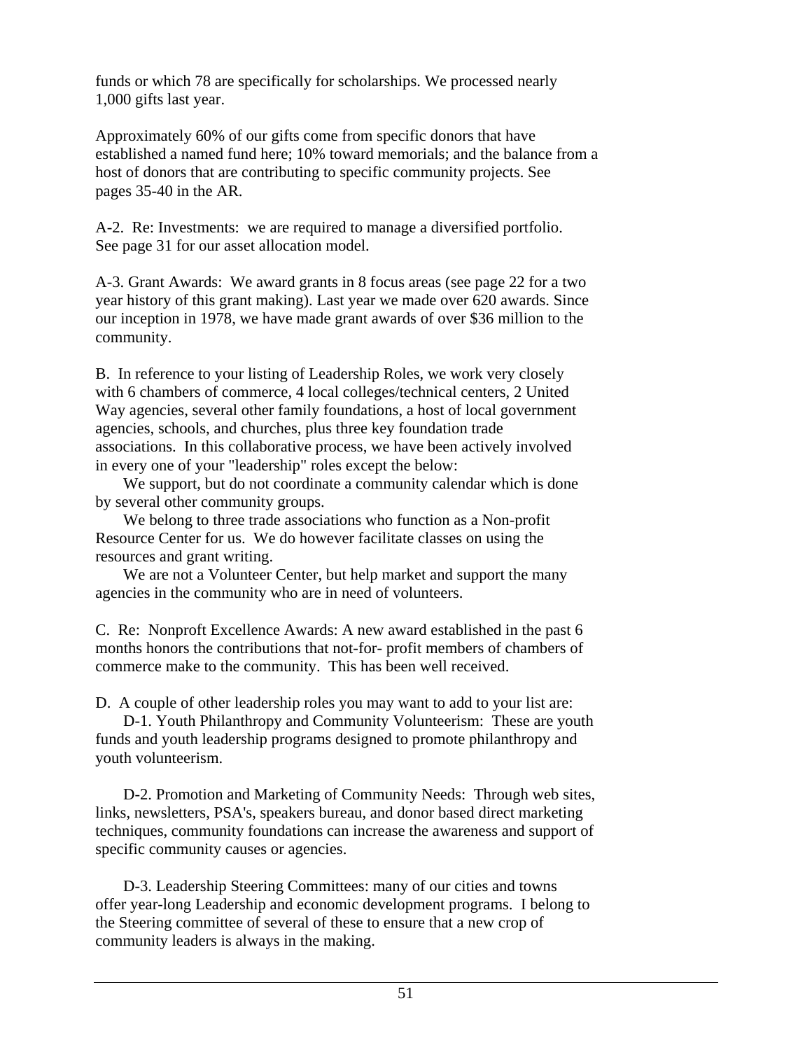funds or which 78 are specifically for scholarships. We processed nearly 1,000 gifts last year.

Approximately 60% of our gifts come from specific donors that have established a named fund here; 10% toward memorials; and the balance from a host of donors that are contributing to specific community projects. See pages 35-40 in the AR.

A-2. Re: Investments: we are required to manage a diversified portfolio. See page 31 for our asset allocation model.

A-3. Grant Awards: We award grants in 8 focus areas (see page 22 for a two year history of this grant making). Last year we made over 620 awards. Since our inception in 1978, we have made grant awards of over $36 million to the community.

B. In reference to your listing of Leadership Roles, we work very closely with 6 chambers of commerce, 4 local colleges/technical centers, 2 United Way agencies, several other family foundations, a host of local government agencies, schools, and churches, plus three key foundation trade associations. In this collaborative process, we have been actively involved in every one of your "leadership" roles except the below:

We support, but do not coordinate a community calendar which is done by several other community groups.

We belong to three trade associations who function as a Non-profit Resource Center for us. We do however facilitate classes on using the resources and grant writing.

We are not a Volunteer Center, but help market and support the many agencies in the community who are in need of volunteers.

C. Re: Nonproft Excellence Awards: A new award established in the past 6 months honors the contributions that not-for- profit members of chambers of commerce make to the community. This has been well received.

D. A couple of other leadership roles you may want to add to your list are:

D-1. Youth Philanthropy and Community Volunteerism: These are youth funds and youth leadership programs designed to promote philanthropy and youth volunteerism.

D-2. Promotion and Marketing of Community Needs: Through web sites, links, newsletters, PSA's, speakers bureau, and donor based direct marketing techniques, community foundations can increase the awareness and support of specific community causes or agencies.

D-3. Leadership Steering Committees: many of our cities and towns offer year-long Leadership and economic development programs. I belong to the Steering committee of several of these to ensure that a new crop of community leaders is always in the making.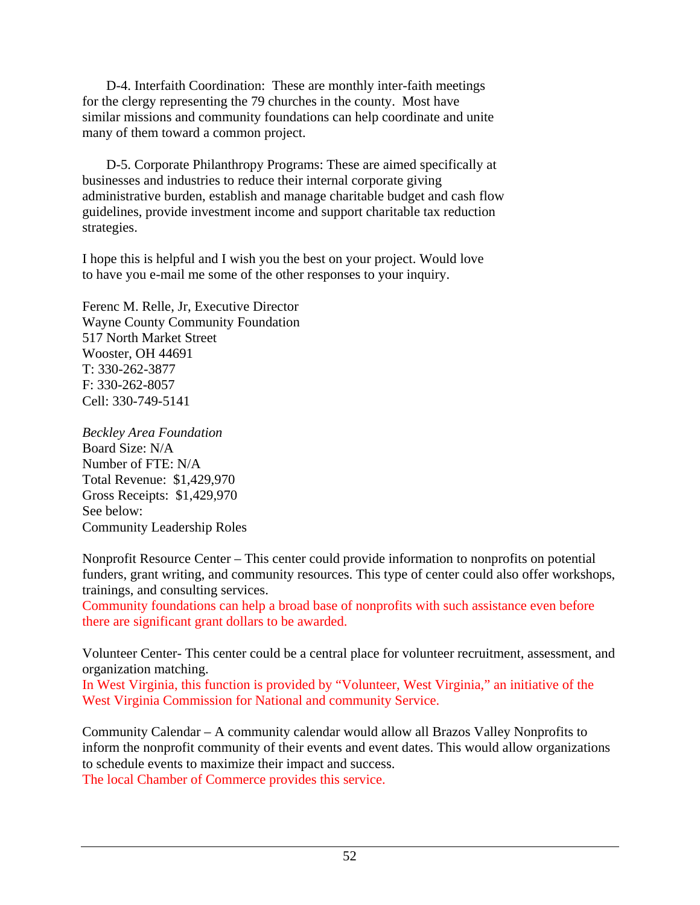D-4. Interfaith Coordination: These are monthly inter-faith meetings for the clergy representing the 79 churches in the county. Most have similar missions and community foundations can help coordinate and unite many of them toward a common project.

D-5. Corporate Philanthropy Programs: These are aimed specifically at businesses and industries to reduce their internal corporate giving administrative burden, establish and manage charitable budget and cash flow guidelines, provide investment income and support charitable tax reduction strategies.

I hope this is helpful and I wish you the best on your project. Would love to have you e-mail me some of the other responses to your inquiry.

Ferenc M. Relle, Jr, Executive Director
Wayne County Community Foundation
517 North Market Street
Wooster, OH 44691
T: 330-262-3877
F: 330-262-8057
Cell: 330-749-5141

*Beckley Area Foundation*
Board Size: N/A
Number of FTE: N/A
Total Revenue: $1,429,970
Gross Receipts: $1,429,970
See below:
Community Leadership Roles

Nonprofit Resource Center – This center could provide information to nonprofits on potential funders, grant writing, and community resources. This type of center could also offer workshops, trainings, and consulting services.
Community foundations can help a broad base of nonprofits with such assistance even before there are significant grant dollars to be awarded.

Volunteer Center- This center could be a central place for volunteer recruitment, assessment, and organization matching.
In West Virginia, this function is provided by "Volunteer, West Virginia," an initiative of the West Virginia Commission for National and community Service.

Community Calendar – A community calendar would allow all Brazos Valley Nonprofits to inform the nonprofit community of their events and event dates. This would allow organizations to schedule events to maximize their impact and success.
The local Chamber of Commerce provides this service.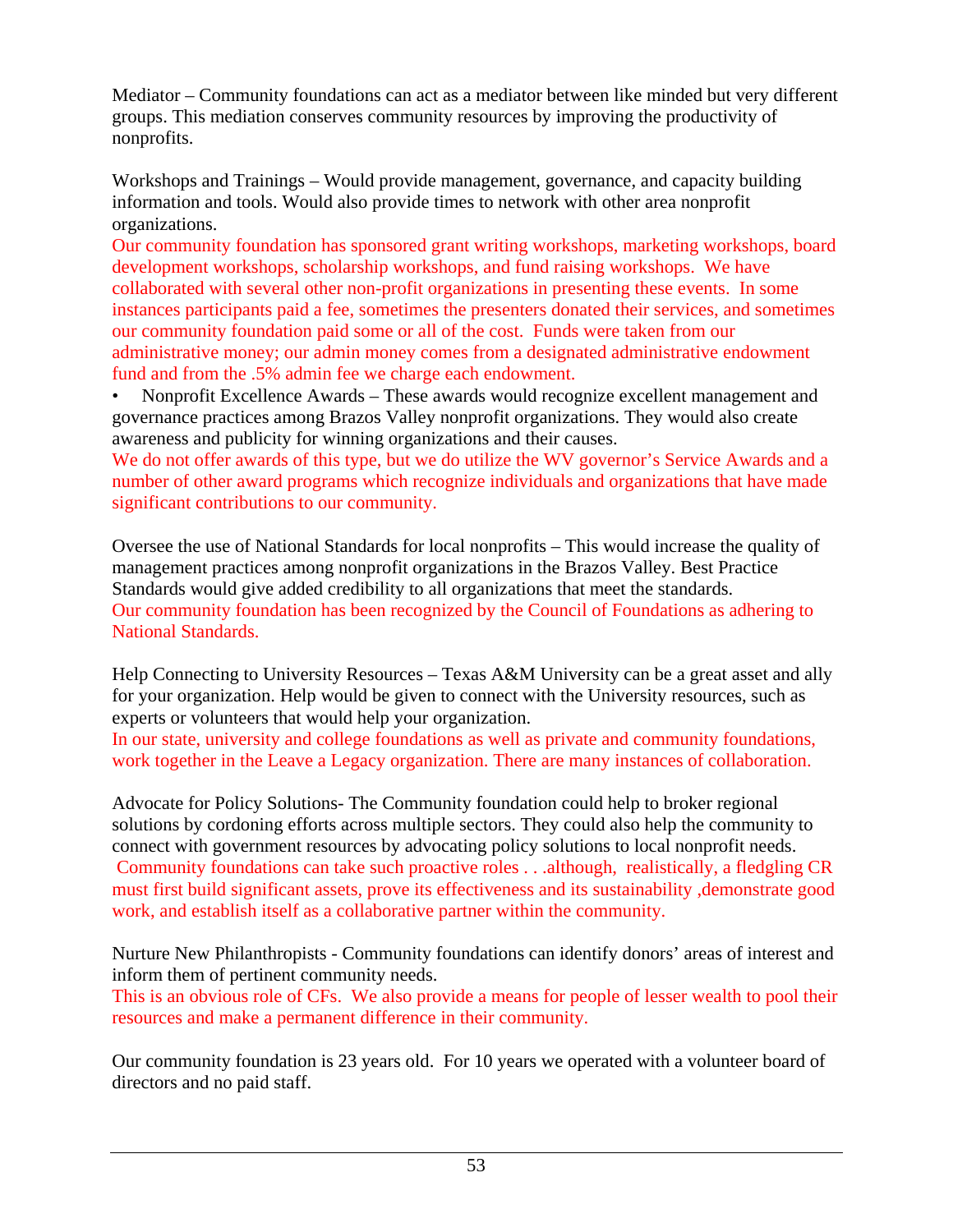Mediator – Community foundations can act as a mediator between like minded but very different groups. This mediation conserves community resources by improving the productivity of nonprofits.

Workshops and Trainings – Would provide management, governance, and capacity building information and tools. Would also provide times to network with other area nonprofit organizations.
Our community foundation has sponsored grant writing workshops, marketing workshops, board development workshops, scholarship workshops, and fund raising workshops. We have collaborated with several other non-profit organizations in presenting these events. In some instances participants paid a fee, sometimes the presenters donated their services, and sometimes our community foundation paid some or all of the cost. Funds were taken from our administrative money; our admin money comes from a designated administrative endowment fund and from the .5% admin fee we charge each endowment.

- Nonprofit Excellence Awards – These awards would recognize excellent management and governance practices among Brazos Valley nonprofit organizations. They would also create awareness and publicity for winning organizations and their causes.

We do not offer awards of this type, but we do utilize the WV governor's Service Awards and a number of other award programs which recognize individuals and organizations that have made significant contributions to our community.

Oversee the use of National Standards for local nonprofits – This would increase the quality of management practices among nonprofit organizations in the Brazos Valley. Best Practice Standards would give added credibility to all organizations that meet the standards.
Our community foundation has been recognized by the Council of Foundations as adhering to National Standards.

Help Connecting to University Resources – Texas A&M University can be a great asset and ally for your organization. Help would be given to connect with the University resources, such as experts or volunteers that would help your organization.
In our state, university and college foundations as well as private and community foundations, work together in the Leave a Legacy organization. There are many instances of collaboration.

Advocate for Policy Solutions- The Community foundation could help to broker regional solutions by cordoning efforts across multiple sectors. They could also help the community to connect with government resources by advocating policy solutions to local nonprofit needs.
Community foundations can take such proactive roles . . .although, realistically, a fledgling CR must first build significant assets, prove its effectiveness and its sustainability ,demonstrate good work, and establish itself as a collaborative partner within the community.

Nurture New Philanthropists - Community foundations can identify donors' areas of interest and inform them of pertinent community needs.
This is an obvious role of CFs. We also provide a means for people of lesser wealth to pool their resources and make a permanent difference in their community.

Our community foundation is 23 years old. For 10 years we operated with a volunteer board of directors and no paid staff.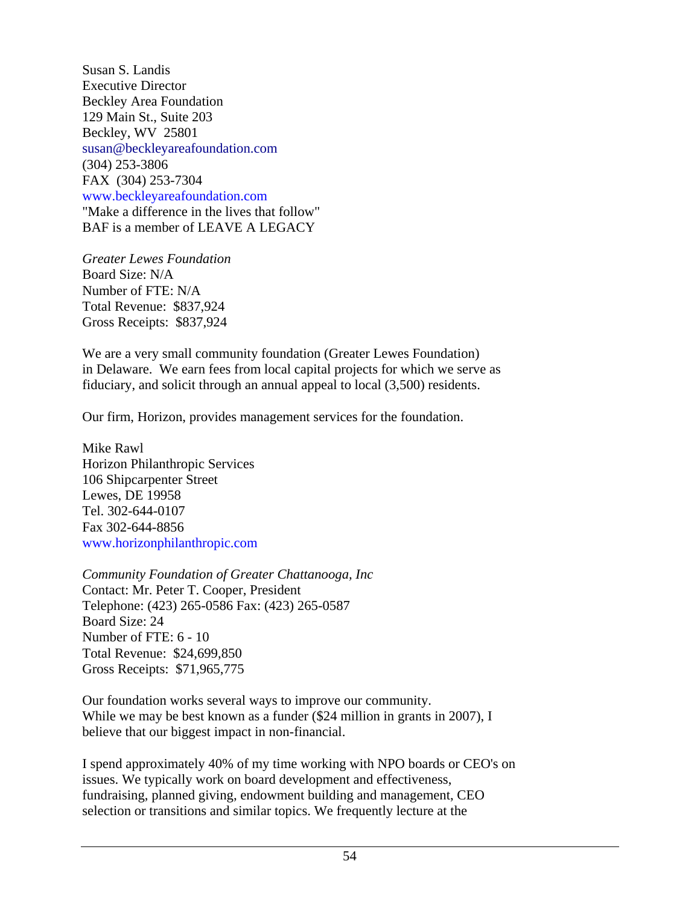Susan S. Landis
Executive Director
Beckley Area Foundation
129 Main St., Suite 203
Beckley, WV 25801
susan@beckleyareafoundation.com
(304) 253-3806
FAX (304) 253-7304
www.beckleyareafoundation.com
"Make a difference in the lives that follow"
BAF is a member of LEAVE A LEGACY

*Greater Lewes Foundation*
Board Size: N/A
Number of FTE: N/A
Total Revenue: $837,924
Gross Receipts: $837,924

We are a very small community foundation (Greater Lewes Foundation) in Delaware. We earn fees from local capital projects for which we serve as fiduciary, and solicit through an annual appeal to local (3,500) residents.

Our firm, Horizon, provides management services for the foundation.

Mike Rawl
Horizon Philanthropic Services
106 Shipcarpenter Street
Lewes, DE 19958
Tel. 302-644-0107
Fax 302-644-8856
www.horizonphilanthropic.com

*Community Foundation of Greater Chattanooga, Inc*
Contact: Mr. Peter T. Cooper, President
Telephone: (423) 265-0586 Fax: (423) 265-0587
Board Size: 24
Number of FTE: 6 - 10
Total Revenue: $24,699,850
Gross Receipts: $71,965,775

Our foundation works several ways to improve our community. While we may be best known as a funder ($24 million in grants in 2007), I believe that our biggest impact in non-financial.

I spend approximately 40% of my time working with NPO boards or CEO's on issues. We typically work on board development and effectiveness, fundraising, planned giving, endowment building and management, CEO selection or transitions and similar topics. We frequently lecture at the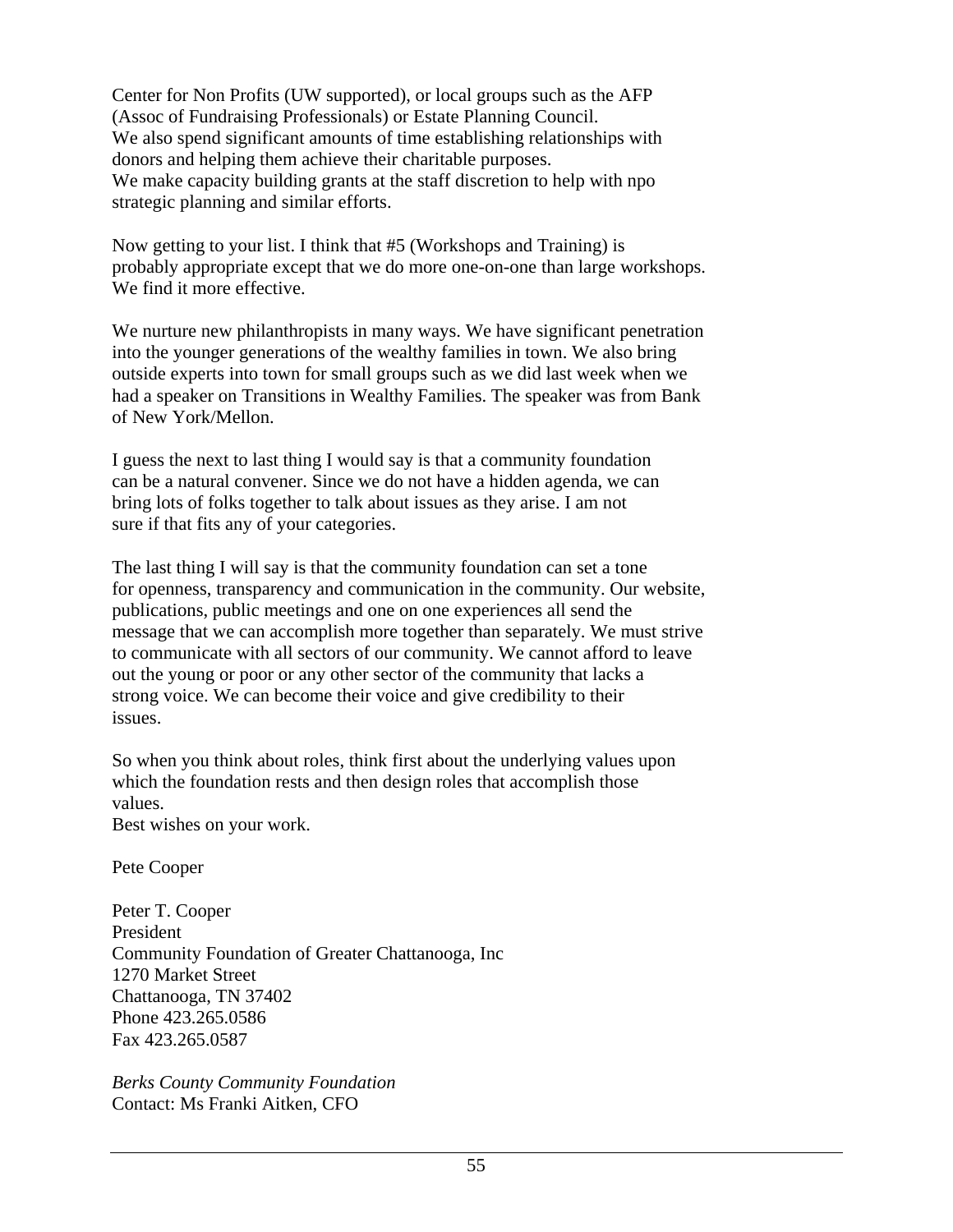Center for Non Profits (UW supported), or local groups such as the AFP (Assoc of Fundraising Professionals) or Estate Planning Council.
We also spend significant amounts of time establishing relationships with donors and helping them achieve their charitable purposes.
We make capacity building grants at the staff discretion to help with npo strategic planning and similar efforts.

Now getting to your list. I think that #5 (Workshops and Training) is probably appropriate except that we do more one-on-one than large workshops. We find it more effective.

We nurture new philanthropists in many ways. We have significant penetration into the younger generations of the wealthy families in town. We also bring outside experts into town for small groups such as we did last week when we had a speaker on Transitions in Wealthy Families. The speaker was from Bank of New York/Mellon.

I guess the next to last thing I would say is that a community foundation can be a natural convener. Since we do not have a hidden agenda, we can bring lots of folks together to talk about issues as they arise. I am not sure if that fits any of your categories.

The last thing I will say is that the community foundation can set a tone for openness, transparency and communication in the community. Our website, publications, public meetings and one on one experiences all send the message that we can accomplish more together than separately. We must strive to communicate with all sectors of our community. We cannot afford to leave out the young or poor or any other sector of the community that lacks a strong voice. We can become their voice and give credibility to their issues.

So when you think about roles, think first about the underlying values upon which the foundation rests and then design roles that accomplish those values.
Best wishes on your work.

Pete Cooper

Peter T. Cooper
President
Community Foundation of Greater Chattanooga, Inc
1270 Market Street
Chattanooga, TN 37402
Phone 423.265.0586
Fax 423.265.0587

*Berks County Community Foundation*
Contact: Ms Franki Aitken, CFO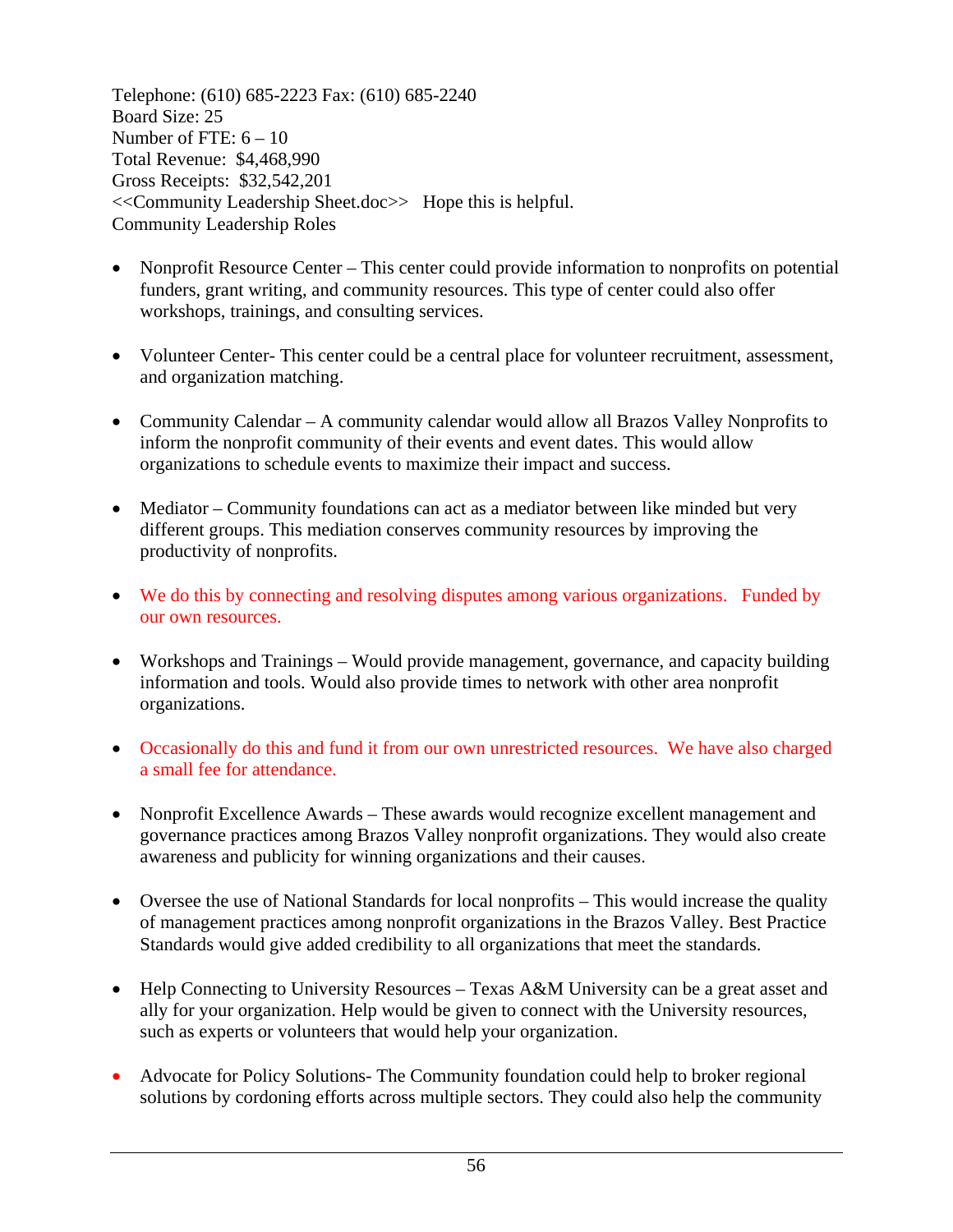Telephone: (610) 685-2223 Fax: (610) 685-2240
Board Size: 25
Number of FTE: 6 – 10
Total Revenue: $4,468,990
Gross Receipts: $32,542,201
<<Community Leadership Sheet.doc>> Hope this is helpful.
Community Leadership Roles

- Nonprofit Resource Center – This center could provide information to nonprofits on potential funders, grant writing, and community resources. This type of center could also offer workshops, trainings, and consulting services.

- Volunteer Center- This center could be a central place for volunteer recruitment, assessment, and organization matching.

- Community Calendar – A community calendar would allow all Brazos Valley Nonprofits to inform the nonprofit community of their events and event dates. This would allow organizations to schedule events to maximize their impact and success.

- Mediator – Community foundations can act as a mediator between like minded but very different groups. This mediation conserves community resources by improving the productivity of nonprofits.

- We do this by connecting and resolving disputes among various organizations. Funded by our own resources.

- Workshops and Trainings – Would provide management, governance, and capacity building information and tools. Would also provide times to network with other area nonprofit organizations.

- Occasionally do this and fund it from our own unrestricted resources. We have also charged a small fee for attendance.

- Nonprofit Excellence Awards – These awards would recognize excellent management and governance practices among Brazos Valley nonprofit organizations. They would also create awareness and publicity for winning organizations and their causes.

- Oversee the use of National Standards for local nonprofits – This would increase the quality of management practices among nonprofit organizations in the Brazos Valley. Best Practice Standards would give added credibility to all organizations that meet the standards.

- Help Connecting to University Resources – Texas A&M University can be a great asset and ally for your organization. Help would be given to connect with the University resources, such as experts or volunteers that would help your organization.

- Advocate for Policy Solutions- The Community foundation could help to broker regional solutions by cordoning efforts across multiple sectors. They could also help the community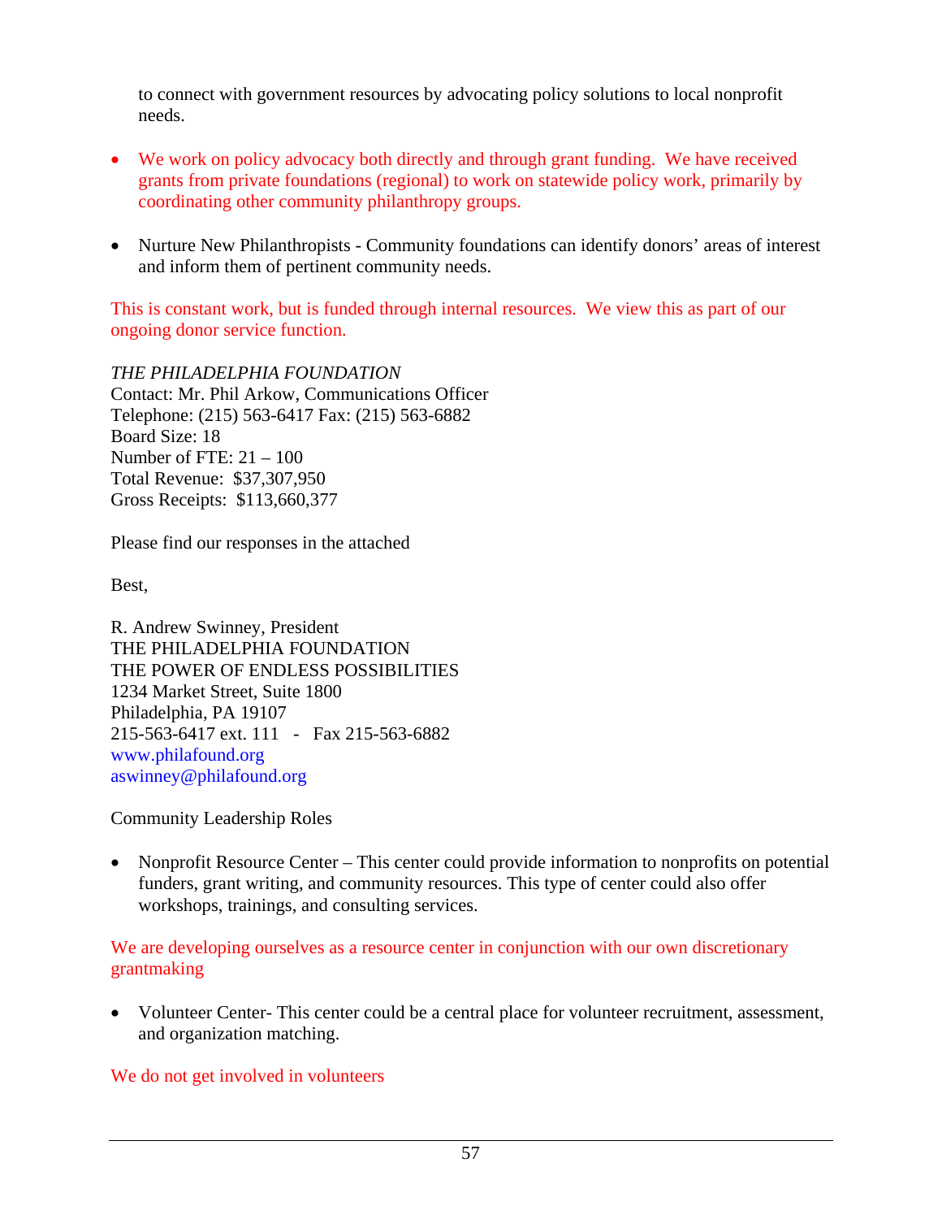to connect with government resources by advocating policy solutions to local nonprofit needs.

- We work on policy advocacy both directly and through grant funding. We have received grants from private foundations (regional) to work on statewide policy work, primarily by coordinating other community philanthropy groups.

- Nurture New Philanthropists - Community foundations can identify donors' areas of interest and inform them of pertinent community needs.

This is constant work, but is funded through internal resources. We view this as part of our ongoing donor service function.

*THE PHILADELPHIA FOUNDATION*
Contact: Mr. Phil Arkow, Communications Officer
Telephone: (215) 563-6417 Fax: (215) 563-6882
Board Size: 18
Number of FTE: 21 – 100
Total Revenue: $37,307,950
Gross Receipts: $113,660,377

Please find our responses in the attached

Best,

R. Andrew Swinney, President
THE PHILADELPHIA FOUNDATION
THE POWER OF ENDLESS POSSIBILITIES
1234 Market Street, Suite 1800
Philadelphia, PA 19107
215-563-6417 ext. 111 - Fax 215-563-6882
www.philafound.org
aswinney@philafound.org

Community Leadership Roles

- Nonprofit Resource Center – This center could provide information to nonprofits on potential funders, grant writing, and community resources. This type of center could also offer workshops, trainings, and consulting services.

We are developing ourselves as a resource center in conjunction with our own discretionary grantmaking

- Volunteer Center- This center could be a central place for volunteer recruitment, assessment, and organization matching.

We do not get involved in volunteers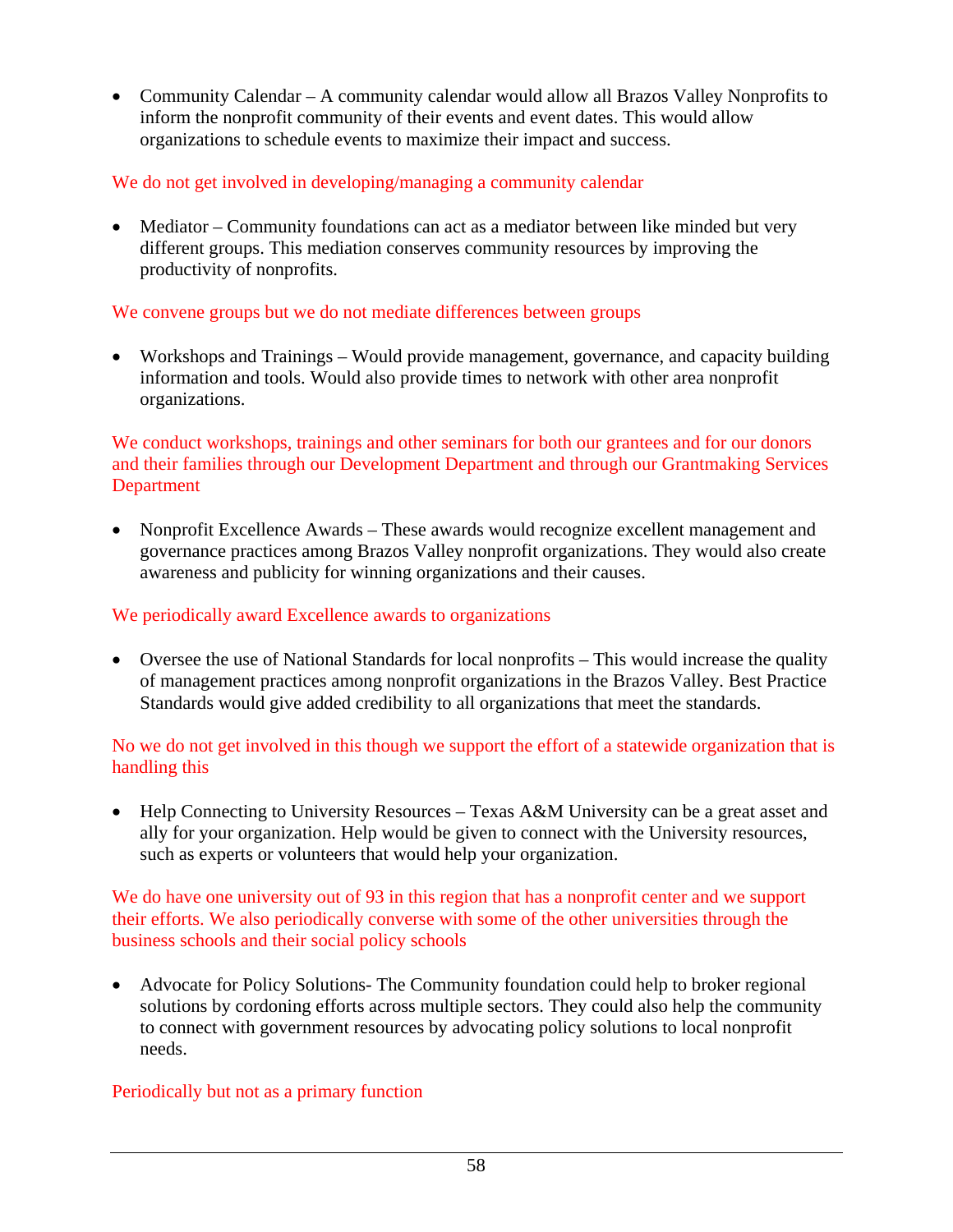- Community Calendar – A community calendar would allow all Brazos Valley Nonprofits to inform the nonprofit community of their events and event dates. This would allow organizations to schedule events to maximize their impact and success.

We do not get involved in developing/managing a community calendar

- Mediator – Community foundations can act as a mediator between like minded but very different groups. This mediation conserves community resources by improving the productivity of nonprofits.

We convene groups but we do not mediate differences between groups

- Workshops and Trainings – Would provide management, governance, and capacity building information and tools. Would also provide times to network with other area nonprofit organizations.

We conduct workshops, trainings and other seminars for both our grantees and for our donors and their families through our Development Department and through our Grantmaking Services Department

- Nonprofit Excellence Awards – These awards would recognize excellent management and governance practices among Brazos Valley nonprofit organizations. They would also create awareness and publicity for winning organizations and their causes.

We periodically award Excellence awards to organizations

- Oversee the use of National Standards for local nonprofits – This would increase the quality of management practices among nonprofit organizations in the Brazos Valley. Best Practice Standards would give added credibility to all organizations that meet the standards.

No we do not get involved in this though we support the effort of a statewide organization that is handling this

- Help Connecting to University Resources – Texas A&M University can be a great asset and ally for your organization. Help would be given to connect with the University resources, such as experts or volunteers that would help your organization.

We do have one university out of 93 in this region that has a nonprofit center and we support their efforts. We also periodically converse with some of the other universities through the business schools and their social policy schools

- Advocate for Policy Solutions- The Community foundation could help to broker regional solutions by cordoning efforts across multiple sectors. They could also help the community to connect with government resources by advocating policy solutions to local nonprofit needs.

Periodically but not as a primary function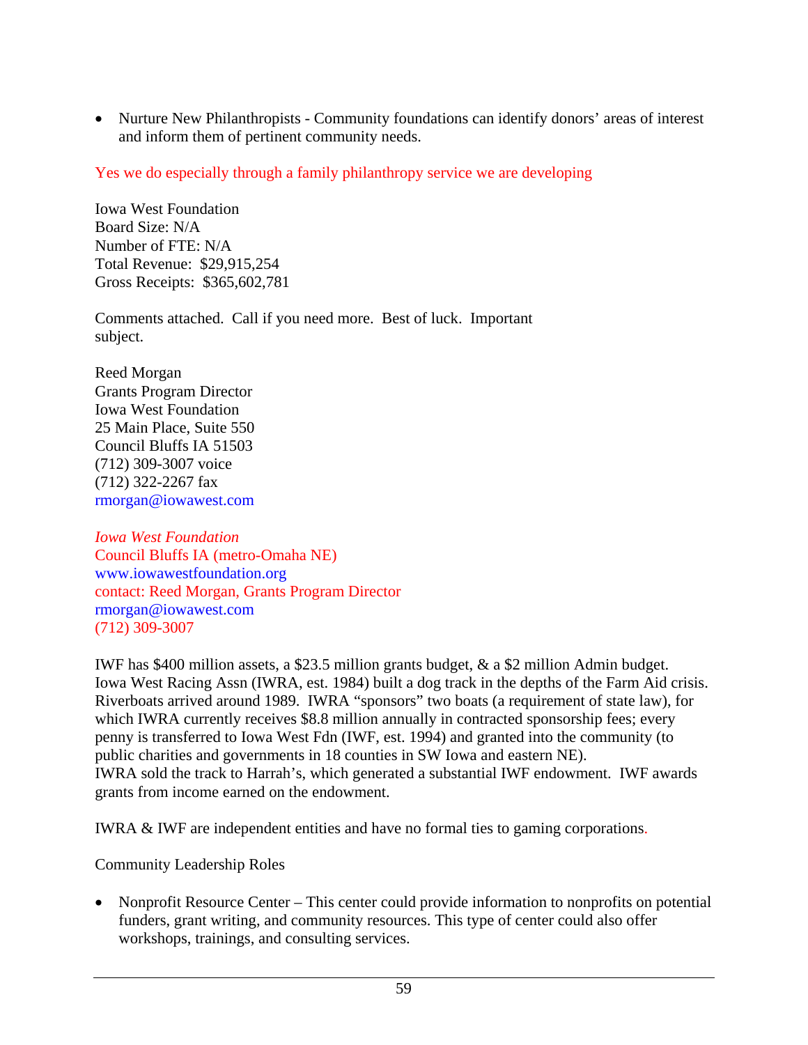- Nurture New Philanthropists - Community foundations can identify donors' areas of interest and inform them of pertinent community needs.

Yes we do especially through a family philanthropy service we are developing

Iowa West Foundation
Board Size: N/A
Number of FTE: N/A
Total Revenue: $29,915,254
Gross Receipts: $365,602,781

Comments attached. Call if you need more. Best of luck. Important subject.

Reed Morgan
Grants Program Director
Iowa West Foundation
25 Main Place, Suite 550
Council Bluffs IA 51503
(712) 309-3007 voice
(712) 322-2267 fax
rmorgan@iowawest.com

*Iowa West Foundation*
Council Bluffs IA (metro-Omaha NE)
www.iowawestfoundation.org
contact: Reed Morgan, Grants Program Director
rmorgan@iowawest.com
(712) 309-3007

IWF has $400 million assets, a $23.5 million grants budget, & a $2 million Admin budget. Iowa West Racing Assn (IWRA, est. 1984) built a dog track in the depths of the Farm Aid crisis. Riverboats arrived around 1989. IWRA "sponsors" two boats (a requirement of state law), for which IWRA currently receives $8.8 million annually in contracted sponsorship fees; every penny is transferred to Iowa West Fdn (IWF, est. 1994) and granted into the community (to public charities and governments in 18 counties in SW Iowa and eastern NE).
IWRA sold the track to Harrah's, which generated a substantial IWF endowment. IWF awards grants from income earned on the endowment.

IWRA & IWF are independent entities and have no formal ties to gaming corporations.

Community Leadership Roles

- Nonprofit Resource Center – This center could provide information to nonprofits on potential funders, grant writing, and community resources. This type of center could also offer workshops, trainings, and consulting services.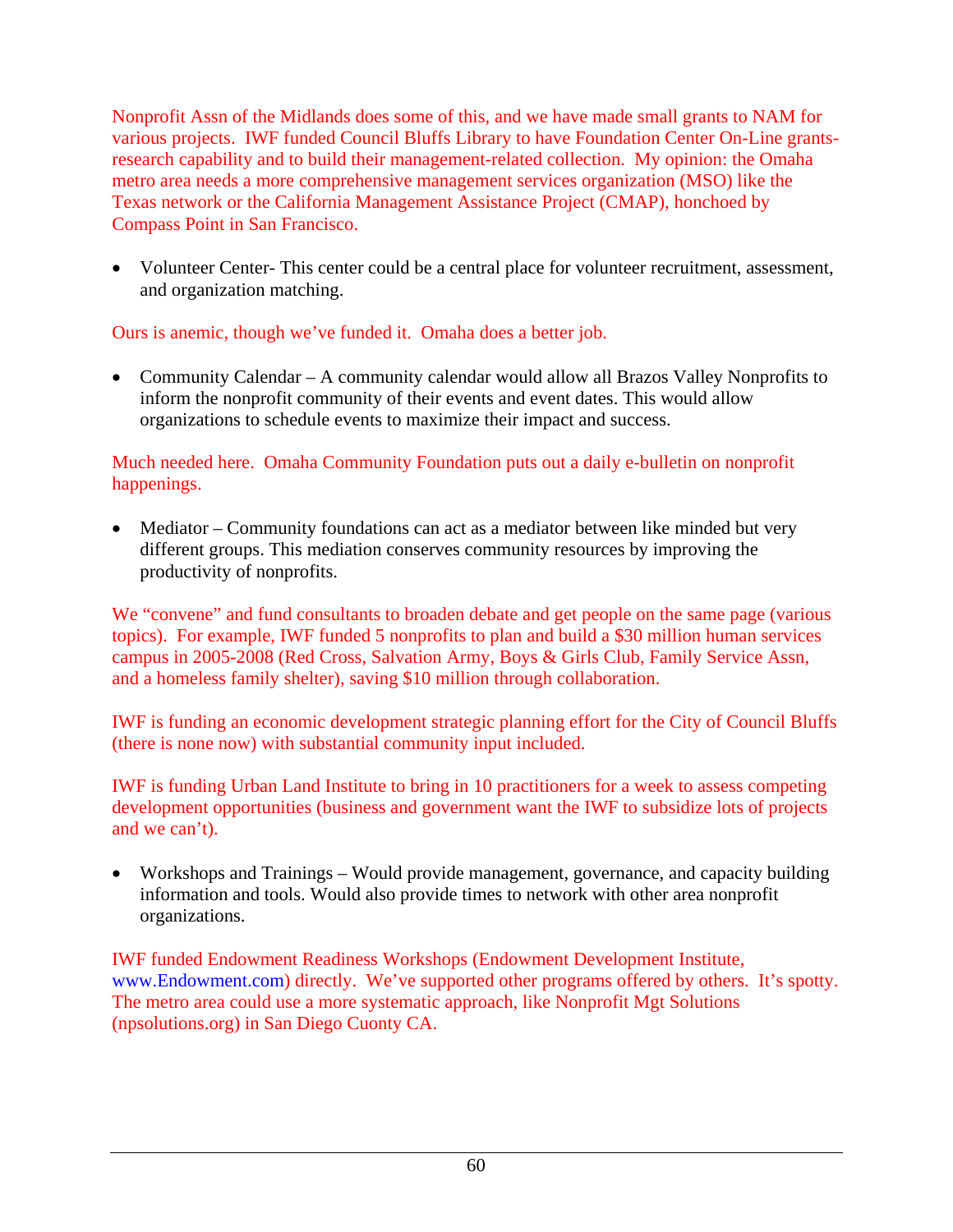Nonprofit Assn of the Midlands does some of this, and we have made small grants to NAM for various projects. IWF funded Council Bluffs Library to have Foundation Center On-Line grants-research capability and to build their management-related collection. My opinion: the Omaha metro area needs a more comprehensive management services organization (MSO) like the Texas network or the California Management Assistance Project (CMAP), honchoed by Compass Point in San Francisco.

- Volunteer Center- This center could be a central place for volunteer recruitment, assessment, and organization matching.

Ours is anemic, though we've funded it. Omaha does a better job.

- Community Calendar – A community calendar would allow all Brazos Valley Nonprofits to inform the nonprofit community of their events and event dates. This would allow organizations to schedule events to maximize their impact and success.

Much needed here. Omaha Community Foundation puts out a daily e-bulletin on nonprofit happenings.

- Mediator – Community foundations can act as a mediator between like minded but very different groups. This mediation conserves community resources by improving the productivity of nonprofits.

We "convene" and fund consultants to broaden debate and get people on the same page (various topics). For example, IWF funded 5 nonprofits to plan and build a $30 million human services campus in 2005-2008 (Red Cross, Salvation Army, Boys & Girls Club, Family Service Assn, and a homeless family shelter), saving $10 million through collaboration.

IWF is funding an economic development strategic planning effort for the City of Council Bluffs (there is none now) with substantial community input included.

IWF is funding Urban Land Institute to bring in 10 practitioners for a week to assess competing development opportunities (business and government want the IWF to subsidize lots of projects and we can't).

- Workshops and Trainings – Would provide management, governance, and capacity building information and tools. Would also provide times to network with other area nonprofit organizations.

IWF funded Endowment Readiness Workshops (Endowment Development Institute, www.Endowment.com) directly. We've supported other programs offered by others. It's spotty. The metro area could use a more systematic approach, like Nonprofit Mgt Solutions (npsolutions.org) in San Diego Cuonty CA.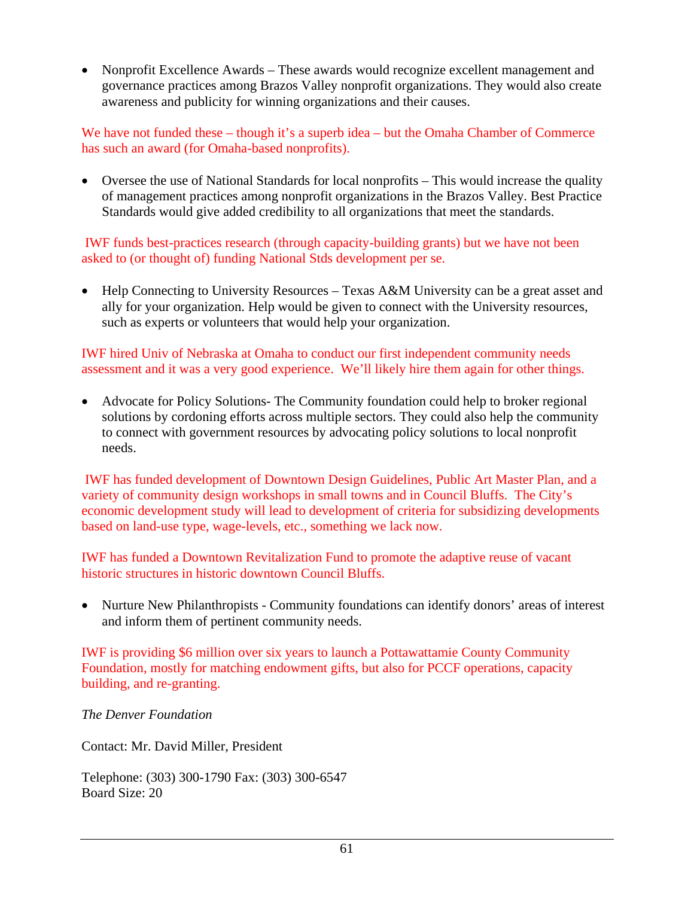- Nonprofit Excellence Awards – These awards would recognize excellent management and governance practices among Brazos Valley nonprofit organizations. They would also create awareness and publicity for winning organizations and their causes.

We have not funded these – though it's a superb idea – but the Omaha Chamber of Commerce has such an award (for Omaha-based nonprofits).

- Oversee the use of National Standards for local nonprofits – This would increase the quality of management practices among nonprofit organizations in the Brazos Valley. Best Practice Standards would give added credibility to all organizations that meet the standards.

IWF funds best-practices research (through capacity-building grants) but we have not been asked to (or thought of) funding National Stds development per se.

- Help Connecting to University Resources – Texas A&M University can be a great asset and ally for your organization. Help would be given to connect with the University resources, such as experts or volunteers that would help your organization.

IWF hired Univ of Nebraska at Omaha to conduct our first independent community needs assessment and it was a very good experience. We'll likely hire them again for other things.

- Advocate for Policy Solutions- The Community foundation could help to broker regional solutions by cordoning efforts across multiple sectors. They could also help the community to connect with government resources by advocating policy solutions to local nonprofit needs.

IWF has funded development of Downtown Design Guidelines, Public Art Master Plan, and a variety of community design workshops in small towns and in Council Bluffs. The City's economic development study will lead to development of criteria for subsidizing developments based on land-use type, wage-levels, etc., something we lack now.

IWF has funded a Downtown Revitalization Fund to promote the adaptive reuse of vacant historic structures in historic downtown Council Bluffs.

- Nurture New Philanthropists - Community foundations can identify donors' areas of interest and inform them of pertinent community needs.

IWF is providing $6 million over six years to launch a Pottawattamie County Community Foundation, mostly for matching endowment gifts, but also for PCCF operations, capacity building, and re-granting.

*The Denver Foundation*

Contact: Mr. David Miller, President

Telephone: (303) 300-1790 Fax: (303) 300-6547
Board Size: 20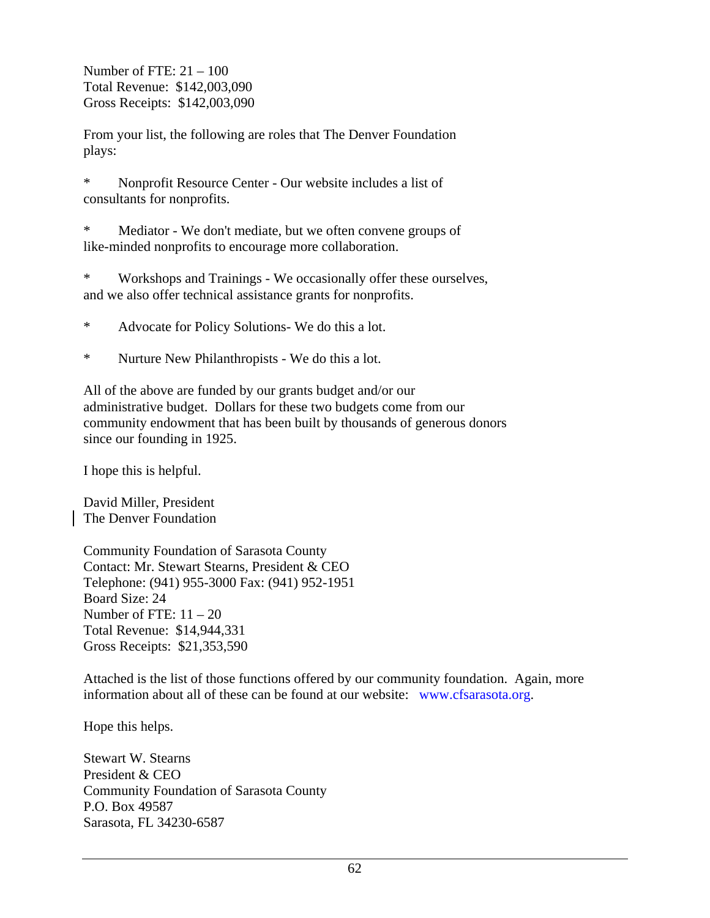Number of FTE: 21 – 100
Total Revenue: $142,003,090
Gross Receipts: $142,003,090

From your list, the following are roles that The Denver Foundation plays:

* Nonprofit Resource Center - Our website includes a list of consultants for nonprofits.

* Mediator - We don't mediate, but we often convene groups of like-minded nonprofits to encourage more collaboration.

* Workshops and Trainings - We occasionally offer these ourselves, and we also offer technical assistance grants for nonprofits.

* Advocate for Policy Solutions- We do this a lot.

* Nurture New Philanthropists - We do this a lot.

All of the above are funded by our grants budget and/or our administrative budget. Dollars for these two budgets come from our community endowment that has been built by thousands of generous donors since our founding in 1925.

I hope this is helpful.

David Miller, President
The Denver Foundation

Community Foundation of Sarasota County
Contact: Mr. Stewart Stearns, President & CEO
Telephone: (941) 955-3000 Fax: (941) 952-1951
Board Size: 24
Number of FTE: 11 – 20
Total Revenue: $14,944,331
Gross Receipts: $21,353,590

Attached is the list of those functions offered by our community foundation. Again, more information about all of these can be found at our website: www.cfsarasota.org.

Hope this helps.

Stewart W. Stearns
President & CEO
Community Foundation of Sarasota County
P.O. Box 49587
Sarasota, FL 34230-6587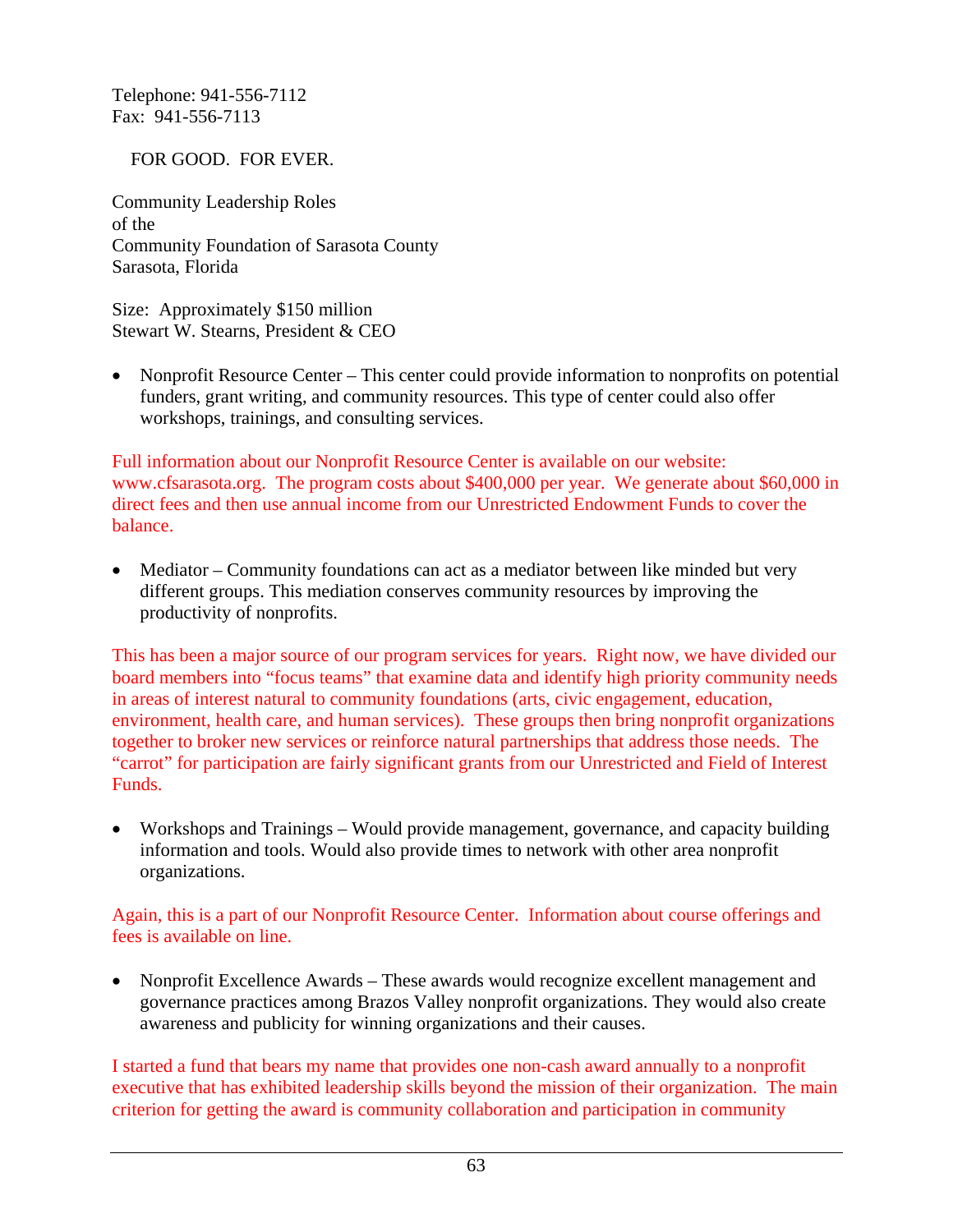Telephone: 941-556-7112
Fax: 941-556-7113

FOR GOOD. FOR EVER.

Community Leadership Roles
of the
Community Foundation of Sarasota County
Sarasota, Florida

Size: Approximately $150 million
Stewart W. Stearns, President & CEO

- Nonprofit Resource Center – This center could provide information to nonprofits on potential funders, grant writing, and community resources. This type of center could also offer workshops, trainings, and consulting services.

Full information about our Nonprofit Resource Center is available on our website: www.cfsarasota.org. The program costs about $400,000 per year. We generate about $60,000 in direct fees and then use annual income from our Unrestricted Endowment Funds to cover the balance.

- Mediator – Community foundations can act as a mediator between like minded but very different groups. This mediation conserves community resources by improving the productivity of nonprofits.

This has been a major source of our program services for years. Right now, we have divided our board members into "focus teams" that examine data and identify high priority community needs in areas of interest natural to community foundations (arts, civic engagement, education, environment, health care, and human services). These groups then bring nonprofit organizations together to broker new services or reinforce natural partnerships that address those needs. The "carrot" for participation are fairly significant grants from our Unrestricted and Field of Interest Funds.

- Workshops and Trainings – Would provide management, governance, and capacity building information and tools. Would also provide times to network with other area nonprofit organizations.

Again, this is a part of our Nonprofit Resource Center. Information about course offerings and fees is available on line.

- Nonprofit Excellence Awards – These awards would recognize excellent management and governance practices among Brazos Valley nonprofit organizations. They would also create awareness and publicity for winning organizations and their causes.

I started a fund that bears my name that provides one non-cash award annually to a nonprofit executive that has exhibited leadership skills beyond the mission of their organization. The main criterion for getting the award is community collaboration and participation in community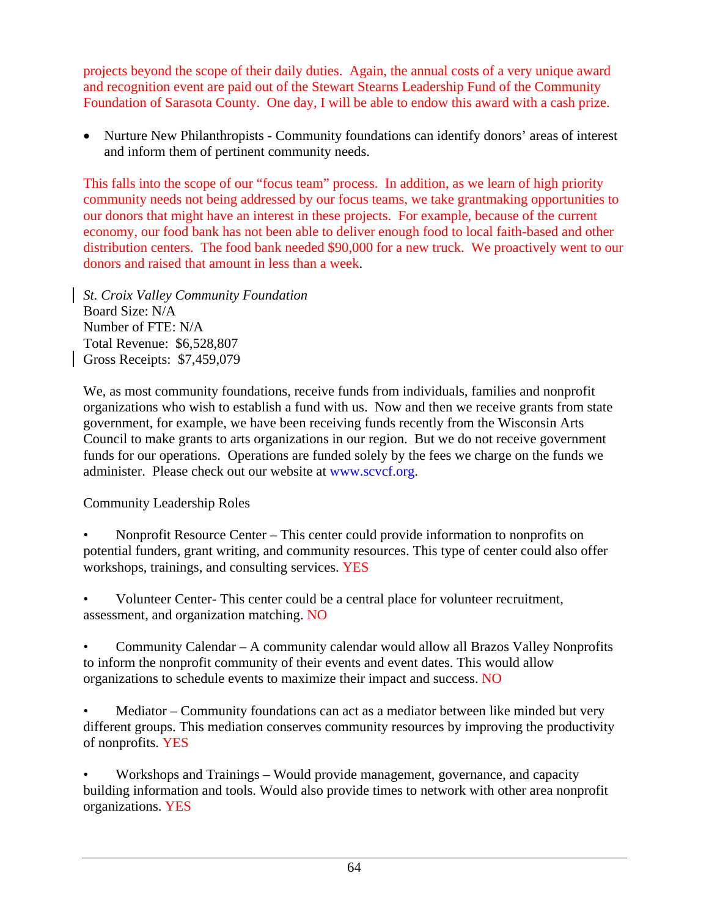projects beyond the scope of their daily duties. Again, the annual costs of a very unique award and recognition event are paid out of the Stewart Stearns Leadership Fund of the Community Foundation of Sarasota County. One day, I will be able to endow this award with a cash prize.

- Nurture New Philanthropists - Community foundations can identify donors' areas of interest and inform them of pertinent community needs.

This falls into the scope of our "focus team" process. In addition, as we learn of high priority community needs not being addressed by our focus teams, we take grantmaking opportunities to our donors that might have an interest in these projects. For example, because of the current economy, our food bank has not been able to deliver enough food to local faith-based and other distribution centers. The food bank needed $90,000 for a new truck. We proactively went to our donors and raised that amount in less than a week.

*St. Croix Valley Community Foundation*
Board Size: N/A
Number of FTE: N/A
Total Revenue: $6,528,807
Gross Receipts: $7,459,079

We, as most community foundations, receive funds from individuals, families and nonprofit organizations who wish to establish a fund with us. Now and then we receive grants from state government, for example, we have been receiving funds recently from the Wisconsin Arts Council to make grants to arts organizations in our region. But we do not receive government funds for our operations. Operations are funded solely by the fees we charge on the funds we administer. Please check out our website at www.scvcf.org.

Community Leadership Roles

- Nonprofit Resource Center – This center could provide information to nonprofits on potential funders, grant writing, and community resources. This type of center could also offer workshops, trainings, and consulting services. YES

- Volunteer Center- This center could be a central place for volunteer recruitment, assessment, and organization matching. NO

- Community Calendar – A community calendar would allow all Brazos Valley Nonprofits to inform the nonprofit community of their events and event dates. This would allow organizations to schedule events to maximize their impact and success. NO

- Mediator – Community foundations can act as a mediator between like minded but very different groups. This mediation conserves community resources by improving the productivity of nonprofits. YES

- Workshops and Trainings – Would provide management, governance, and capacity building information and tools. Would also provide times to network with other area nonprofit organizations. YES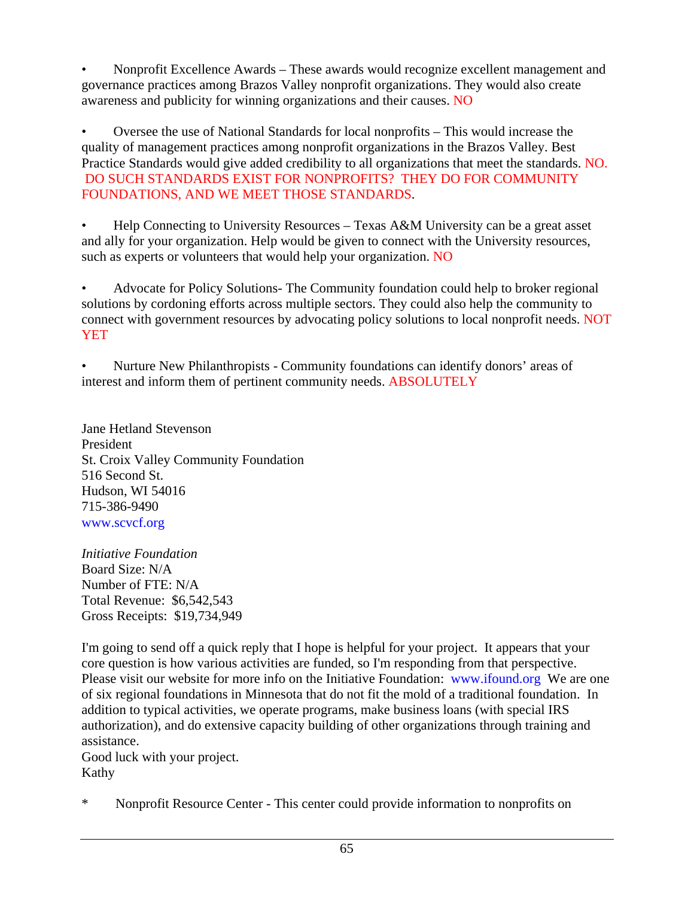• Nonprofit Excellence Awards – These awards would recognize excellent management and governance practices among Brazos Valley nonprofit organizations. They would also create awareness and publicity for winning organizations and their causes. NO

• Oversee the use of National Standards for local nonprofits – This would increase the quality of management practices among nonprofit organizations in the Brazos Valley. Best Practice Standards would give added credibility to all organizations that meet the standards. NO. DO SUCH STANDARDS EXIST FOR NONPROFITS? THEY DO FOR COMMUNITY FOUNDATIONS, AND WE MEET THOSE STANDARDS.

• Help Connecting to University Resources – Texas A&M University can be a great asset and ally for your organization. Help would be given to connect with the University resources, such as experts or volunteers that would help your organization. NO

• Advocate for Policy Solutions- The Community foundation could help to broker regional solutions by cordoning efforts across multiple sectors. They could also help the community to connect with government resources by advocating policy solutions to local nonprofit needs. NOT YET

• Nurture New Philanthropists - Community foundations can identify donors' areas of interest and inform them of pertinent community needs. ABSOLUTELY

Jane Hetland Stevenson
President
St. Croix Valley Community Foundation
516 Second St.
Hudson, WI 54016
715-386-9490
www.scvcf.org

*Initiative Foundation*
Board Size: N/A
Number of FTE: N/A
Total Revenue: $6,542,543
Gross Receipts: $19,734,949

I'm going to send off a quick reply that I hope is helpful for your project. It appears that your core question is how various activities are funded, so I'm responding from that perspective. Please visit our website for more info on the Initiative Foundation: www.ifound.org We are one of six regional foundations in Minnesota that do not fit the mold of a traditional foundation. In addition to typical activities, we operate programs, make business loans (with special IRS authorization), and do extensive capacity building of other organizations through training and assistance.
Good luck with your project.
Kathy

* Nonprofit Resource Center - This center could provide information to nonprofits on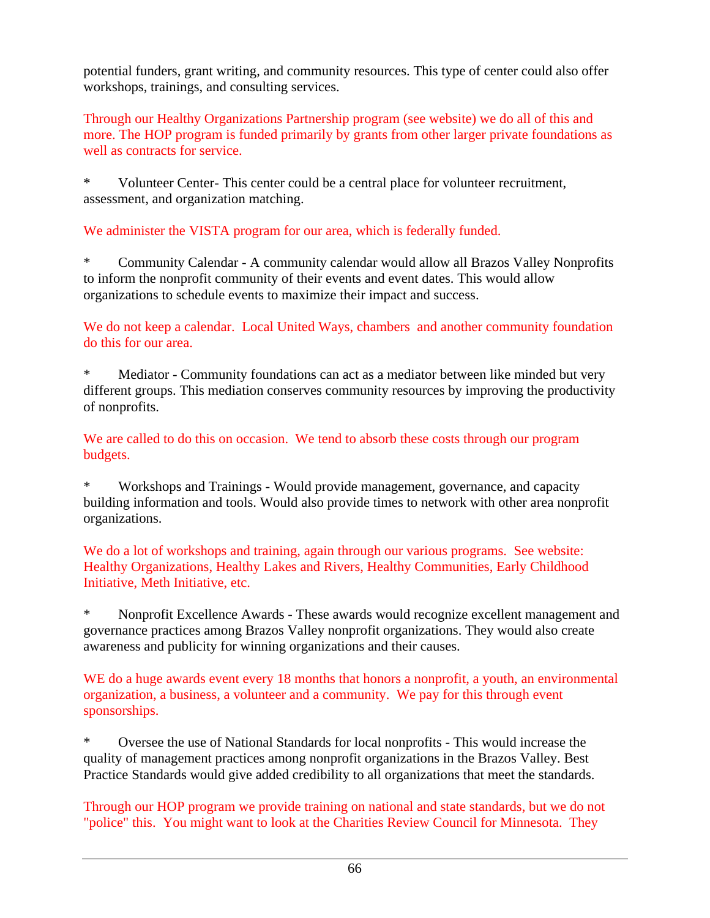potential funders, grant writing, and community resources. This type of center could also offer workshops, trainings, and consulting services.

Through our Healthy Organizations Partnership program (see website) we do all of this and more. The HOP program is funded primarily by grants from other larger private foundations as well as contracts for service.

* Volunteer Center- This center could be a central place for volunteer recruitment, assessment, and organization matching.

We administer the VISTA program for our area, which is federally funded.

* Community Calendar - A community calendar would allow all Brazos Valley Nonprofits to inform the nonprofit community of their events and event dates. This would allow organizations to schedule events to maximize their impact and success.

We do not keep a calendar. Local United Ways, chambers and another community foundation do this for our area.

* Mediator - Community foundations can act as a mediator between like minded but very different groups. This mediation conserves community resources by improving the productivity of nonprofits.

We are called to do this on occasion. We tend to absorb these costs through our program budgets.

* Workshops and Trainings - Would provide management, governance, and capacity building information and tools. Would also provide times to network with other area nonprofit organizations.

We do a lot of workshops and training, again through our various programs. See website: Healthy Organizations, Healthy Lakes and Rivers, Healthy Communities, Early Childhood Initiative, Meth Initiative, etc.

* Nonprofit Excellence Awards - These awards would recognize excellent management and governance practices among Brazos Valley nonprofit organizations. They would also create awareness and publicity for winning organizations and their causes.

WE do a huge awards event every 18 months that honors a nonprofit, a youth, an environmental organization, a business, a volunteer and a community. We pay for this through event sponsorships.

* Oversee the use of National Standards for local nonprofits - This would increase the quality of management practices among nonprofit organizations in the Brazos Valley. Best Practice Standards would give added credibility to all organizations that meet the standards.

Through our HOP program we provide training on national and state standards, but we do not "police" this. You might want to look at the Charities Review Council for Minnesota. They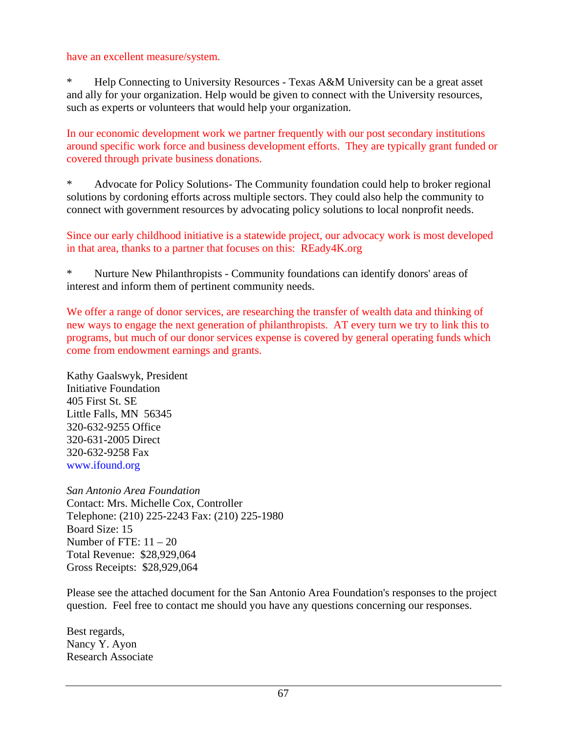have an excellent measure/system.

* Help Connecting to University Resources - Texas A&M University can be a great asset and ally for your organization. Help would be given to connect with the University resources, such as experts or volunteers that would help your organization.

In our economic development work we partner frequently with our post secondary institutions around specific work force and business development efforts. They are typically grant funded or covered through private business donations.

* Advocate for Policy Solutions- The Community foundation could help to broker regional solutions by cordoning efforts across multiple sectors. They could also help the community to connect with government resources by advocating policy solutions to local nonprofit needs.

Since our early childhood initiative is a statewide project, our advocacy work is most developed in that area, thanks to a partner that focuses on this: REady4K.org

* Nurture New Philanthropists - Community foundations can identify donors' areas of interest and inform them of pertinent community needs.

We offer a range of donor services, are researching the transfer of wealth data and thinking of new ways to engage the next generation of philanthropists. AT every turn we try to link this to programs, but much of our donor services expense is covered by general operating funds which come from endowment earnings and grants.

Kathy Gaalswyk, President  
Initiative Foundation  
405 First St. SE  
Little Falls, MN 56345  
320-632-9255 Office  
320-631-2005 Direct  
320-632-9258 Fax  
www.ifound.org

*San Antonio Area Foundation*  
Contact: Mrs. Michelle Cox, Controller  
Telephone: (210) 225-2243 Fax: (210) 225-1980  
Board Size: 15  
Number of FTE: 11 – 20  
Total Revenue: $28,929,064  
Gross Receipts: $28,929,064

Please see the attached document for the San Antonio Area Foundation's responses to the project question. Feel free to contact me should you have any questions concerning our responses.

Best regards,  
Nancy Y. Ayon  
Research Associate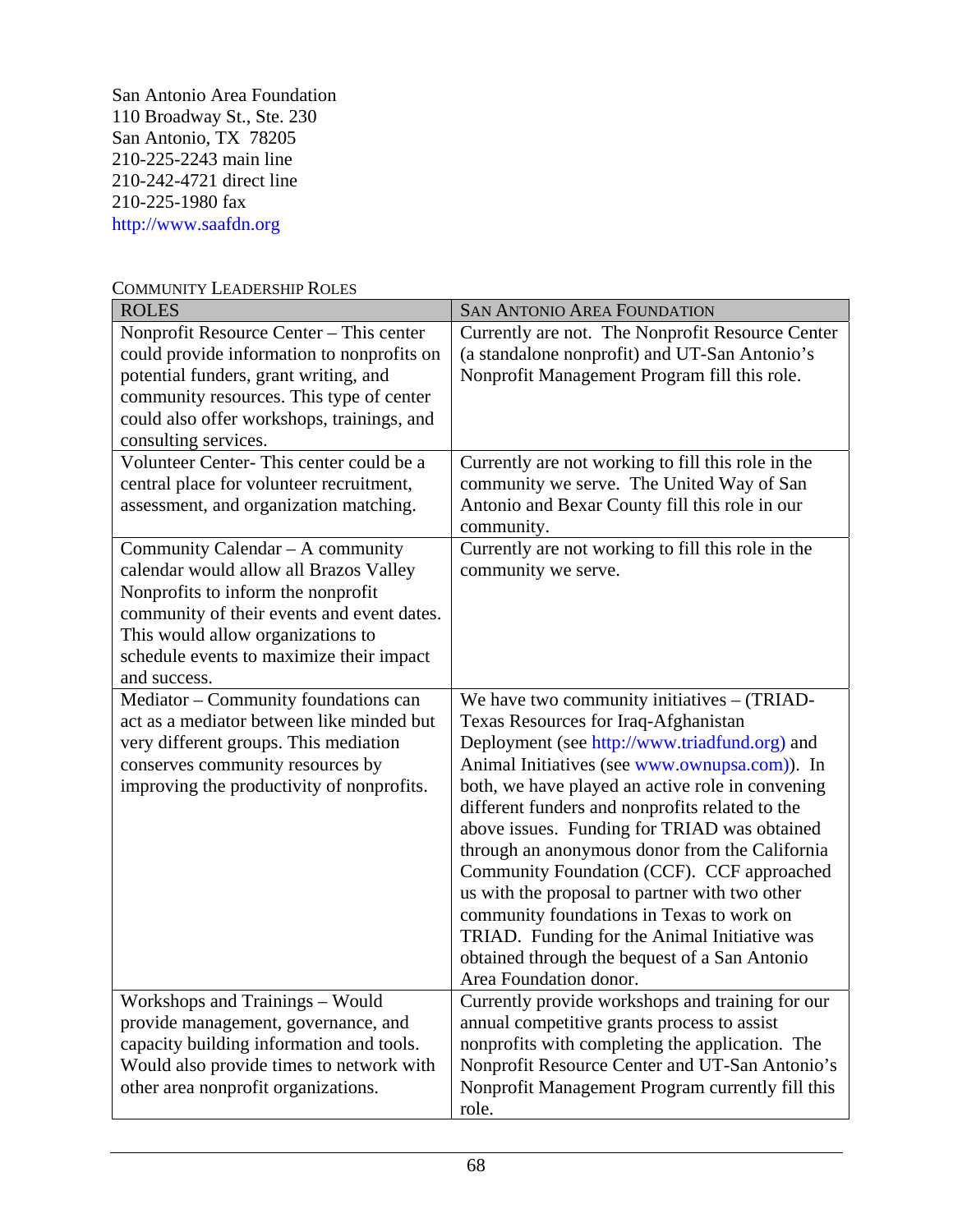San Antonio Area Foundation
110 Broadway St., Ste. 230
San Antonio, TX 78205
210-225-2243 main line
210-242-4721 direct line
210-225-1980 fax
http://www.saafdn.org

COMMUNITY LEADERSHIP ROLES

| ROLES | SAN ANTONIO AREA FOUNDATION |
|---|---|
| Nonprofit Resource Center – This center could provide information to nonprofits on potential funders, grant writing, and community resources. This type of center could also offer workshops, trainings, and consulting services. | Currently are not. The Nonprofit Resource Center (a standalone nonprofit) and UT-San Antonio's Nonprofit Management Program fill this role. |
| Volunteer Center- This center could be a central place for volunteer recruitment, assessment, and organization matching. | Currently are not working to fill this role in the community we serve. The United Way of San Antonio and Bexar County fill this role in our community. |
| Community Calendar – A community calendar would allow all Brazos Valley Nonprofits to inform the nonprofit community of their events and event dates. This would allow organizations to schedule events to maximize their impact and success. | Currently are not working to fill this role in the community we serve. |
| Mediator – Community foundations can act as a mediator between like minded but very different groups. This mediation conserves community resources by improving the productivity of nonprofits. | We have two community initiatives – (TRIAD-Texas Resources for Iraq-Afghanistan Deployment (see http://www.triadfund.org) and Animal Initiatives (see www.ownupsa.com)). In both, we have played an active role in convening different funders and nonprofits related to the above issues. Funding for TRIAD was obtained through an anonymous donor from the California Community Foundation (CCF). CCF approached us with the proposal to partner with two other community foundations in Texas to work on TRIAD. Funding for the Animal Initiative was obtained through the bequest of a San Antonio Area Foundation donor. |
| Workshops and Trainings – Would provide management, governance, and capacity building information and tools. Would also provide times to network with other area nonprofit organizations. | Currently provide workshops and training for our annual competitive grants process to assist nonprofits with completing the application. The Nonprofit Resource Center and UT-San Antonio's Nonprofit Management Program currently fill this role. |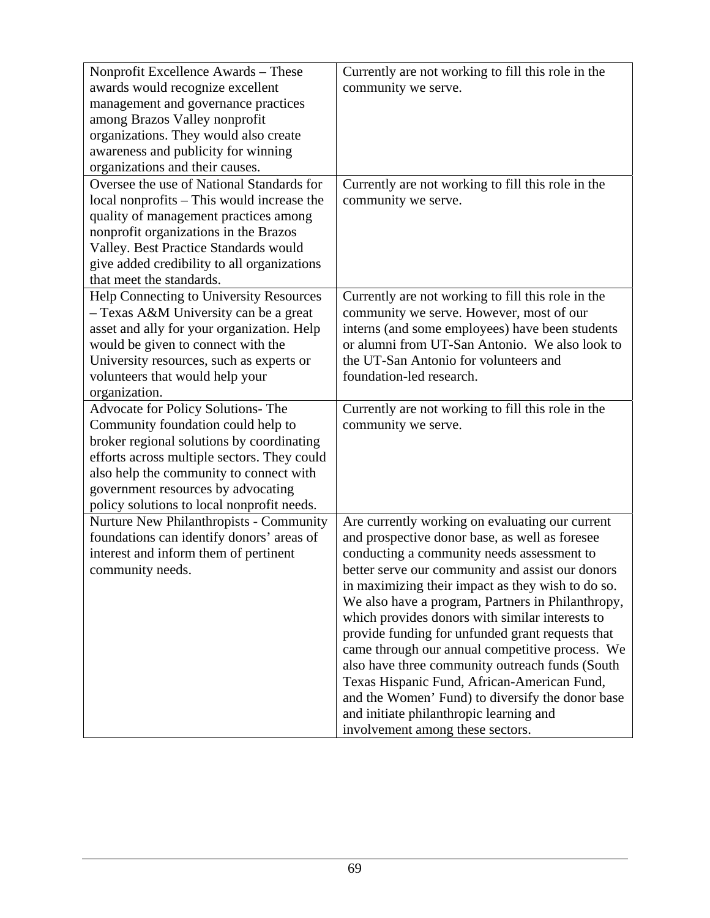| | |
|---|---|
| Nonprofit Excellence Awards – These awards would recognize excellent management and governance practices among Brazos Valley nonprofit organizations. They would also create awareness and publicity for winning organizations and their causes. | Currently are not working to fill this role in the community we serve. |
| Oversee the use of National Standards for local nonprofits – This would increase the quality of management practices among nonprofit organizations in the Brazos Valley. Best Practice Standards would give added credibility to all organizations that meet the standards. | Currently are not working to fill this role in the community we serve. |
| Help Connecting to University Resources – Texas A&M University can be a great asset and ally for your organization. Help would be given to connect with the University resources, such as experts or volunteers that would help your organization. | Currently are not working to fill this role in the community we serve. However, most of our interns (and some employees) have been students or alumni from UT-San Antonio. We also look to the UT-San Antonio for volunteers and foundation-led research. |
| Advocate for Policy Solutions- The Community foundation could help to broker regional solutions by coordinating efforts across multiple sectors. They could also help the community to connect with government resources by advocating policy solutions to local nonprofit needs. | Currently are not working to fill this role in the community we serve. |
| Nurture New Philanthropists - Community foundations can identify donors' areas of interest and inform them of pertinent community needs. | Are currently working on evaluating our current and prospective donor base, as well as foresee conducting a community needs assessment to better serve our community and assist our donors in maximizing their impact as they wish to do so. We also have a program, Partners in Philanthropy, which provides donors with similar interests to provide funding for unfunded grant requests that came through our annual competitive process. We also have three community outreach funds (South Texas Hispanic Fund, African-American Fund, and the Women' Fund) to diversify the donor base and initiate philanthropic learning and involvement among these sectors. |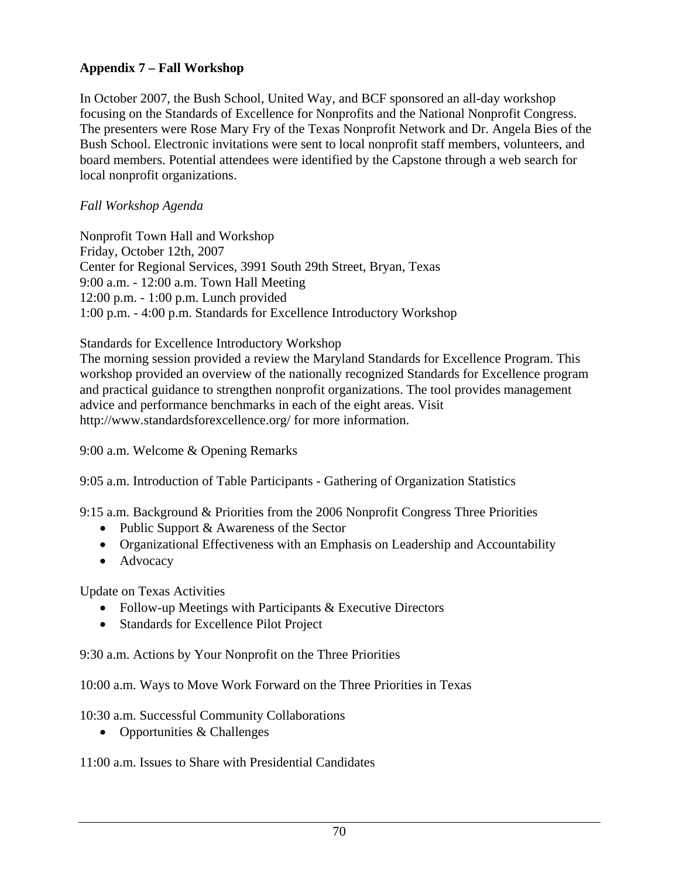**Appendix 7 – Fall Workshop**

In October 2007, the Bush School, United Way, and BCF sponsored an all-day workshop focusing on the Standards of Excellence for Nonprofits and the National Nonprofit Congress. The presenters were Rose Mary Fry of the Texas Nonprofit Network and Dr. Angela Bies of the Bush School. Electronic invitations were sent to local nonprofit staff members, volunteers, and board members. Potential attendees were identified by the Capstone through a web search for local nonprofit organizations.

*Fall Workshop Agenda*

Nonprofit Town Hall and Workshop
Friday, October 12th, 2007
Center for Regional Services, 3991 South 29th Street, Bryan, Texas
9:00 a.m. - 12:00 a.m. Town Hall Meeting
12:00 p.m. - 1:00 p.m. Lunch provided
1:00 p.m. - 4:00 p.m. Standards for Excellence Introductory Workshop

Standards for Excellence Introductory Workshop
The morning session provided a review the Maryland Standards for Excellence Program. This workshop provided an overview of the nationally recognized Standards for Excellence program and practical guidance to strengthen nonprofit organizations. The tool provides management advice and performance benchmarks in each of the eight areas. Visit http://www.standardsforexcellence.org/ for more information.

9:00 a.m. Welcome & Opening Remarks

9:05 a.m. Introduction of Table Participants - Gathering of Organization Statistics

9:15 a.m. Background & Priorities from the 2006 Nonprofit Congress Three Priorities

- Public Support & Awareness of the Sector
- Organizational Effectiveness with an Emphasis on Leadership and Accountability
- Advocacy

Update on Texas Activities

- Follow-up Meetings with Participants & Executive Directors
- Standards for Excellence Pilot Project

9:30 a.m. Actions by Your Nonprofit on the Three Priorities

10:00 a.m. Ways to Move Work Forward on the Three Priorities in Texas

10:30 a.m. Successful Community Collaborations

- Opportunities & Challenges

11:00 a.m. Issues to Share with Presidential Candidates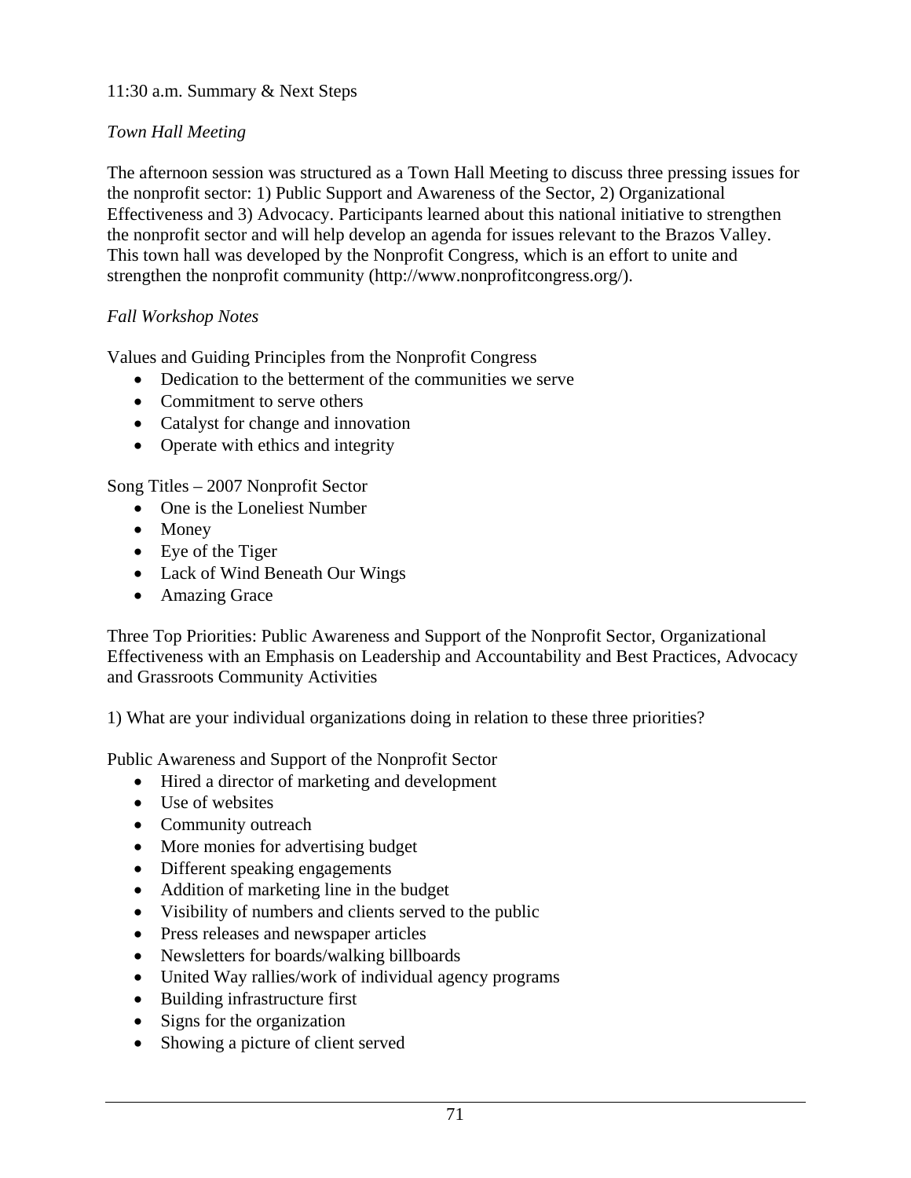11:30 a.m. Summary & Next Steps

*Town Hall Meeting*

The afternoon session was structured as a Town Hall Meeting to discuss three pressing issues for the nonprofit sector: 1) Public Support and Awareness of the Sector, 2) Organizational Effectiveness and 3) Advocacy. Participants learned about this national initiative to strengthen the nonprofit sector and will help develop an agenda for issues relevant to the Brazos Valley. This town hall was developed by the Nonprofit Congress, which is an effort to unite and strengthen the nonprofit community (http://www.nonprofitcongress.org/).

*Fall Workshop Notes*

Values and Guiding Principles from the Nonprofit Congress

- Dedication to the betterment of the communities we serve
- Commitment to serve others
- Catalyst for change and innovation
- Operate with ethics and integrity

Song Titles – 2007 Nonprofit Sector

- One is the Loneliest Number
- Money
- Eye of the Tiger
- Lack of Wind Beneath Our Wings
- Amazing Grace

Three Top Priorities: Public Awareness and Support of the Nonprofit Sector, Organizational Effectiveness with an Emphasis on Leadership and Accountability and Best Practices, Advocacy and Grassroots Community Activities

1) What are your individual organizations doing in relation to these three priorities?

Public Awareness and Support of the Nonprofit Sector

- Hired a director of marketing and development
- Use of websites
- Community outreach
- More monies for advertising budget
- Different speaking engagements
- Addition of marketing line in the budget
- Visibility of numbers and clients served to the public
- Press releases and newspaper articles
- Newsletters for boards/walking billboards
- United Way rallies/work of individual agency programs
- Building infrastructure first
- Signs for the organization
- Showing a picture of client served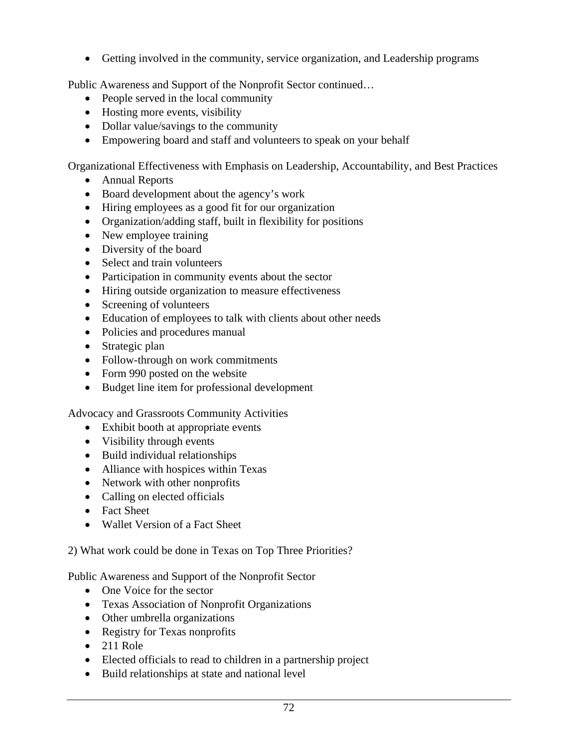- Getting involved in the community, service organization, and Leadership programs

Public Awareness and Support of the Nonprofit Sector continued…

- People served in the local community
- Hosting more events, visibility
- Dollar value/savings to the community
- Empowering board and staff and volunteers to speak on your behalf

Organizational Effectiveness with Emphasis on Leadership, Accountability, and Best Practices

- Annual Reports
- Board development about the agency's work
- Hiring employees as a good fit for our organization
- Organization/adding staff, built in flexibility for positions
- New employee training
- Diversity of the board
- Select and train volunteers
- Participation in community events about the sector
- Hiring outside organization to measure effectiveness
- Screening of volunteers
- Education of employees to talk with clients about other needs
- Policies and procedures manual
- Strategic plan
- Follow-through on work commitments
- Form 990 posted on the website
- Budget line item for professional development

Advocacy and Grassroots Community Activities

- Exhibit booth at appropriate events
- Visibility through events
- Build individual relationships
- Alliance with hospices within Texas
- Network with other nonprofits
- Calling on elected officials
- Fact Sheet
- Wallet Version of a Fact Sheet

2) What work could be done in Texas on Top Three Priorities?

Public Awareness and Support of the Nonprofit Sector

- One Voice for the sector
- Texas Association of Nonprofit Organizations
- Other umbrella organizations
- Registry for Texas nonprofits
- 211 Role
- Elected officials to read to children in a partnership project
- Build relationships at state and national level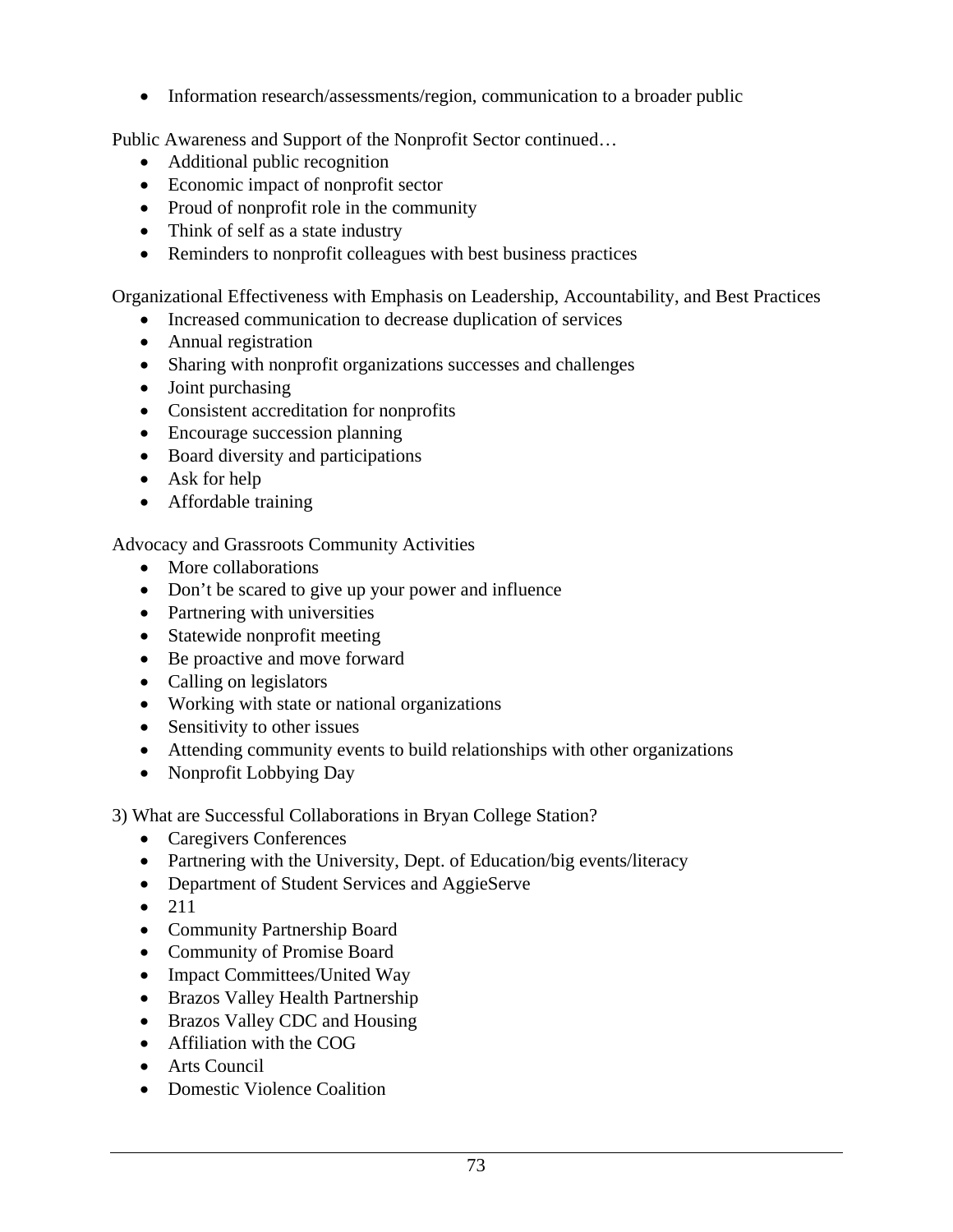- Information research/assessments/region, communication to a broader public

Public Awareness and Support of the Nonprofit Sector continued…

- Additional public recognition
- Economic impact of nonprofit sector
- Proud of nonprofit role in the community
- Think of self as a state industry
- Reminders to nonprofit colleagues with best business practices

Organizational Effectiveness with Emphasis on Leadership, Accountability, and Best Practices

- Increased communication to decrease duplication of services
- Annual registration
- Sharing with nonprofit organizations successes and challenges
- Joint purchasing
- Consistent accreditation for nonprofits
- Encourage succession planning
- Board diversity and participations
- Ask for help
- Affordable training

Advocacy and Grassroots Community Activities

- More collaborations
- Don't be scared to give up your power and influence
- Partnering with universities
- Statewide nonprofit meeting
- Be proactive and move forward
- Calling on legislators
- Working with state or national organizations
- Sensitivity to other issues
- Attending community events to build relationships with other organizations
- Nonprofit Lobbying Day

3) What are Successful Collaborations in Bryan College Station?

- Caregivers Conferences
- Partnering with the University, Dept. of Education/big events/literacy
- Department of Student Services and AggieServe
- 211
- Community Partnership Board
- Community of Promise Board
- Impact Committees/United Way
- Brazos Valley Health Partnership
- Brazos Valley CDC and Housing
- Affiliation with the COG
- Arts Council
- Domestic Violence Coalition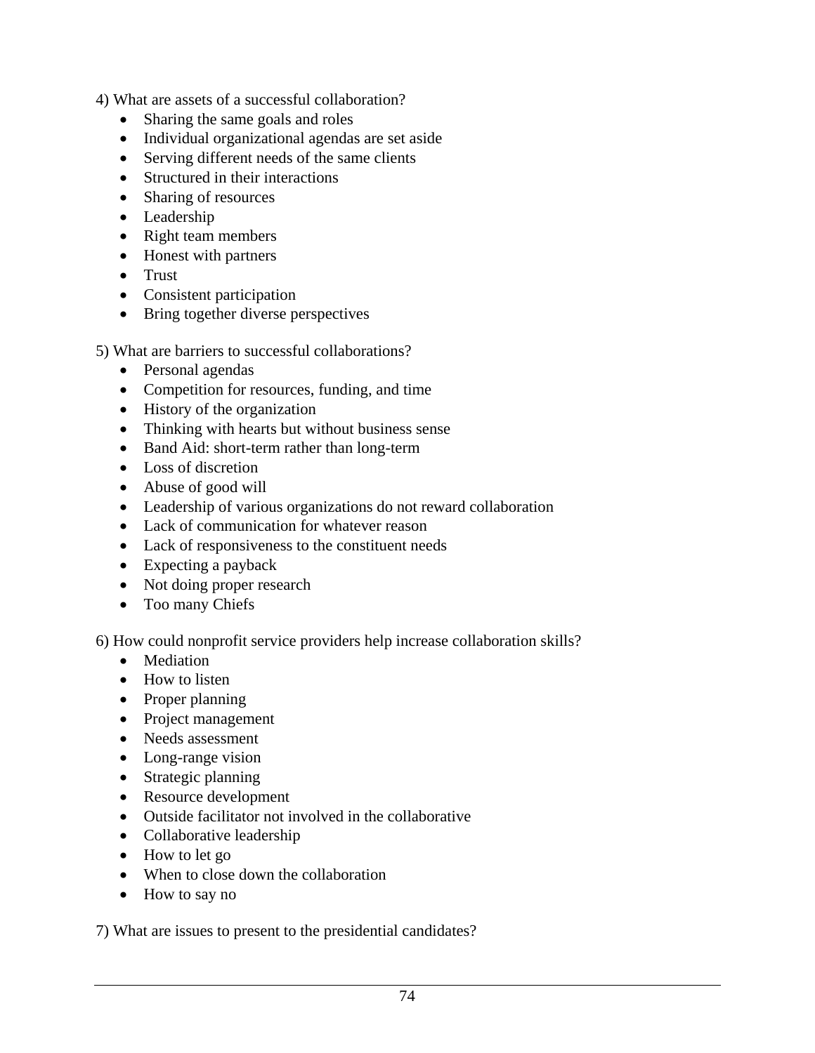4) What are assets of a successful collaboration?

- Sharing the same goals and roles
- Individual organizational agendas are set aside
- Serving different needs of the same clients
- Structured in their interactions
- Sharing of resources
- Leadership
- Right team members
- Honest with partners
- Trust
- Consistent participation
- Bring together diverse perspectives

5) What are barriers to successful collaborations?

- Personal agendas
- Competition for resources, funding, and time
- History of the organization
- Thinking with hearts but without business sense
- Band Aid: short-term rather than long-term
- Loss of discretion
- Abuse of good will
- Leadership of various organizations do not reward collaboration
- Lack of communication for whatever reason
- Lack of responsiveness to the constituent needs
- Expecting a payback
- Not doing proper research
- Too many Chiefs

6) How could nonprofit service providers help increase collaboration skills?

- Mediation
- How to listen
- Proper planning
- Project management
- Needs assessment
- Long-range vision
- Strategic planning
- Resource development
- Outside facilitator not involved in the collaborative
- Collaborative leadership
- How to let go
- When to close down the collaboration
- How to say no

7) What are issues to present to the presidential candidates?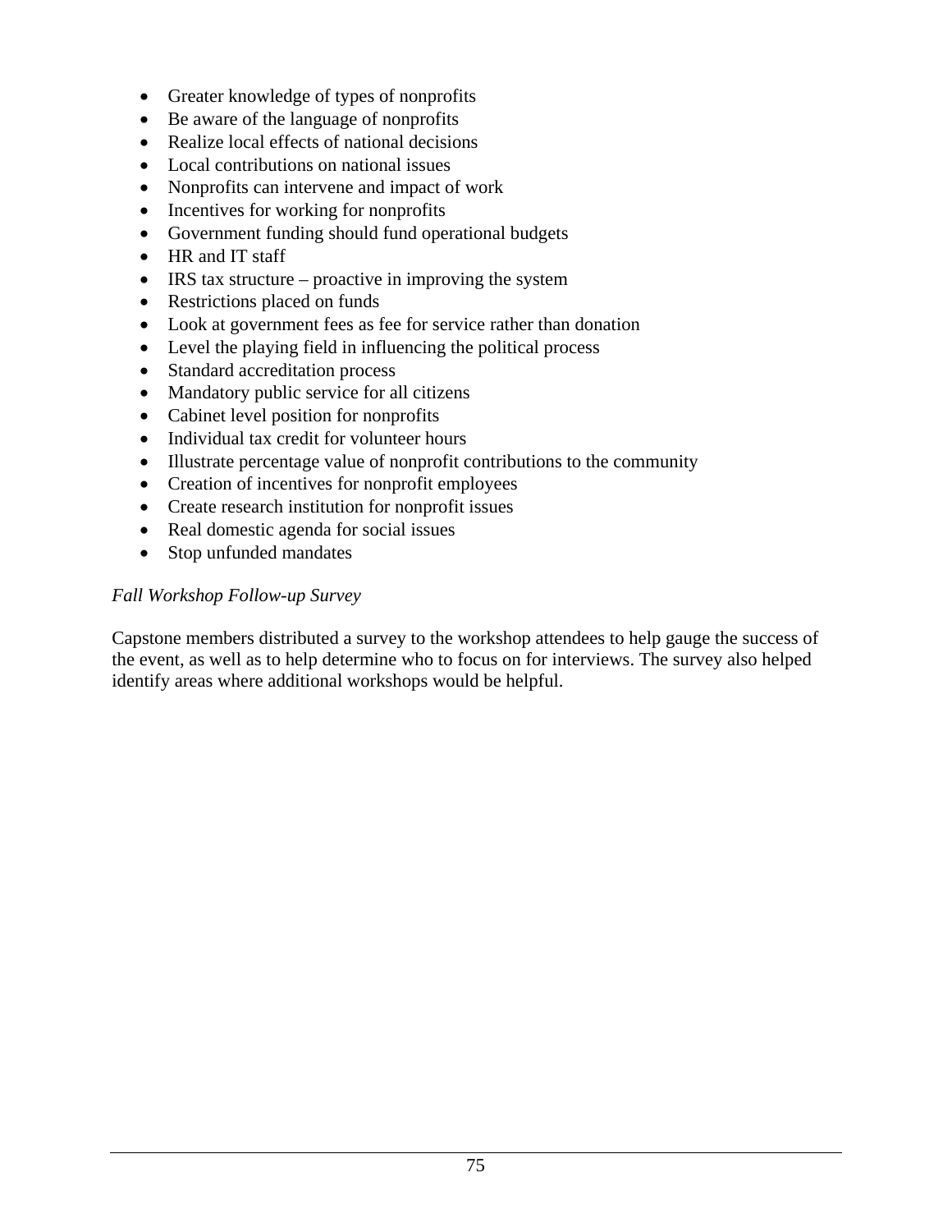- Greater knowledge of types of nonprofits
- Be aware of the language of nonprofits
- Realize local effects of national decisions
- Local contributions on national issues
- Nonprofits can intervene and impact of work
- Incentives for working for nonprofits
- Government funding should fund operational budgets
- HR and IT staff
- IRS tax structure – proactive in improving the system
- Restrictions placed on funds
- Look at government fees as fee for service rather than donation
- Level the playing field in influencing the political process
- Standard accreditation process
- Mandatory public service for all citizens
- Cabinet level position for nonprofits
- Individual tax credit for volunteer hours
- Illustrate percentage value of nonprofit contributions to the community
- Creation of incentives for nonprofit employees
- Create research institution for nonprofit issues
- Real domestic agenda for social issues
- Stop unfunded mandates

*Fall Workshop Follow-up Survey*

Capstone members distributed a survey to the workshop attendees to help gauge the success of the event, as well as to help determine who to focus on for interviews. The survey also helped identify areas where additional workshops would be helpful.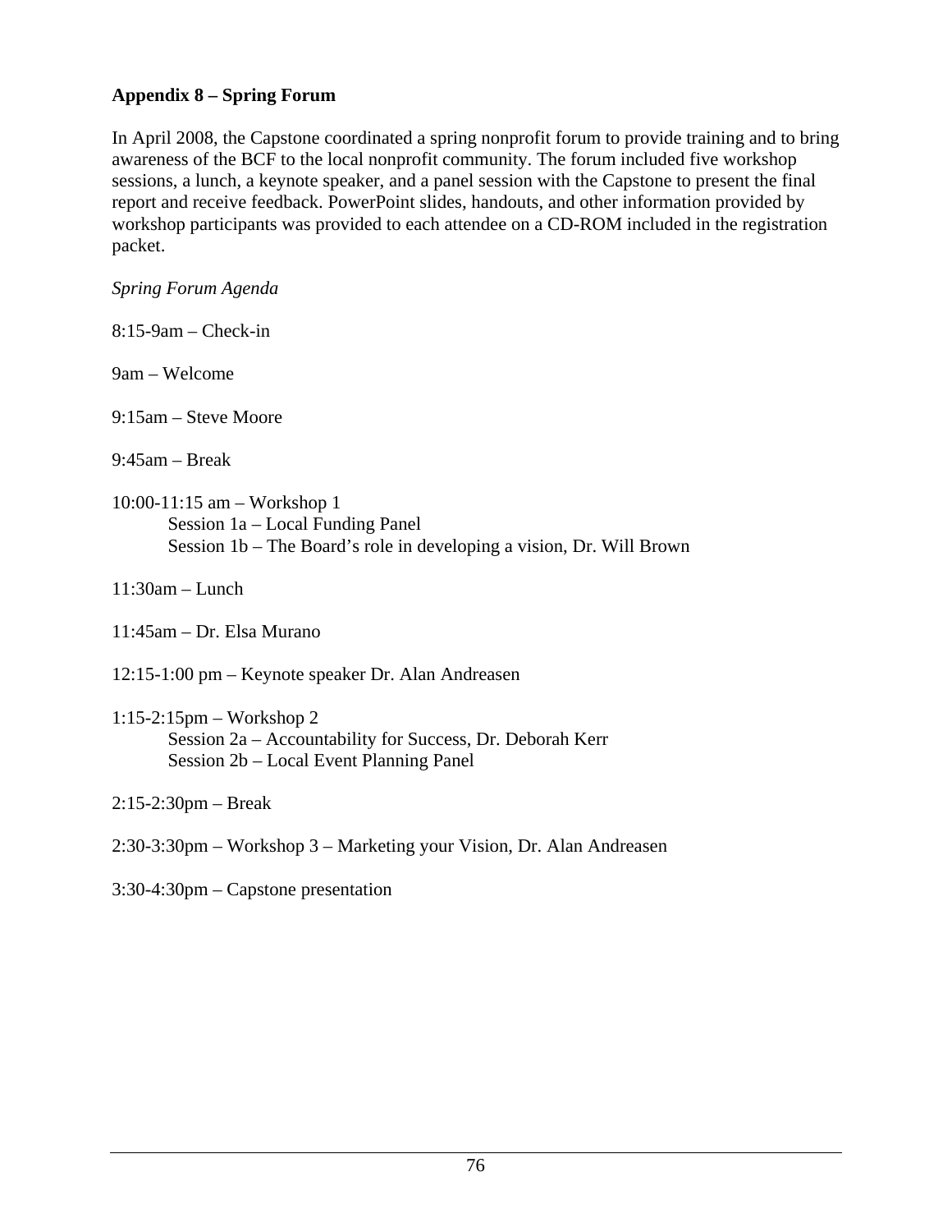**Appendix 8 – Spring Forum**

In April 2008, the Capstone coordinated a spring nonprofit forum to provide training and to bring awareness of the BCF to the local nonprofit community. The forum included five workshop sessions, a lunch, a keynote speaker, and a panel session with the Capstone to present the final report and receive feedback. PowerPoint slides, handouts, and other information provided by workshop participants was provided to each attendee on a CD-ROM included in the registration packet.

*Spring Forum Agenda*

8:15-9am – Check-in

9am – Welcome

9:15am – Steve Moore

9:45am – Break

10:00-11:15 am – Workshop 1
- Session 1a – Local Funding Panel
- Session 1b – The Board's role in developing a vision, Dr. Will Brown

11:30am – Lunch

11:45am – Dr. Elsa Murano

12:15-1:00 pm – Keynote speaker Dr. Alan Andreasen

1:15-2:15pm – Workshop 2
- Session 2a – Accountability for Success, Dr. Deborah Kerr
- Session 2b – Local Event Planning Panel

2:15-2:30pm – Break

2:30-3:30pm – Workshop 3 – Marketing your Vision, Dr. Alan Andreasen

3:30-4:30pm – Capstone presentation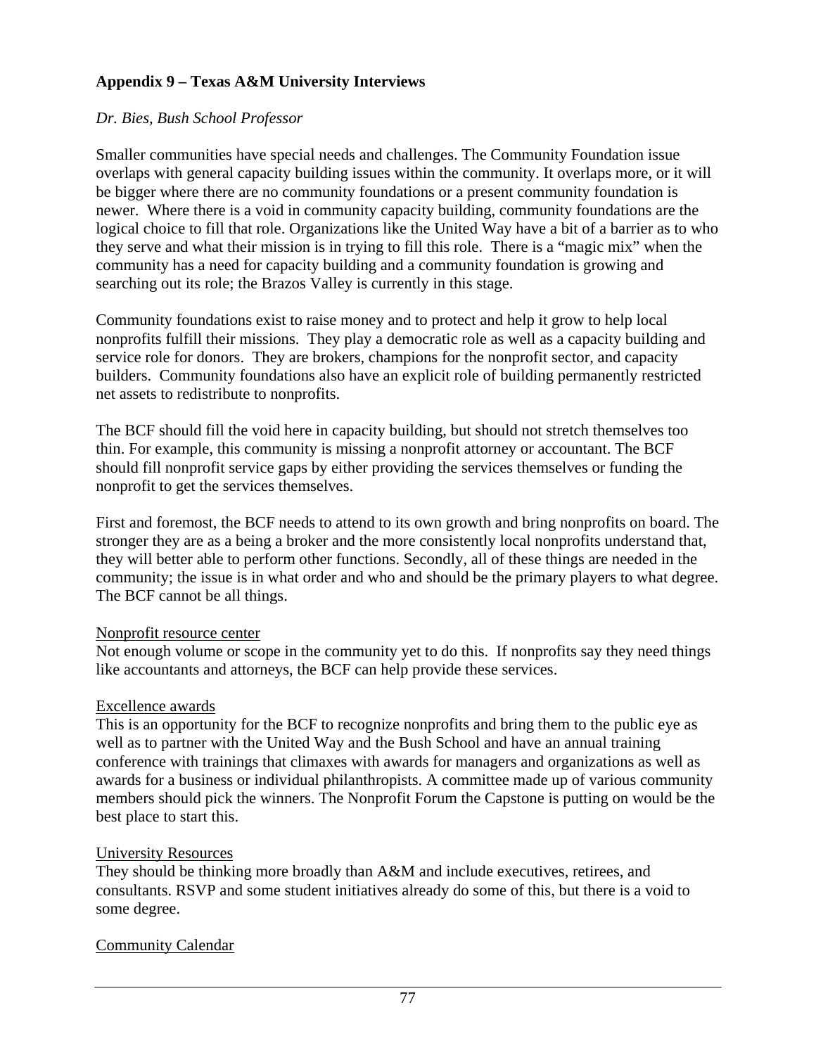## Appendix 9 – Texas A&M University Interviews

*Dr. Bies, Bush School Professor*

Smaller communities have special needs and challenges. The Community Foundation issue overlaps with general capacity building issues within the community. It overlaps more, or it will be bigger where there are no community foundations or a present community foundation is newer. Where there is a void in community capacity building, community foundations are the logical choice to fill that role. Organizations like the United Way have a bit of a barrier as to who they serve and what their mission is in trying to fill this role. There is a "magic mix" when the community has a need for capacity building and a community foundation is growing and searching out its role; the Brazos Valley is currently in this stage.

Community foundations exist to raise money and to protect and help it grow to help local nonprofits fulfill their missions. They play a democratic role as well as a capacity building and service role for donors. They are brokers, champions for the nonprofit sector, and capacity builders. Community foundations also have an explicit role of building permanently restricted net assets to redistribute to nonprofits.

The BCF should fill the void here in capacity building, but should not stretch themselves too thin. For example, this community is missing a nonprofit attorney or accountant. The BCF should fill nonprofit service gaps by either providing the services themselves or funding the nonprofit to get the services themselves.

First and foremost, the BCF needs to attend to its own growth and bring nonprofits on board. The stronger they are as a being a broker and the more consistently local nonprofits understand that, they will better able to perform other functions. Secondly, all of these things are needed in the community; the issue is in what order and who and should be the primary players to what degree. The BCF cannot be all things.

<u>Nonprofit resource center</u>
Not enough volume or scope in the community yet to do this. If nonprofits say they need things like accountants and attorneys, the BCF can help provide these services.

<u>Excellence awards</u>
This is an opportunity for the BCF to recognize nonprofits and bring them to the public eye as well as to partner with the United Way and the Bush School and have an annual training conference with trainings that climaxes with awards for managers and organizations as well as awards for a business or individual philanthropists. A committee made up of various community members should pick the winners. The Nonprofit Forum the Capstone is putting on would be the best place to start this.

<u>University Resources</u>
They should be thinking more broadly than A&M and include executives, retirees, and consultants. RSVP and some student initiatives already do some of this, but there is a void to some degree.

<u>Community Calendar</u>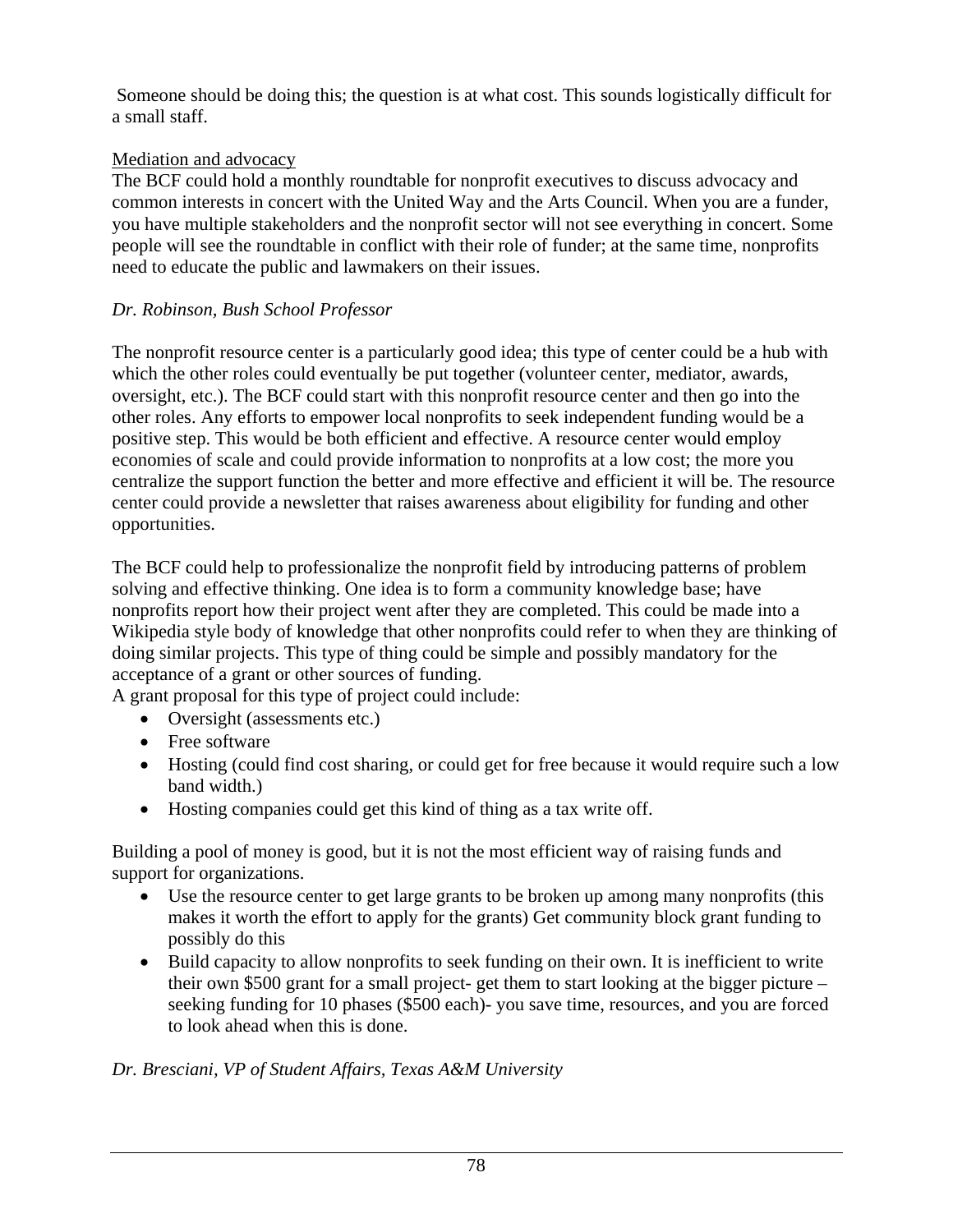Someone should be doing this; the question is at what cost. This sounds logistically difficult for a small staff.

Mediation and advocacy

The BCF could hold a monthly roundtable for nonprofit executives to discuss advocacy and common interests in concert with the United Way and the Arts Council. When you are a funder, you have multiple stakeholders and the nonprofit sector will not see everything in concert. Some people will see the roundtable in conflict with their role of funder; at the same time, nonprofits need to educate the public and lawmakers on their issues.

*Dr. Robinson, Bush School Professor*

The nonprofit resource center is a particularly good idea; this type of center could be a hub with which the other roles could eventually be put together (volunteer center, mediator, awards, oversight, etc.). The BCF could start with this nonprofit resource center and then go into the other roles. Any efforts to empower local nonprofits to seek independent funding would be a positive step. This would be both efficient and effective. A resource center would employ economies of scale and could provide information to nonprofits at a low cost; the more you centralize the support function the better and more effective and efficient it will be. The resource center could provide a newsletter that raises awareness about eligibility for funding and other opportunities.

The BCF could help to professionalize the nonprofit field by introducing patterns of problem solving and effective thinking. One idea is to form a community knowledge base; have nonprofits report how their project went after they are completed. This could be made into a Wikipedia style body of knowledge that other nonprofits could refer to when they are thinking of doing similar projects. This type of thing could be simple and possibly mandatory for the acceptance of a grant or other sources of funding.
A grant proposal for this type of project could include:

- Oversight (assessments etc.)
- Free software
- Hosting (could find cost sharing, or could get for free because it would require such a low band width.)
- Hosting companies could get this kind of thing as a tax write off.

Building a pool of money is good, but it is not the most efficient way of raising funds and support for organizations.

- Use the resource center to get large grants to be broken up among many nonprofits (this makes it worth the effort to apply for the grants) Get community block grant funding to possibly do this
- Build capacity to allow nonprofits to seek funding on their own. It is inefficient to write their own $500 grant for a small project- get them to start looking at the bigger picture – seeking funding for 10 phases ($500 each)- you save time, resources, and you are forced to look ahead when this is done.

*Dr. Bresciani, VP of Student Affairs, Texas A&M University*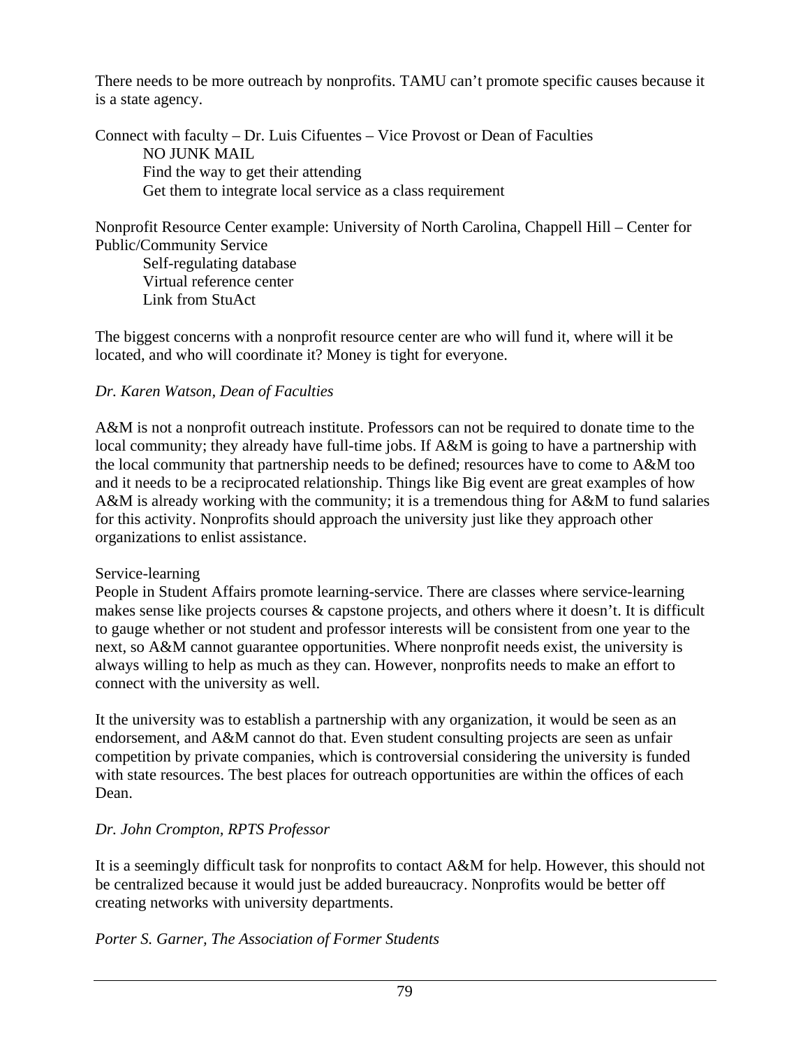There needs to be more outreach by nonprofits. TAMU can't promote specific causes because it is a state agency.

Connect with faculty – Dr. Luis Cifuentes – Vice Provost or Dean of Faculties

- NO JUNK MAIL
- Find the way to get their attending
- Get them to integrate local service as a class requirement

Nonprofit Resource Center example: University of North Carolina, Chappell Hill – Center for Public/Community Service

- Self-regulating database
- Virtual reference center
- Link from StuAct

The biggest concerns with a nonprofit resource center are who will fund it, where will it be located, and who will coordinate it? Money is tight for everyone.

*Dr. Karen Watson, Dean of Faculties*

A&M is not a nonprofit outreach institute. Professors can not be required to donate time to the local community; they already have full-time jobs. If A&M is going to have a partnership with the local community that partnership needs to be defined; resources have to come to A&M too and it needs to be a reciprocated relationship. Things like Big event are great examples of how A&M is already working with the community; it is a tremendous thing for A&M to fund salaries for this activity. Nonprofits should approach the university just like they approach other organizations to enlist assistance.

Service-learning

People in Student Affairs promote learning-service. There are classes where service-learning makes sense like projects courses & capstone projects, and others where it doesn't. It is difficult to gauge whether or not student and professor interests will be consistent from one year to the next, so A&M cannot guarantee opportunities. Where nonprofit needs exist, the university is always willing to help as much as they can. However, nonprofits needs to make an effort to connect with the university as well.

It the university was to establish a partnership with any organization, it would be seen as an endorsement, and A&M cannot do that. Even student consulting projects are seen as unfair competition by private companies, which is controversial considering the university is funded with state resources. The best places for outreach opportunities are within the offices of each Dean.

*Dr. John Crompton, RPTS Professor*

It is a seemingly difficult task for nonprofits to contact A&M for help. However, this should not be centralized because it would just be added bureaucracy. Nonprofits would be better off creating networks with university departments.

*Porter S. Garner, The Association of Former Students*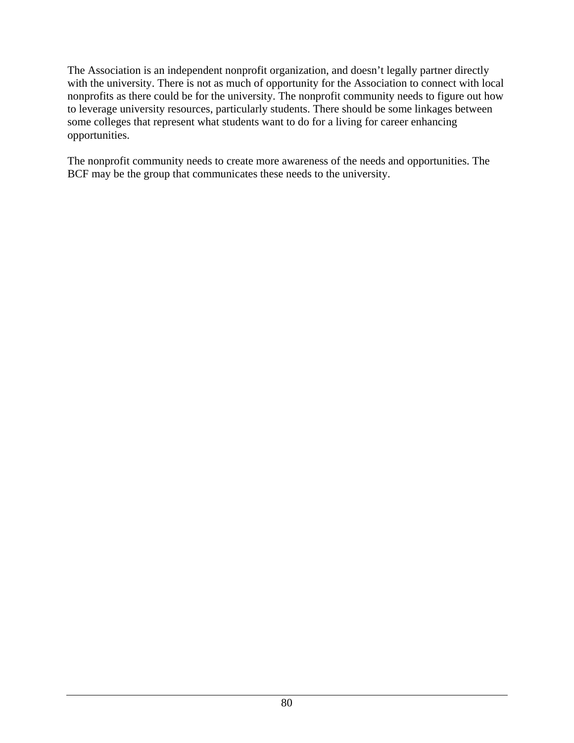The Association is an independent nonprofit organization, and doesn't legally partner directly with the university. There is not as much of opportunity for the Association to connect with local nonprofits as there could be for the university. The nonprofit community needs to figure out how to leverage university resources, particularly students. There should be some linkages between some colleges that represent what students want to do for a living for career enhancing opportunities.

The nonprofit community needs to create more awareness of the needs and opportunities. The BCF may be the group that communicates these needs to the university.